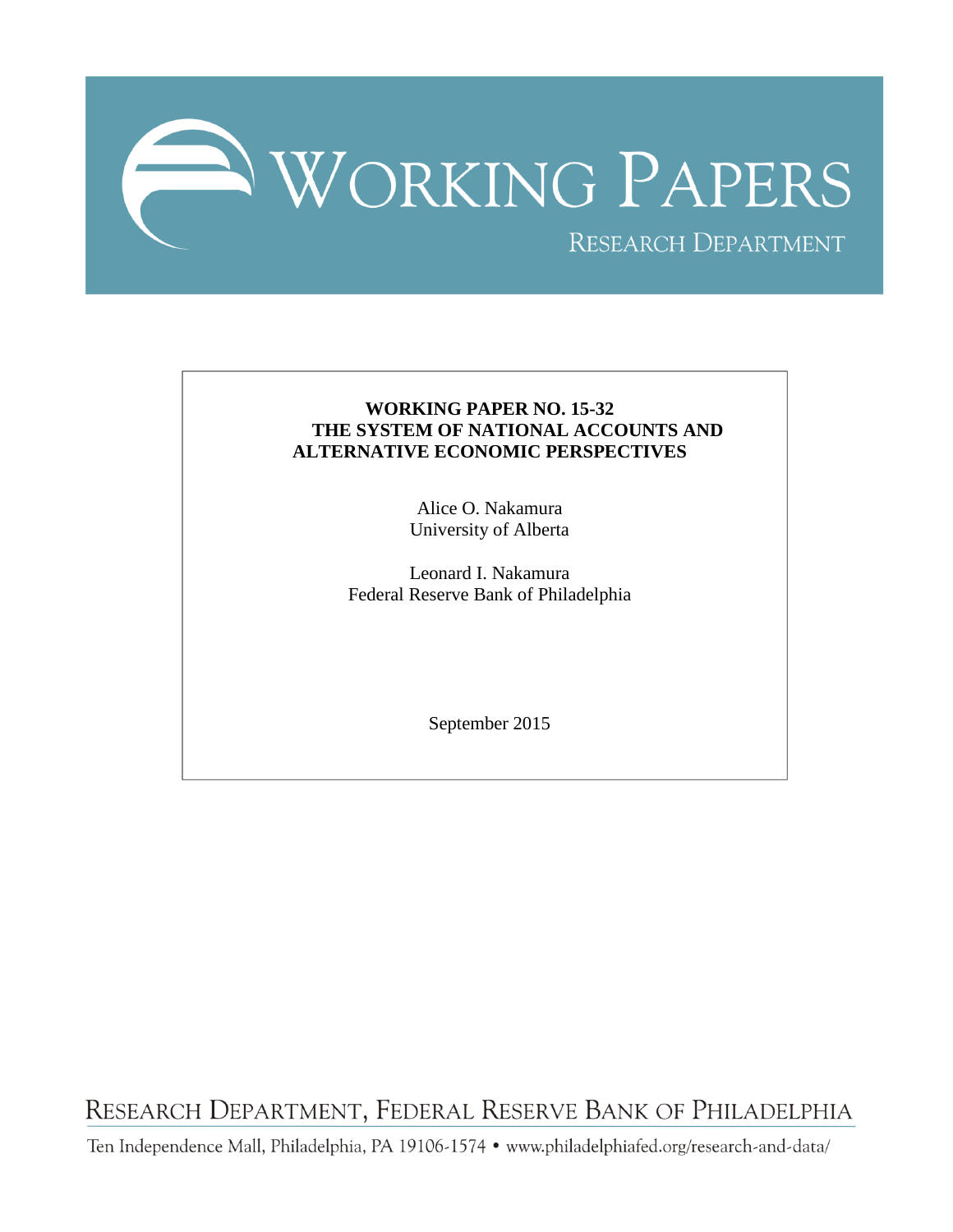# WORKING PAPERS

RESEARCH DEPARTMENT

**WORKING PAPER NO. 15-32**
**THE SYSTEM OF NATIONAL ACCOUNTS AND ALTERNATIVE ECONOMIC PERSPECTIVES**

Alice O. Nakamura
University of Alberta

Leonard I. Nakamura
Federal Reserve Bank of Philadelphia

September 2015

RESEARCH DEPARTMENT, FEDERAL RESERVE BANK OF PHILADELPHIA

Ten Independence Mall, Philadelphia, PA 19106-1574 • www.philadelphiafed.org/research-and-data/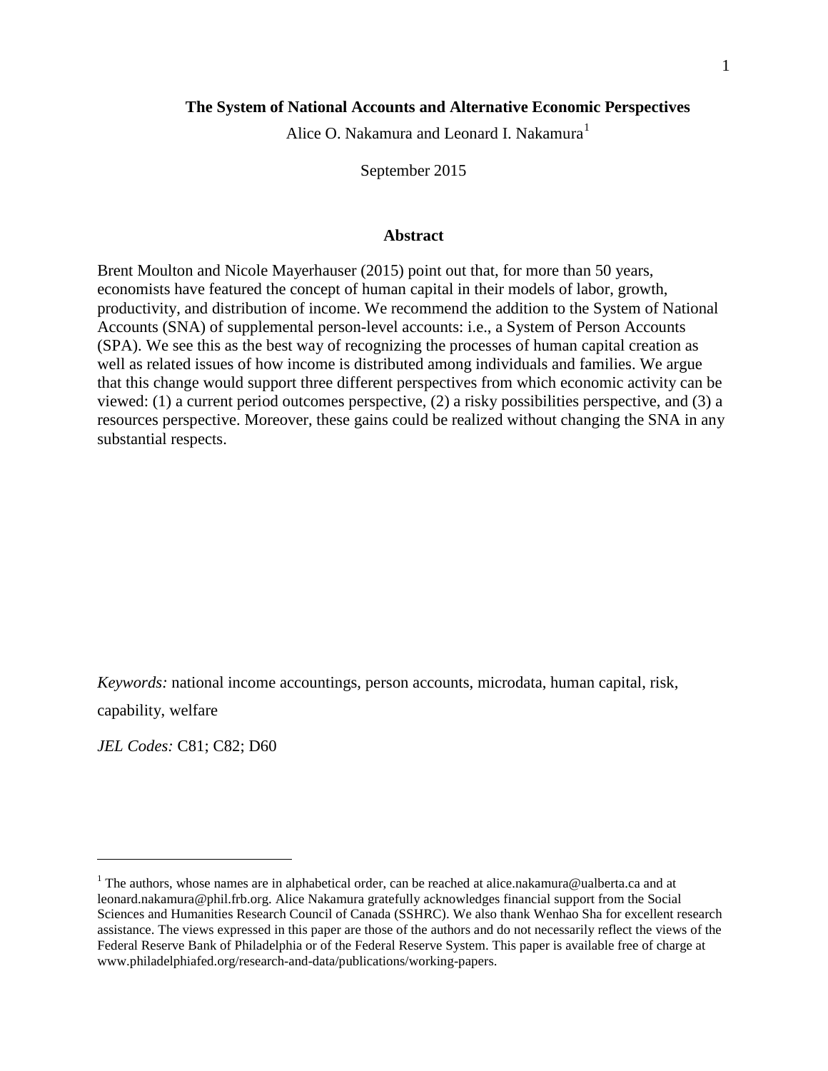# The System of National Accounts and Alternative Economic Perspectives

Alice O. Nakamura and Leonard I. Nakamura[1]

September 2015

## Abstract

Brent Moulton and Nicole Mayerhauser (2015) point out that, for more than 50 years, economists have featured the concept of human capital in their models of labor, growth, productivity, and distribution of income. We recommend the addition to the System of National Accounts (SNA) of supplemental person-level accounts: i.e., a System of Person Accounts (SPA). We see this as the best way of recognizing the processes of human capital creation as well as related issues of how income is distributed among individuals and families. We argue that this change would support three different perspectives from which economic activity can be viewed: (1) a current period outcomes perspective, (2) a risky possibilities perspective, and (3) a resources perspective. Moreover, these gains could be realized without changing the SNA in any substantial respects.

*Keywords:* national income accountings, person accounts, microdata, human capital, risk, capability, welfare

*JEL Codes:* C81; C82; D60

[1] The authors, whose names are in alphabetical order, can be reached at alice.nakamura@ualberta.ca and at leonard.nakamura@phil.frb.org. Alice Nakamura gratefully acknowledges financial support from the Social Sciences and Humanities Research Council of Canada (SSHRC). We also thank Wenhao Sha for excellent research assistance. The views expressed in this paper are those of the authors and do not necessarily reflect the views of the Federal Reserve Bank of Philadelphia or of the Federal Reserve System. This paper is available free of charge at www.philadelphiafed.org/research-and-data/publications/working-papers.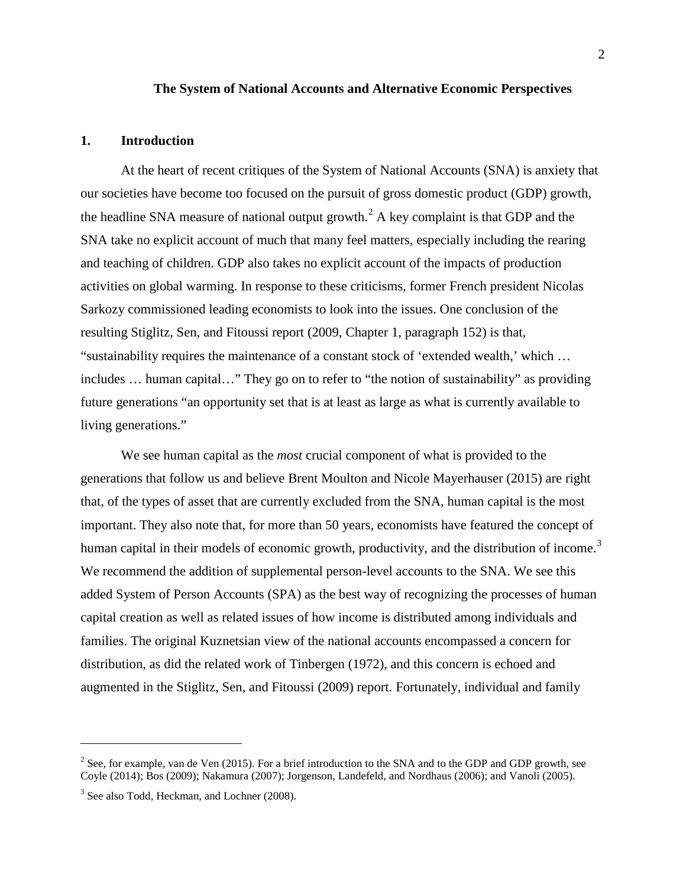**The System of National Accounts and Alternative Economic Perspectives**

## 1. Introduction

At the heart of recent critiques of the System of National Accounts (SNA) is anxiety that our societies have become too focused on the pursuit of gross domestic product (GDP) growth, the headline SNA measure of national output growth.[2] A key complaint is that GDP and the SNA take no explicit account of much that many feel matters, especially including the rearing and teaching of children. GDP also takes no explicit account of the impacts of production activities on global warming. In response to these criticisms, former French president Nicolas Sarkozy commissioned leading economists to look into the issues. One conclusion of the resulting Stiglitz, Sen, and Fitoussi report (2009, Chapter 1, paragraph 152) is that, "sustainability requires the maintenance of a constant stock of 'extended wealth,' which … includes … human capital…" They go on to refer to "the notion of sustainability" as providing future generations "an opportunity set that is at least as large as what is currently available to living generations."

We see human capital as the *most* crucial component of what is provided to the generations that follow us and believe Brent Moulton and Nicole Mayerhauser (2015) are right that, of the types of asset that are currently excluded from the SNA, human capital is the most important. They also note that, for more than 50 years, economists have featured the concept of human capital in their models of economic growth, productivity, and the distribution of income.[3] We recommend the addition of supplemental person-level accounts to the SNA. We see this added System of Person Accounts (SPA) as the best way of recognizing the processes of human capital creation as well as related issues of how income is distributed among individuals and families. The original Kuznetsian view of the national accounts encompassed a concern for distribution, as did the related work of Tinbergen (1972), and this concern is echoed and augmented in the Stiglitz, Sen, and Fitoussi (2009) report. Fortunately, individual and family

---

[2] See, for example, van de Ven (2015). For a brief introduction to the SNA and to the GDP and GDP growth, see Coyle (2014); Bos (2009); Nakamura (2007); Jorgenson, Landefeld, and Nordhaus (2006); and Vanoli (2005).

[3] See also Todd, Heckman, and Lochner (2008).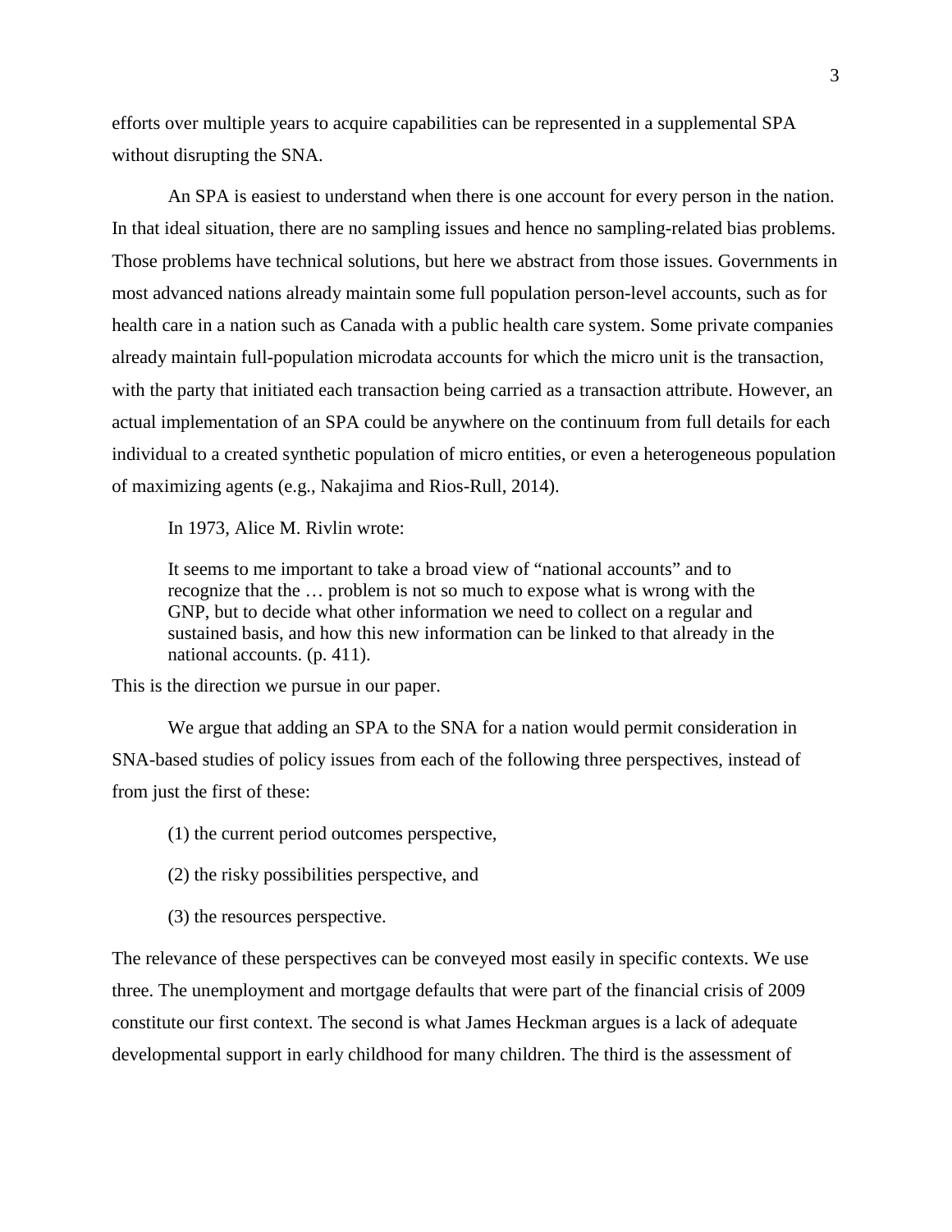efforts over multiple years to acquire capabilities can be represented in a supplemental SPA without disrupting the SNA.

An SPA is easiest to understand when there is one account for every person in the nation. In that ideal situation, there are no sampling issues and hence no sampling-related bias problems. Those problems have technical solutions, but here we abstract from those issues. Governments in most advanced nations already maintain some full population person-level accounts, such as for health care in a nation such as Canada with a public health care system. Some private companies already maintain full-population microdata accounts for which the micro unit is the transaction, with the party that initiated each transaction being carried as a transaction attribute. However, an actual implementation of an SPA could be anywhere on the continuum from full details for each individual to a created synthetic population of micro entities, or even a heterogeneous population of maximizing agents (e.g., Nakajima and Rios-Rull, 2014).

In 1973, Alice M. Rivlin wrote:

> It seems to me important to take a broad view of "national accounts" and to recognize that the … problem is not so much to expose what is wrong with the GNP, but to decide what other information we need to collect on a regular and sustained basis, and how this new information can be linked to that already in the national accounts. (p. 411).

This is the direction we pursue in our paper.

We argue that adding an SPA to the SNA for a nation would permit consideration in SNA-based studies of policy issues from each of the following three perspectives, instead of from just the first of these:

(1) the current period outcomes perspective,

(2) the risky possibilities perspective, and

(3) the resources perspective.

The relevance of these perspectives can be conveyed most easily in specific contexts. We use three. The unemployment and mortgage defaults that were part of the financial crisis of 2009 constitute our first context. The second is what James Heckman argues is a lack of adequate developmental support in early childhood for many children. The third is the assessment of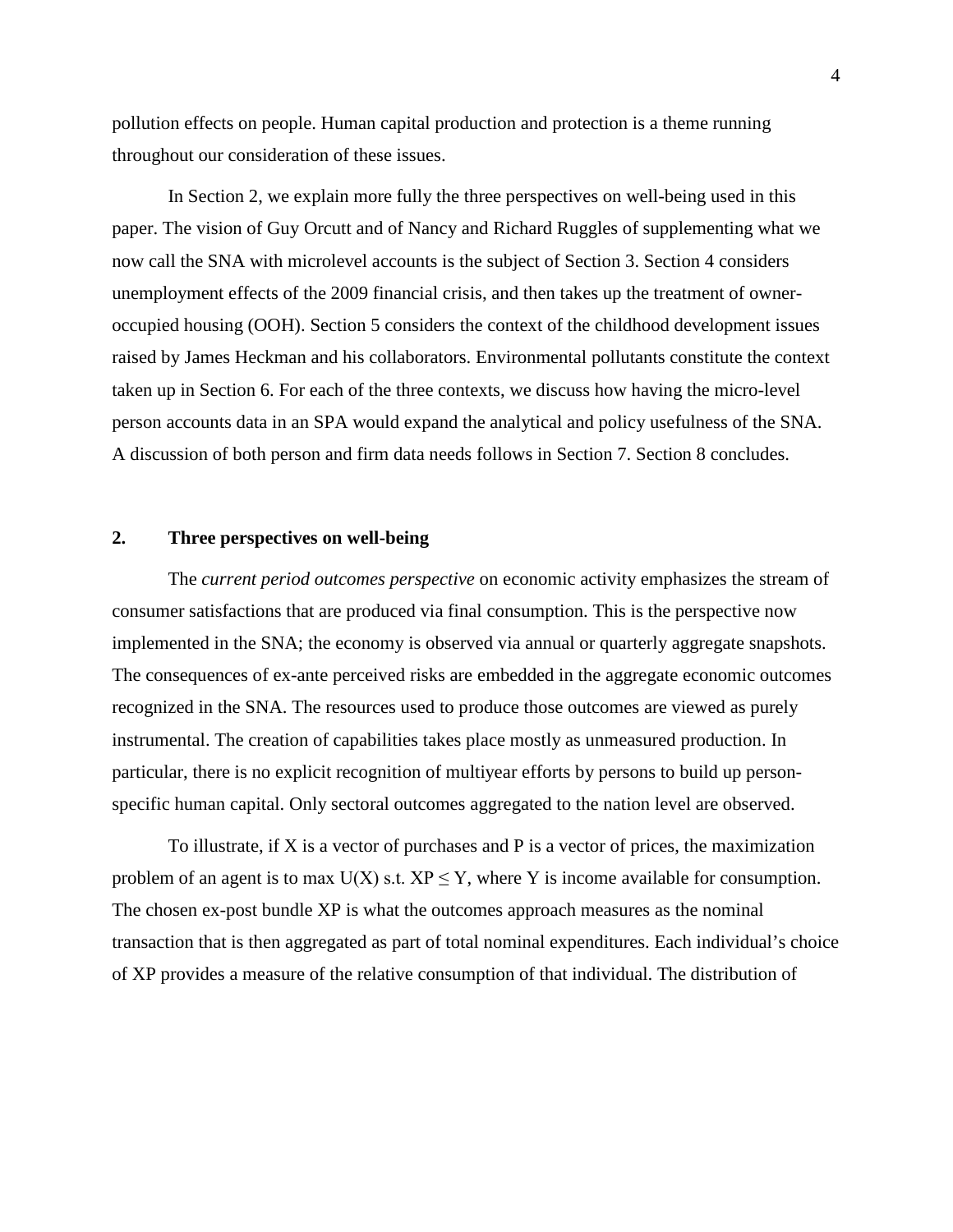pollution effects on people. Human capital production and protection is a theme running throughout our consideration of these issues.

In Section 2, we explain more fully the three perspectives on well-being used in this paper. The vision of Guy Orcutt and of Nancy and Richard Ruggles of supplementing what we now call the SNA with microlevel accounts is the subject of Section 3. Section 4 considers unemployment effects of the 2009 financial crisis, and then takes up the treatment of owner-occupied housing (OOH). Section 5 considers the context of the childhood development issues raised by James Heckman and his collaborators. Environmental pollutants constitute the context taken up in Section 6. For each of the three contexts, we discuss how having the micro-level person accounts data in an SPA would expand the analytical and policy usefulness of the SNA. A discussion of both person and firm data needs follows in Section 7. Section 8 concludes.

## 2. Three perspectives on well-being

The *current period outcomes perspective* on economic activity emphasizes the stream of consumer satisfactions that are produced via final consumption. This is the perspective now implemented in the SNA; the economy is observed via annual or quarterly aggregate snapshots. The consequences of ex-ante perceived risks are embedded in the aggregate economic outcomes recognized in the SNA. The resources used to produce those outcomes are viewed as purely instrumental. The creation of capabilities takes place mostly as unmeasured production. In particular, there is no explicit recognition of multiyear efforts by persons to build up person-specific human capital. Only sectoral outcomes aggregated to the nation level are observed.

To illustrate, if X is a vector of purchases and P is a vector of prices, the maximization problem of an agent is to max $U(X)$ s.t. $XP \leq Y$, where Y is income available for consumption. The chosen ex-post bundle XP is what the outcomes approach measures as the nominal transaction that is then aggregated as part of total nominal expenditures. Each individual's choice of XP provides a measure of the relative consumption of that individual. The distribution of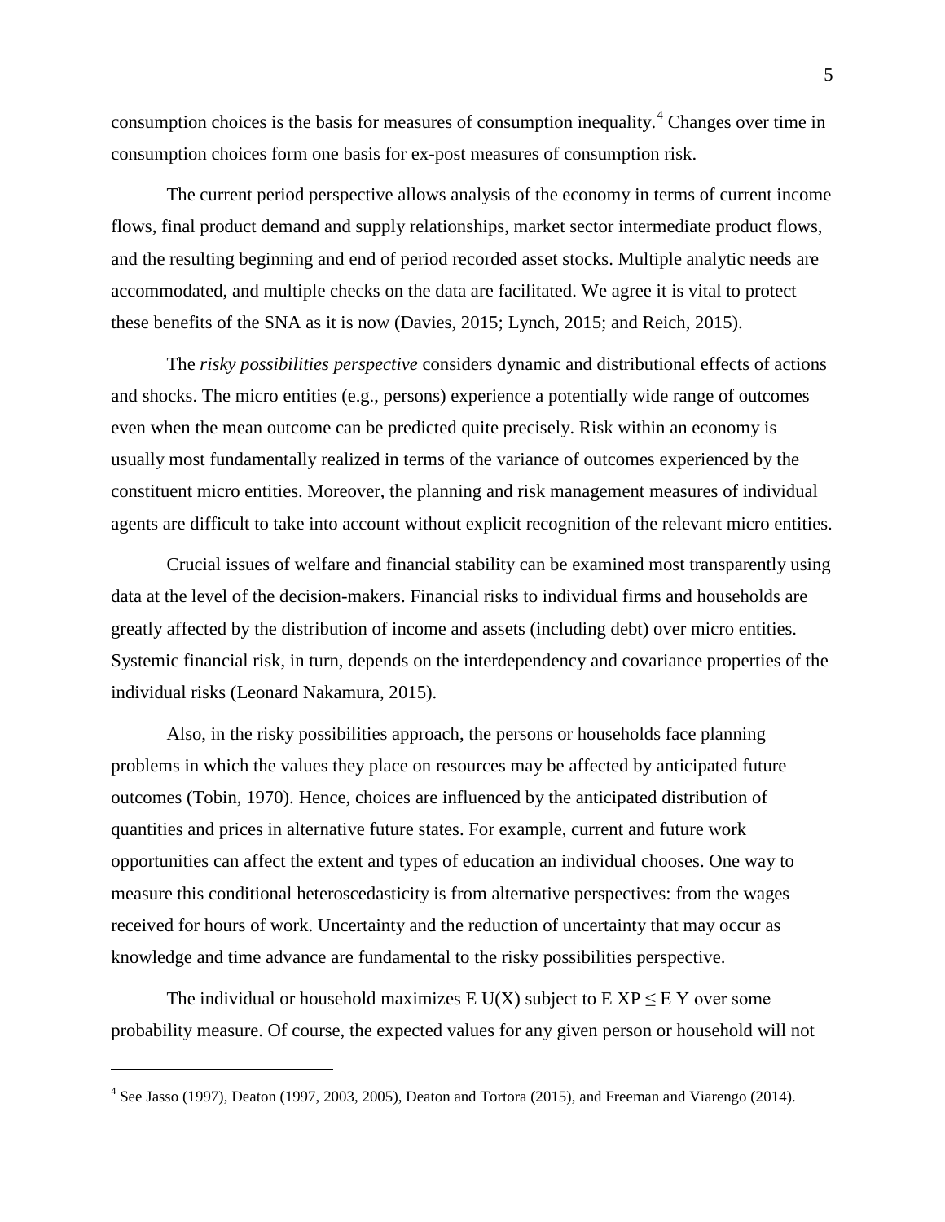consumption choices is the basis for measures of consumption inequality.[4] Changes over time in consumption choices form one basis for ex-post measures of consumption risk.

The current period perspective allows analysis of the economy in terms of current income flows, final product demand and supply relationships, market sector intermediate product flows, and the resulting beginning and end of period recorded asset stocks. Multiple analytic needs are accommodated, and multiple checks on the data are facilitated. We agree it is vital to protect these benefits of the SNA as it is now (Davies, 2015; Lynch, 2015; and Reich, 2015).

The *risky possibilities perspective* considers dynamic and distributional effects of actions and shocks. The micro entities (e.g., persons) experience a potentially wide range of outcomes even when the mean outcome can be predicted quite precisely. Risk within an economy is usually most fundamentally realized in terms of the variance of outcomes experienced by the constituent micro entities. Moreover, the planning and risk management measures of individual agents are difficult to take into account without explicit recognition of the relevant micro entities.

Crucial issues of welfare and financial stability can be examined most transparently using data at the level of the decision-makers. Financial risks to individual firms and households are greatly affected by the distribution of income and assets (including debt) over micro entities. Systemic financial risk, in turn, depends on the interdependency and covariance properties of the individual risks (Leonard Nakamura, 2015).

Also, in the risky possibilities approach, the persons or households face planning problems in which the values they place on resources may be affected by anticipated future outcomes (Tobin, 1970). Hence, choices are influenced by the anticipated distribution of quantities and prices in alternative future states. For example, current and future work opportunities can affect the extent and types of education an individual chooses. One way to measure this conditional heteroscedasticity is from alternative perspectives: from the wages received for hours of work. Uncertainty and the reduction of uncertainty that may occur as knowledge and time advance are fundamental to the risky possibilities perspective.

The individual or household maximizes $E\ U(X)$ subject to $E\ XP \leq E\ Y$ over some probability measure. Of course, the expected values for any given person or household will not

---

[4] See Jasso (1997), Deaton (1997, 2003, 2005), Deaton and Tortora (2015), and Freeman and Viarengo (2014).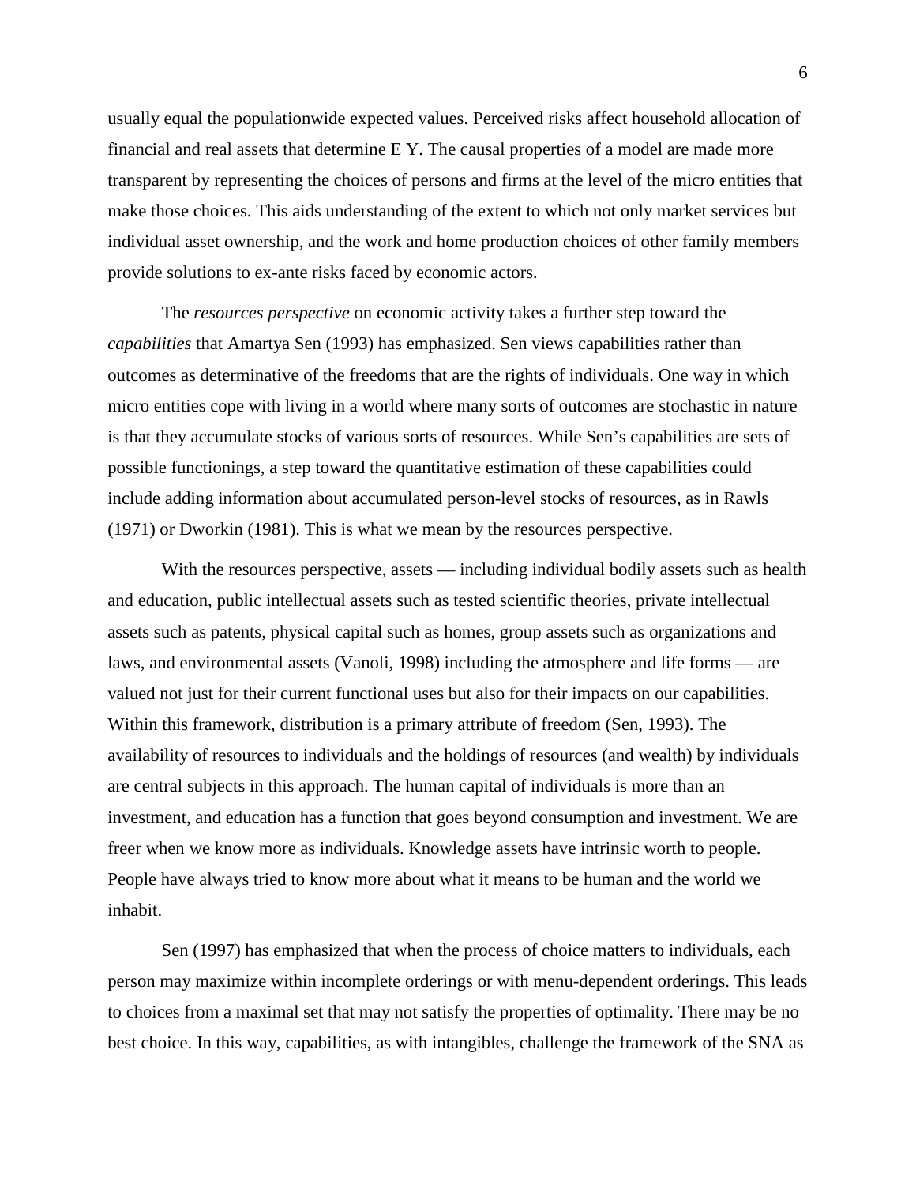usually equal the populationwide expected values. Perceived risks affect household allocation of financial and real assets that determine E Y. The causal properties of a model are made more transparent by representing the choices of persons and firms at the level of the micro entities that make those choices. This aids understanding of the extent to which not only market services but individual asset ownership, and the work and home production choices of other family members provide solutions to ex-ante risks faced by economic actors.

The *resources perspective* on economic activity takes a further step toward the *capabilities* that Amartya Sen (1993) has emphasized. Sen views capabilities rather than outcomes as determinative of the freedoms that are the rights of individuals. One way in which micro entities cope with living in a world where many sorts of outcomes are stochastic in nature is that they accumulate stocks of various sorts of resources. While Sen's capabilities are sets of possible functionings, a step toward the quantitative estimation of these capabilities could include adding information about accumulated person-level stocks of resources, as in Rawls (1971) or Dworkin (1981). This is what we mean by the resources perspective.

With the resources perspective, assets — including individual bodily assets such as health and education, public intellectual assets such as tested scientific theories, private intellectual assets such as patents, physical capital such as homes, group assets such as organizations and laws, and environmental assets (Vanoli, 1998) including the atmosphere and life forms — are valued not just for their current functional uses but also for their impacts on our capabilities. Within this framework, distribution is a primary attribute of freedom (Sen, 1993). The availability of resources to individuals and the holdings of resources (and wealth) by individuals are central subjects in this approach. The human capital of individuals is more than an investment, and education has a function that goes beyond consumption and investment. We are freer when we know more as individuals. Knowledge assets have intrinsic worth to people. People have always tried to know more about what it means to be human and the world we inhabit.

Sen (1997) has emphasized that when the process of choice matters to individuals, each person may maximize within incomplete orderings or with menu-dependent orderings. This leads to choices from a maximal set that may not satisfy the properties of optimality. There may be no best choice. In this way, capabilities, as with intangibles, challenge the framework of the SNA as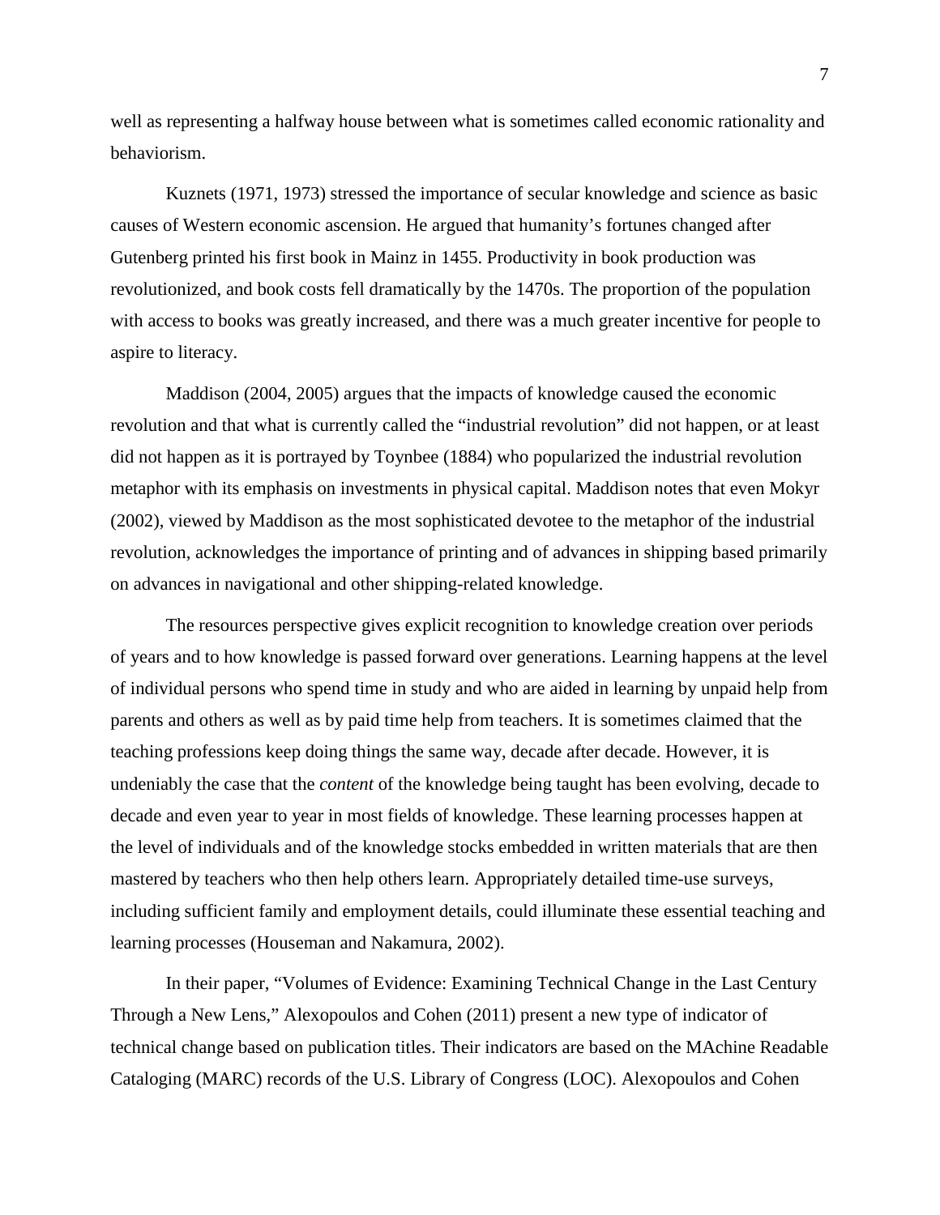well as representing a halfway house between what is sometimes called economic rationality and behaviorism.

Kuznets (1971, 1973) stressed the importance of secular knowledge and science as basic causes of Western economic ascension. He argued that humanity's fortunes changed after Gutenberg printed his first book in Mainz in 1455. Productivity in book production was revolutionized, and book costs fell dramatically by the 1470s. The proportion of the population with access to books was greatly increased, and there was a much greater incentive for people to aspire to literacy.

Maddison (2004, 2005) argues that the impacts of knowledge caused the economic revolution and that what is currently called the "industrial revolution" did not happen, or at least did not happen as it is portrayed by Toynbee (1884) who popularized the industrial revolution metaphor with its emphasis on investments in physical capital. Maddison notes that even Mokyr (2002), viewed by Maddison as the most sophisticated devotee to the metaphor of the industrial revolution, acknowledges the importance of printing and of advances in shipping based primarily on advances in navigational and other shipping-related knowledge.

The resources perspective gives explicit recognition to knowledge creation over periods of years and to how knowledge is passed forward over generations. Learning happens at the level of individual persons who spend time in study and who are aided in learning by unpaid help from parents and others as well as by paid time help from teachers. It is sometimes claimed that the teaching professions keep doing things the same way, decade after decade. However, it is undeniably the case that the *content* of the knowledge being taught has been evolving, decade to decade and even year to year in most fields of knowledge. These learning processes happen at the level of individuals and of the knowledge stocks embedded in written materials that are then mastered by teachers who then help others learn. Appropriately detailed time-use surveys, including sufficient family and employment details, could illuminate these essential teaching and learning processes (Houseman and Nakamura, 2002).

In their paper, "Volumes of Evidence: Examining Technical Change in the Last Century Through a New Lens," Alexopoulos and Cohen (2011) present a new type of indicator of technical change based on publication titles. Their indicators are based on the MAchine Readable Cataloging (MARC) records of the U.S. Library of Congress (LOC). Alexopoulos and Cohen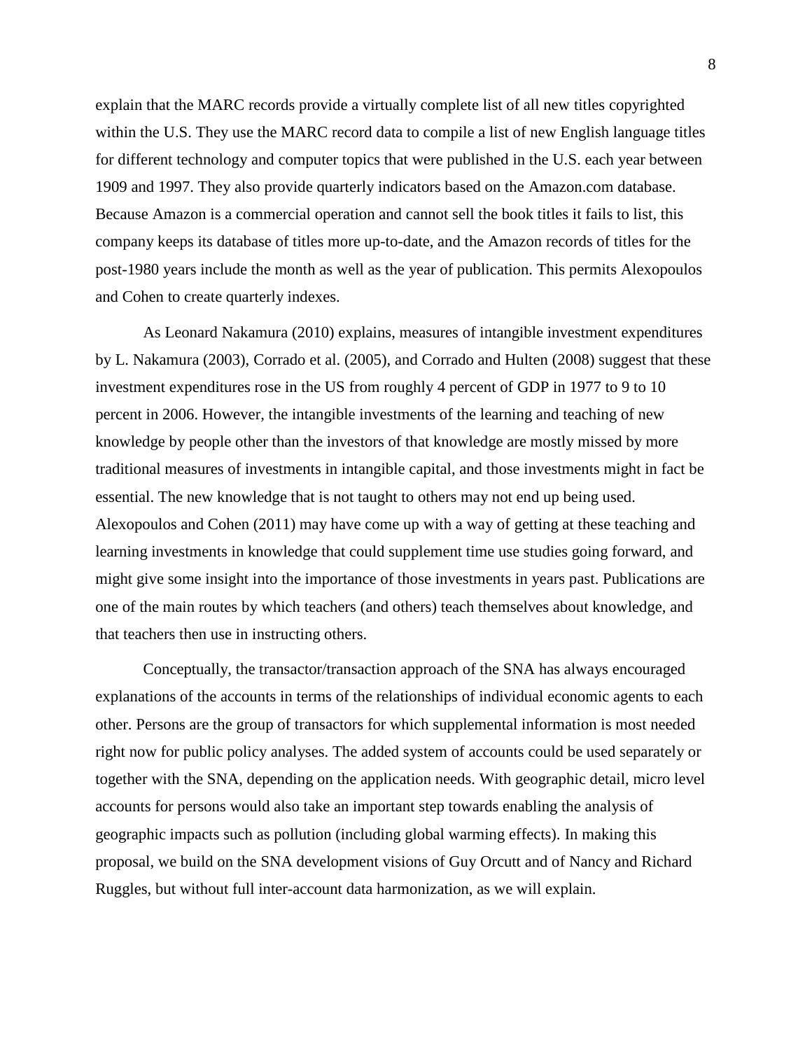explain that the MARC records provide a virtually complete list of all new titles copyrighted within the U.S. They use the MARC record data to compile a list of new English language titles for different technology and computer topics that were published in the U.S. each year between 1909 and 1997. They also provide quarterly indicators based on the Amazon.com database. Because Amazon is a commercial operation and cannot sell the book titles it fails to list, this company keeps its database of titles more up-to-date, and the Amazon records of titles for the post-1980 years include the month as well as the year of publication. This permits Alexopoulos and Cohen to create quarterly indexes.

As Leonard Nakamura (2010) explains, measures of intangible investment expenditures by L. Nakamura (2003), Corrado et al. (2005), and Corrado and Hulten (2008) suggest that these investment expenditures rose in the US from roughly 4 percent of GDP in 1977 to 9 to 10 percent in 2006. However, the intangible investments of the learning and teaching of new knowledge by people other than the investors of that knowledge are mostly missed by more traditional measures of investments in intangible capital, and those investments might in fact be essential. The new knowledge that is not taught to others may not end up being used. Alexopoulos and Cohen (2011) may have come up with a way of getting at these teaching and learning investments in knowledge that could supplement time use studies going forward, and might give some insight into the importance of those investments in years past. Publications are one of the main routes by which teachers (and others) teach themselves about knowledge, and that teachers then use in instructing others.

Conceptually, the transactor/transaction approach of the SNA has always encouraged explanations of the accounts in terms of the relationships of individual economic agents to each other. Persons are the group of transactors for which supplemental information is most needed right now for public policy analyses. The added system of accounts could be used separately or together with the SNA, depending on the application needs. With geographic detail, micro level accounts for persons would also take an important step towards enabling the analysis of geographic impacts such as pollution (including global warming effects). In making this proposal, we build on the SNA development visions of Guy Orcutt and of Nancy and Richard Ruggles, but without full inter-account data harmonization, as we will explain.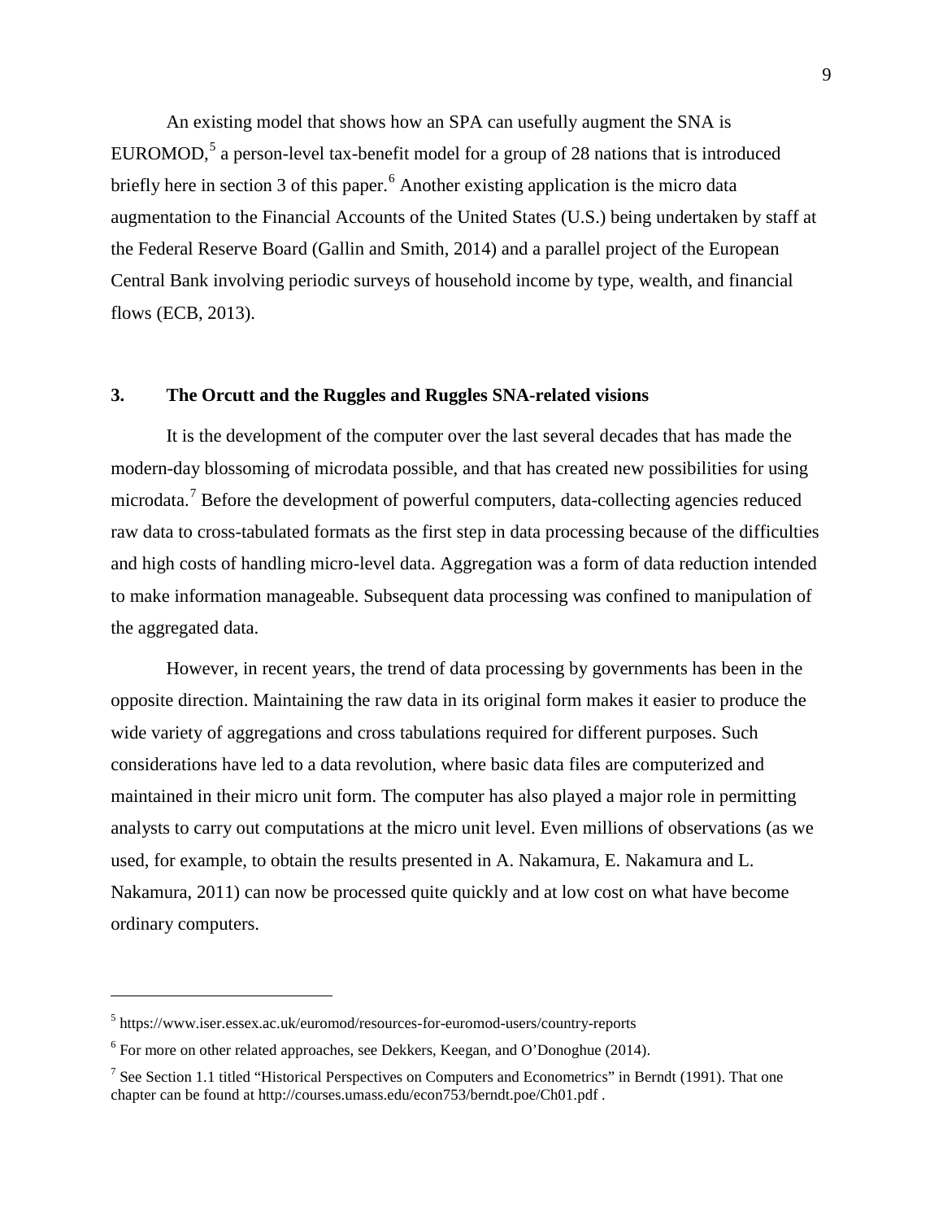An existing model that shows how an SPA can usefully augment the SNA is EUROMOD,[5] a person-level tax-benefit model for a group of 28 nations that is introduced briefly here in section 3 of this paper.[6] Another existing application is the micro data augmentation to the Financial Accounts of the United States (U.S.) being undertaken by staff at the Federal Reserve Board (Gallin and Smith, 2014) and a parallel project of the European Central Bank involving periodic surveys of household income by type, wealth, and financial flows (ECB, 2013).

## 3. The Orcutt and the Ruggles and Ruggles SNA-related visions

It is the development of the computer over the last several decades that has made the modern-day blossoming of microdata possible, and that has created new possibilities for using microdata.[7] Before the development of powerful computers, data-collecting agencies reduced raw data to cross-tabulated formats as the first step in data processing because of the difficulties and high costs of handling micro-level data. Aggregation was a form of data reduction intended to make information manageable. Subsequent data processing was confined to manipulation of the aggregated data.

However, in recent years, the trend of data processing by governments has been in the opposite direction. Maintaining the raw data in its original form makes it easier to produce the wide variety of aggregations and cross tabulations required for different purposes. Such considerations have led to a data revolution, where basic data files are computerized and maintained in their micro unit form. The computer has also played a major role in permitting analysts to carry out computations at the micro unit level. Even millions of observations (as we used, for example, to obtain the results presented in A. Nakamura, E. Nakamura and L. Nakamura, 2011) can now be processed quite quickly and at low cost on what have become ordinary computers.

---

[5] https://www.iser.essex.ac.uk/euromod/resources-for-euromod-users/country-reports

[6] For more on other related approaches, see Dekkers, Keegan, and O'Donoghue (2014).

[7] See Section 1.1 titled "Historical Perspectives on Computers and Econometrics" in Berndt (1991). That one chapter can be found at http://courses.umass.edu/econ753/berndt.poe/Ch01.pdf .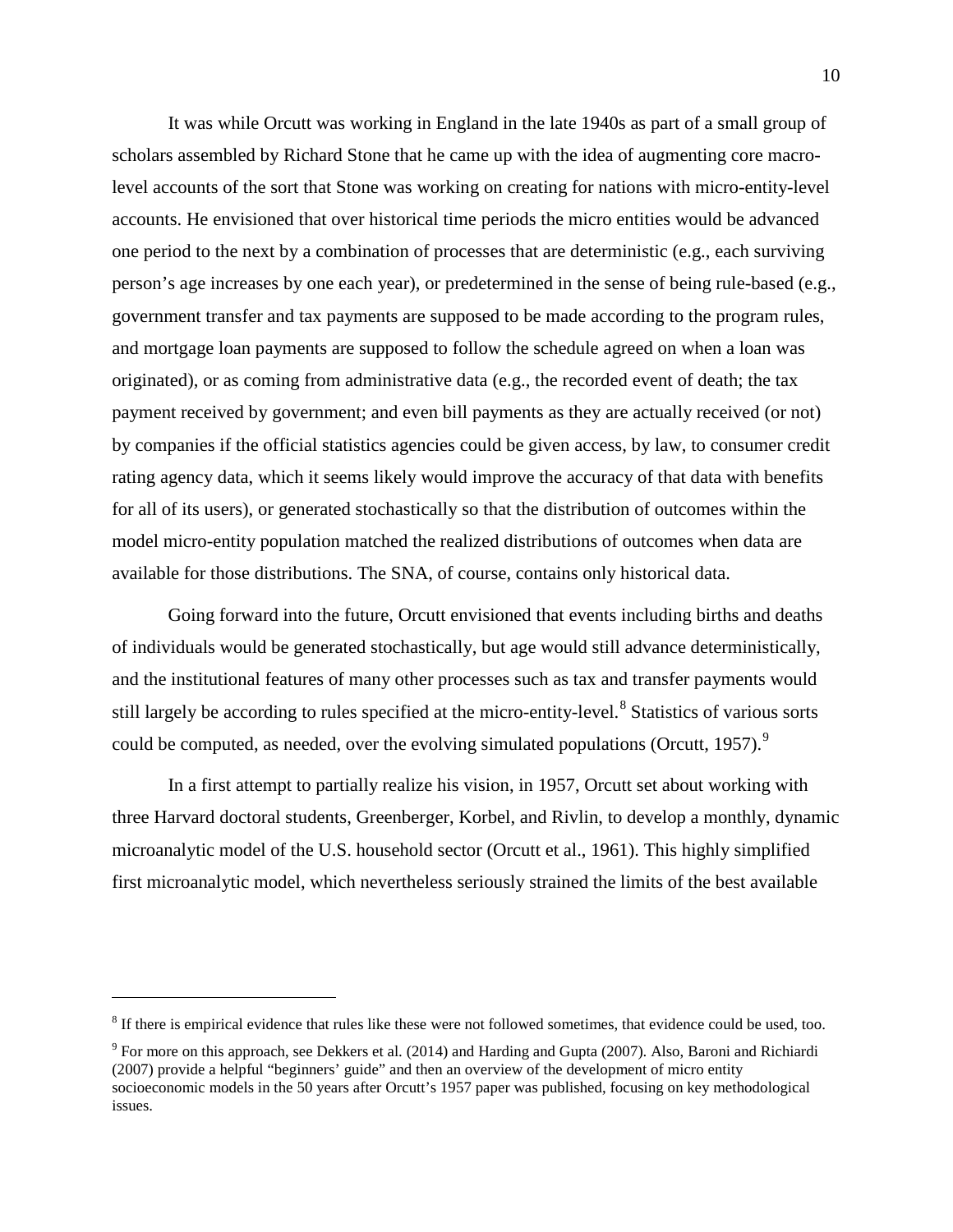It was while Orcutt was working in England in the late 1940s as part of a small group of scholars assembled by Richard Stone that he came up with the idea of augmenting core macro-level accounts of the sort that Stone was working on creating for nations with micro-entity-level accounts. He envisioned that over historical time periods the micro entities would be advanced one period to the next by a combination of processes that are deterministic (e.g., each surviving person's age increases by one each year), or predetermined in the sense of being rule-based (e.g., government transfer and tax payments are supposed to be made according to the program rules, and mortgage loan payments are supposed to follow the schedule agreed on when a loan was originated), or as coming from administrative data (e.g., the recorded event of death; the tax payment received by government; and even bill payments as they are actually received (or not) by companies if the official statistics agencies could be given access, by law, to consumer credit rating agency data, which it seems likely would improve the accuracy of that data with benefits for all of its users), or generated stochastically so that the distribution of outcomes within the model micro-entity population matched the realized distributions of outcomes when data are available for those distributions. The SNA, of course, contains only historical data.

Going forward into the future, Orcutt envisioned that events including births and deaths of individuals would be generated stochastically, but age would still advance deterministically, and the institutional features of many other processes such as tax and transfer payments would still largely be according to rules specified at the micro-entity-level.[8] Statistics of various sorts could be computed, as needed, over the evolving simulated populations (Orcutt, 1957).[9]

In a first attempt to partially realize his vision, in 1957, Orcutt set about working with three Harvard doctoral students, Greenberger, Korbel, and Rivlin, to develop a monthly, dynamic microanalytic model of the U.S. household sector (Orcutt et al., 1961). This highly simplified first microanalytic model, which nevertheless seriously strained the limits of the best available

---

[8] If there is empirical evidence that rules like these were not followed sometimes, that evidence could be used, too.

[9] For more on this approach, see Dekkers et al. (2014) and Harding and Gupta (2007). Also, Baroni and Richiardi (2007) provide a helpful "beginners' guide" and then an overview of the development of micro entity socioeconomic models in the 50 years after Orcutt's 1957 paper was published, focusing on key methodological issues.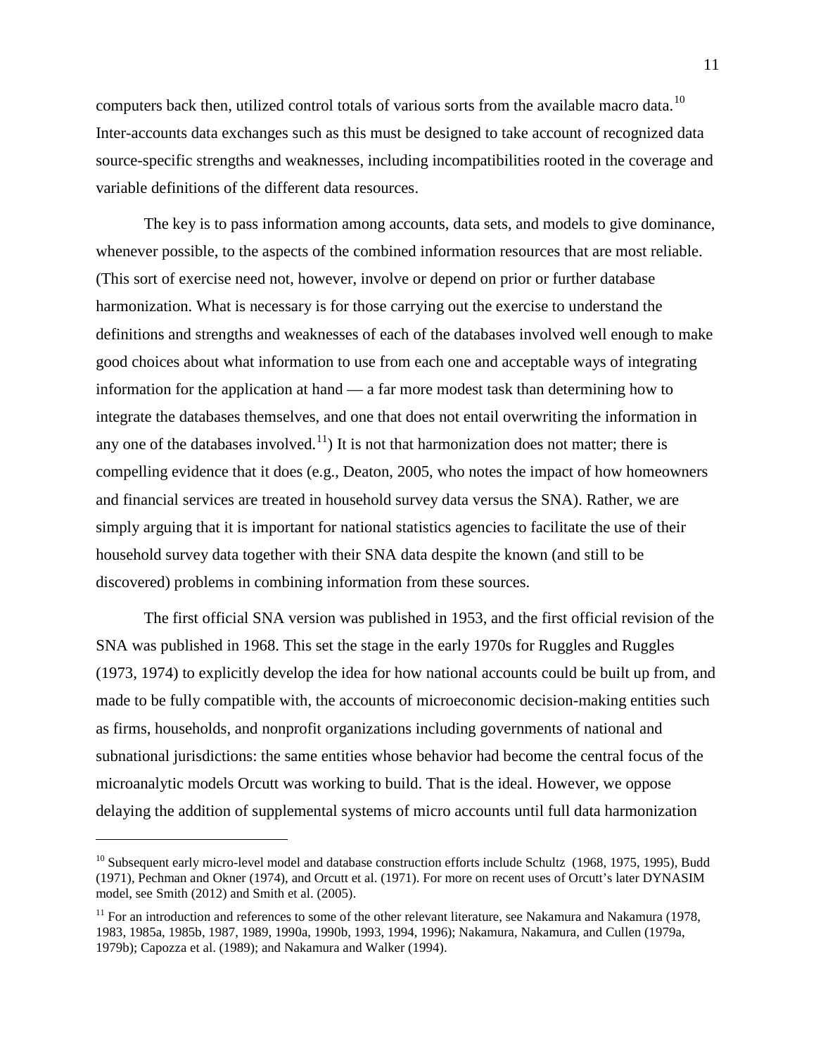computers back then, utilized control totals of various sorts from the available macro data.[10] Inter-accounts data exchanges such as this must be designed to take account of recognized data source-specific strengths and weaknesses, including incompatibilities rooted in the coverage and variable definitions of the different data resources.

The key is to pass information among accounts, data sets, and models to give dominance, whenever possible, to the aspects of the combined information resources that are most reliable. (This sort of exercise need not, however, involve or depend on prior or further database harmonization. What is necessary is for those carrying out the exercise to understand the definitions and strengths and weaknesses of each of the databases involved well enough to make good choices about what information to use from each one and acceptable ways of integrating information for the application at hand — a far more modest task than determining how to integrate the databases themselves, and one that does not entail overwriting the information in any one of the databases involved.[11]) It is not that harmonization does not matter; there is compelling evidence that it does (e.g., Deaton, 2005, who notes the impact of how homeowners and financial services are treated in household survey data versus the SNA). Rather, we are simply arguing that it is important for national statistics agencies to facilitate the use of their household survey data together with their SNA data despite the known (and still to be discovered) problems in combining information from these sources.

The first official SNA version was published in 1953, and the first official revision of the SNA was published in 1968. This set the stage in the early 1970s for Ruggles and Ruggles (1973, 1974) to explicitly develop the idea for how national accounts could be built up from, and made to be fully compatible with, the accounts of microeconomic decision-making entities such as firms, households, and nonprofit organizations including governments of national and subnational jurisdictions: the same entities whose behavior had become the central focus of the microanalytic models Orcutt was working to build. That is the ideal. However, we oppose delaying the addition of supplemental systems of micro accounts until full data harmonization

[10] Subsequent early micro-level model and database construction efforts include Schultz (1968, 1975, 1995), Budd (1971), Pechman and Okner (1974), and Orcutt et al. (1971). For more on recent uses of Orcutt's later DYNASIM model, see Smith (2012) and Smith et al. (2005).

[11] For an introduction and references to some of the other relevant literature, see Nakamura and Nakamura (1978, 1983, 1985a, 1985b, 1987, 1989, 1990a, 1990b, 1993, 1994, 1996); Nakamura, Nakamura, and Cullen (1979a, 1979b); Capozza et al. (1989); and Nakamura and Walker (1994).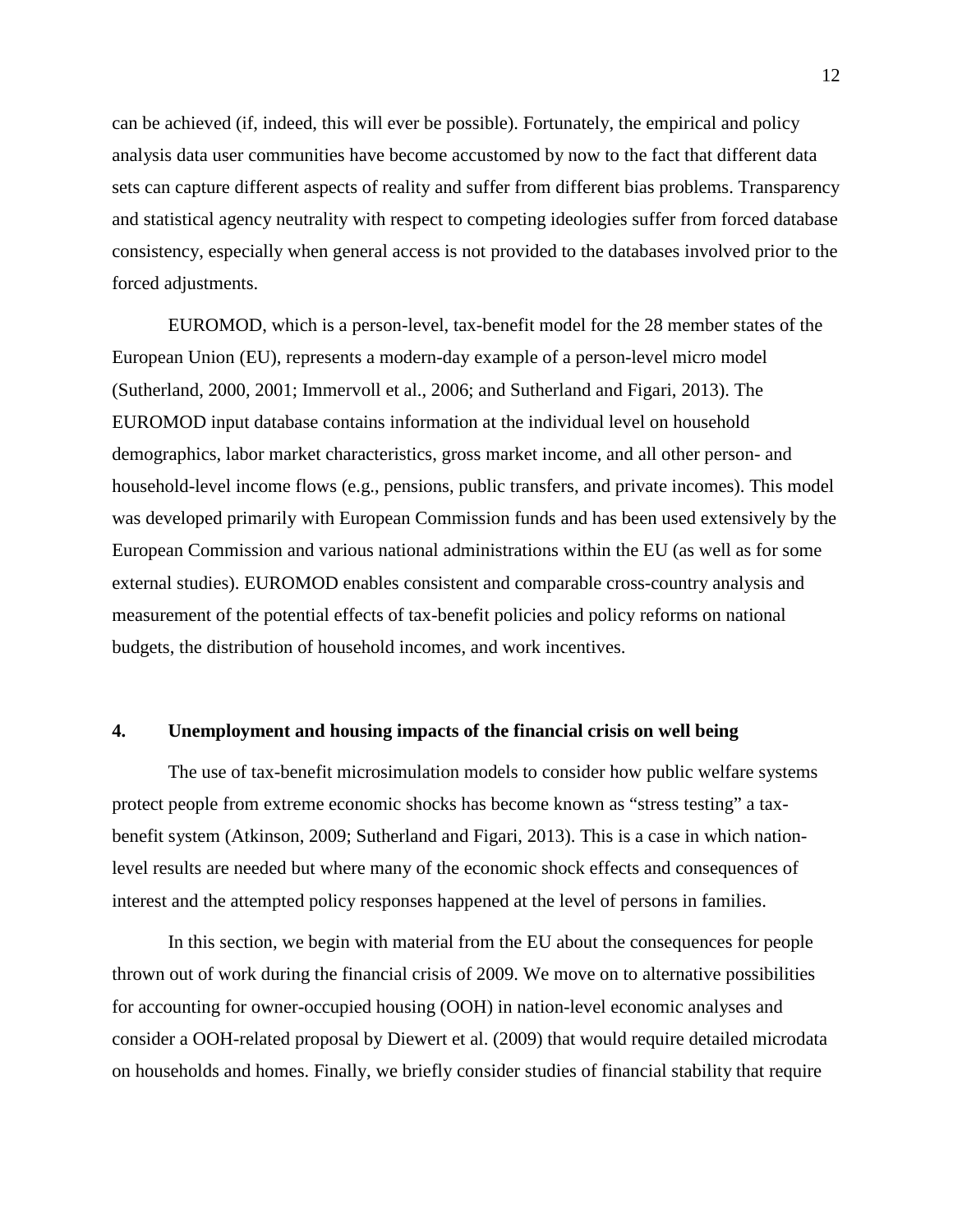can be achieved (if, indeed, this will ever be possible). Fortunately, the empirical and policy analysis data user communities have become accustomed by now to the fact that different data sets can capture different aspects of reality and suffer from different bias problems. Transparency and statistical agency neutrality with respect to competing ideologies suffer from forced database consistency, especially when general access is not provided to the databases involved prior to the forced adjustments.

EUROMOD, which is a person-level, tax-benefit model for the 28 member states of the European Union (EU), represents a modern-day example of a person-level micro model (Sutherland, 2000, 2001; Immervoll et al., 2006; and Sutherland and Figari, 2013). The EUROMOD input database contains information at the individual level on household demographics, labor market characteristics, gross market income, and all other person- and household-level income flows (e.g., pensions, public transfers, and private incomes). This model was developed primarily with European Commission funds and has been used extensively by the European Commission and various national administrations within the EU (as well as for some external studies). EUROMOD enables consistent and comparable cross-country analysis and measurement of the potential effects of tax-benefit policies and policy reforms on national budgets, the distribution of household incomes, and work incentives.

## 4. Unemployment and housing impacts of the financial crisis on well being

The use of tax-benefit microsimulation models to consider how public welfare systems protect people from extreme economic shocks has become known as "stress testing" a tax-benefit system (Atkinson, 2009; Sutherland and Figari, 2013). This is a case in which nation-level results are needed but where many of the economic shock effects and consequences of interest and the attempted policy responses happened at the level of persons in families.

In this section, we begin with material from the EU about the consequences for people thrown out of work during the financial crisis of 2009. We move on to alternative possibilities for accounting for owner-occupied housing (OOH) in nation-level economic analyses and consider a OOH-related proposal by Diewert et al. (2009) that would require detailed microdata on households and homes. Finally, we briefly consider studies of financial stability that require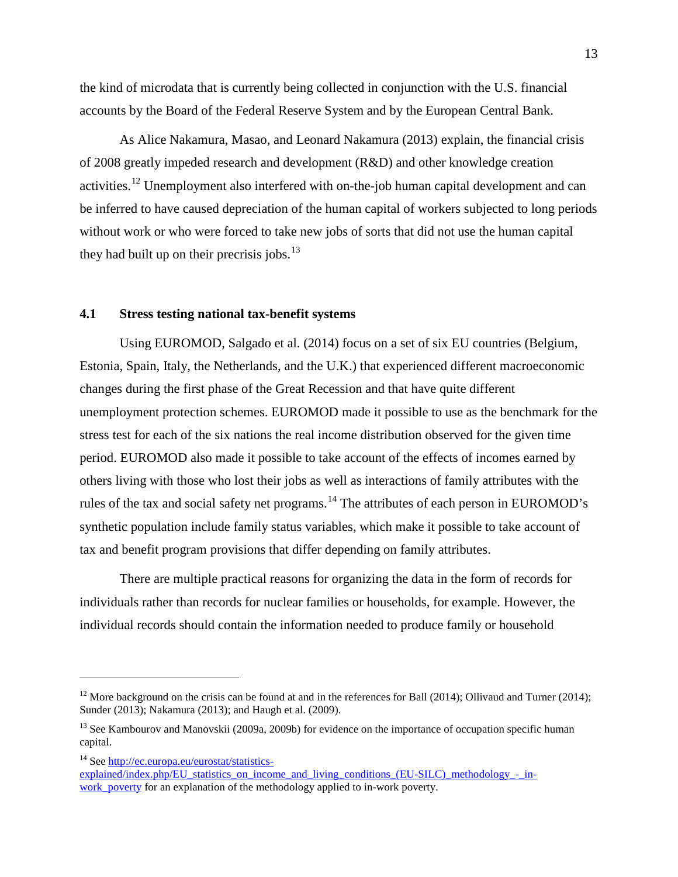the kind of microdata that is currently being collected in conjunction with the U.S. financial accounts by the Board of the Federal Reserve System and by the European Central Bank.

As Alice Nakamura, Masao, and Leonard Nakamura (2013) explain, the financial crisis of 2008 greatly impeded research and development (R&D) and other knowledge creation activities.[12] Unemployment also interfered with on-the-job human capital development and can be inferred to have caused depreciation of the human capital of workers subjected to long periods without work or who were forced to take new jobs of sorts that did not use the human capital they had built up on their precrisis jobs.[13]

### 4.1 Stress testing national tax-benefit systems

Using EUROMOD, Salgado et al. (2014) focus on a set of six EU countries (Belgium, Estonia, Spain, Italy, the Netherlands, and the U.K.) that experienced different macroeconomic changes during the first phase of the Great Recession and that have quite different unemployment protection schemes. EUROMOD made it possible to use as the benchmark for the stress test for each of the six nations the real income distribution observed for the given time period. EUROMOD also made it possible to take account of the effects of incomes earned by others living with those who lost their jobs as well as interactions of family attributes with the rules of the tax and social safety net programs.[14] The attributes of each person in EUROMOD's synthetic population include family status variables, which make it possible to take account of tax and benefit program provisions that differ depending on family attributes.

There are multiple practical reasons for organizing the data in the form of records for individuals rather than records for nuclear families or households, for example. However, the individual records should contain the information needed to produce family or household

---

[12] More background on the crisis can be found at and in the references for Ball (2014); Ollivaud and Turner (2014); Sunder (2013); Nakamura (2013); and Haugh et al. (2009).

[13] See Kambourov and Manovskii (2009a, 2009b) for evidence on the importance of occupation specific human capital.

[14] See http://ec.europa.eu/eurostat/statistics-explained/index.php/EU_statistics_on_income_and_living_conditions_(EU-SILC)_methodology_-_in-work_poverty for an explanation of the methodology applied to in-work poverty.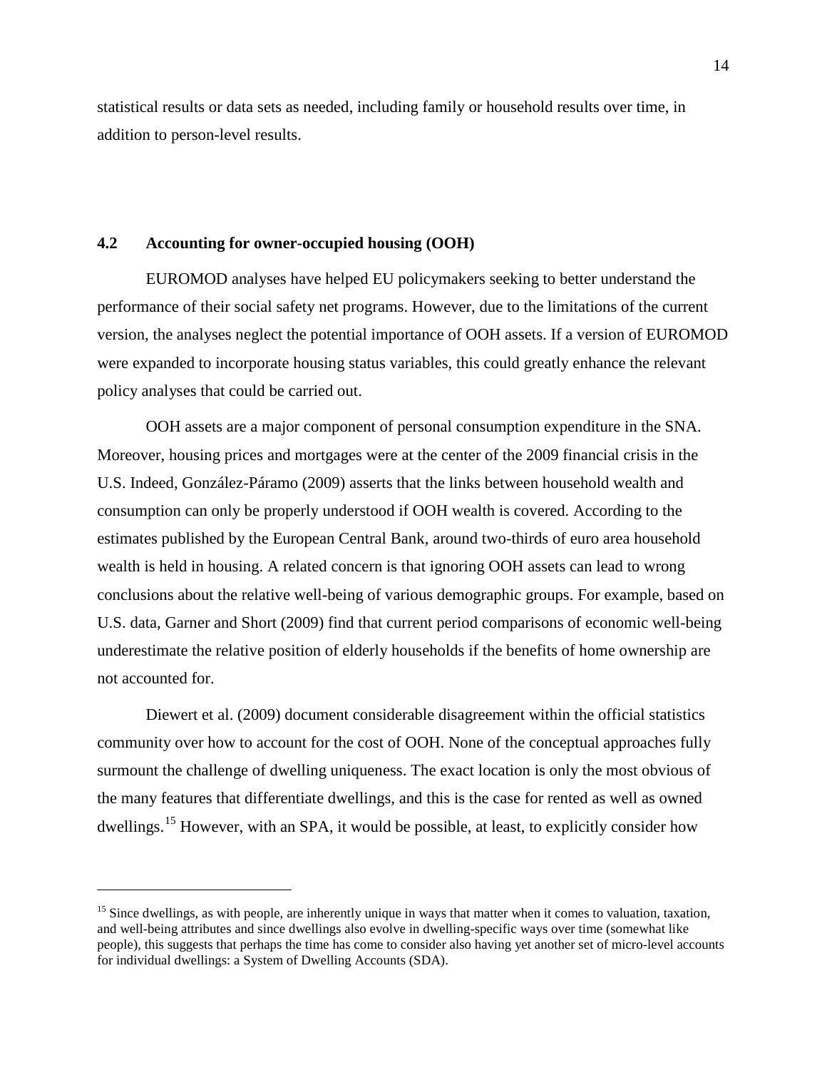statistical results or data sets as needed, including family or household results over time, in addition to person-level results.

### 4.2 Accounting for owner-occupied housing (OOH)

EUROMOD analyses have helped EU policymakers seeking to better understand the performance of their social safety net programs. However, due to the limitations of the current version, the analyses neglect the potential importance of OOH assets. If a version of EUROMOD were expanded to incorporate housing status variables, this could greatly enhance the relevant policy analyses that could be carried out.

OOH assets are a major component of personal consumption expenditure in the SNA. Moreover, housing prices and mortgages were at the center of the 2009 financial crisis in the U.S. Indeed, González-Páramo (2009) asserts that the links between household wealth and consumption can only be properly understood if OOH wealth is covered. According to the estimates published by the European Central Bank, around two-thirds of euro area household wealth is held in housing. A related concern is that ignoring OOH assets can lead to wrong conclusions about the relative well-being of various demographic groups. For example, based on U.S. data, Garner and Short (2009) find that current period comparisons of economic well-being underestimate the relative position of elderly households if the benefits of home ownership are not accounted for.

Diewert et al. (2009) document considerable disagreement within the official statistics community over how to account for the cost of OOH. None of the conceptual approaches fully surmount the challenge of dwelling uniqueness. The exact location is only the most obvious of the many features that differentiate dwellings, and this is the case for rented as well as owned dwellings.[15] However, with an SPA, it would be possible, at least, to explicitly consider how

[15] Since dwellings, as with people, are inherently unique in ways that matter when it comes to valuation, taxation, and well-being attributes and since dwellings also evolve in dwelling-specific ways over time (somewhat like people), this suggests that perhaps the time has come to consider also having yet another set of micro-level accounts for individual dwellings: a System of Dwelling Accounts (SDA).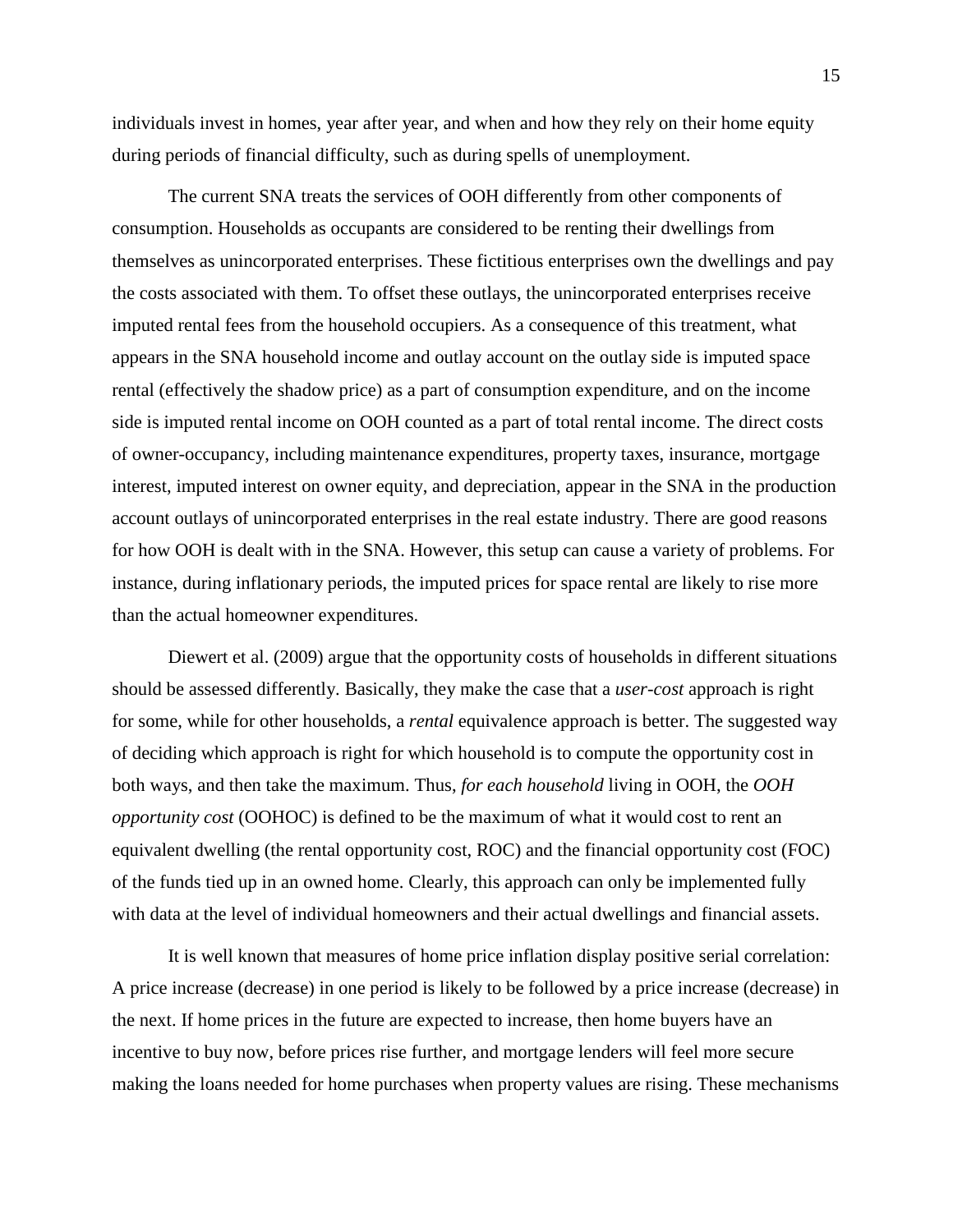individuals invest in homes, year after year, and when and how they rely on their home equity during periods of financial difficulty, such as during spells of unemployment.

The current SNA treats the services of OOH differently from other components of consumption. Households as occupants are considered to be renting their dwellings from themselves as unincorporated enterprises. These fictitious enterprises own the dwellings and pay the costs associated with them. To offset these outlays, the unincorporated enterprises receive imputed rental fees from the household occupiers. As a consequence of this treatment, what appears in the SNA household income and outlay account on the outlay side is imputed space rental (effectively the shadow price) as a part of consumption expenditure, and on the income side is imputed rental income on OOH counted as a part of total rental income. The direct costs of owner-occupancy, including maintenance expenditures, property taxes, insurance, mortgage interest, imputed interest on owner equity, and depreciation, appear in the SNA in the production account outlays of unincorporated enterprises in the real estate industry. There are good reasons for how OOH is dealt with in the SNA. However, this setup can cause a variety of problems. For instance, during inflationary periods, the imputed prices for space rental are likely to rise more than the actual homeowner expenditures.

Diewert et al. (2009) argue that the opportunity costs of households in different situations should be assessed differently. Basically, they make the case that a *user-cost* approach is right for some, while for other households, a *rental* equivalence approach is better. The suggested way of deciding which approach is right for which household is to compute the opportunity cost in both ways, and then take the maximum. Thus, *for each household* living in OOH, the *OOH opportunity cost* (OOHOC) is defined to be the maximum of what it would cost to rent an equivalent dwelling (the rental opportunity cost, ROC) and the financial opportunity cost (FOC) of the funds tied up in an owned home. Clearly, this approach can only be implemented fully with data at the level of individual homeowners and their actual dwellings and financial assets.

It is well known that measures of home price inflation display positive serial correlation: A price increase (decrease) in one period is likely to be followed by a price increase (decrease) in the next. If home prices in the future are expected to increase, then home buyers have an incentive to buy now, before prices rise further, and mortgage lenders will feel more secure making the loans needed for home purchases when property values are rising. These mechanisms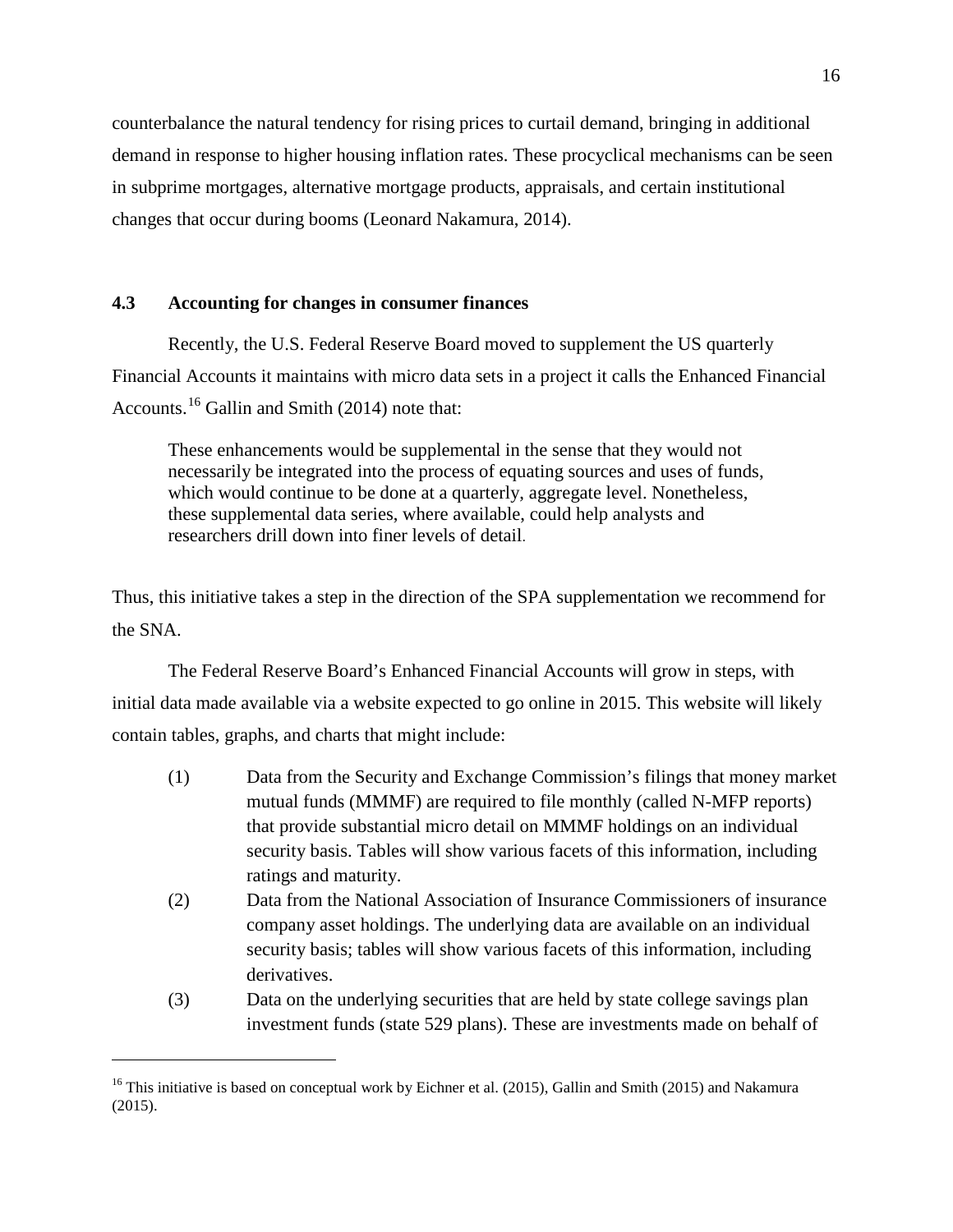counterbalance the natural tendency for rising prices to curtail demand, bringing in additional demand in response to higher housing inflation rates. These procyclical mechanisms can be seen in subprime mortgages, alternative mortgage products, appraisals, and certain institutional changes that occur during booms (Leonard Nakamura, 2014).

### 4.3 Accounting for changes in consumer finances

Recently, the U.S. Federal Reserve Board moved to supplement the US quarterly Financial Accounts it maintains with micro data sets in a project it calls the Enhanced Financial Accounts.[16] Gallin and Smith (2014) note that:

> These enhancements would be supplemental in the sense that they would not necessarily be integrated into the process of equating sources and uses of funds, which would continue to be done at a quarterly, aggregate level. Nonetheless, these supplemental data series, where available, could help analysts and researchers drill down into finer levels of detail.

Thus, this initiative takes a step in the direction of the SPA supplementation we recommend for the SNA.

The Federal Reserve Board's Enhanced Financial Accounts will grow in steps, with initial data made available via a website expected to go online in 2015. This website will likely contain tables, graphs, and charts that might include:

(1) Data from the Security and Exchange Commission's filings that money market mutual funds (MMMF) are required to file monthly (called N-MFP reports) that provide substantial micro detail on MMMF holdings on an individual security basis. Tables will show various facets of this information, including ratings and maturity.

(2) Data from the National Association of Insurance Commissioners of insurance company asset holdings. The underlying data are available on an individual security basis; tables will show various facets of this information, including derivatives.

(3) Data on the underlying securities that are held by state college savings plan investment funds (state 529 plans). These are investments made on behalf of

[16] This initiative is based on conceptual work by Eichner et al. (2015), Gallin and Smith (2015) and Nakamura (2015).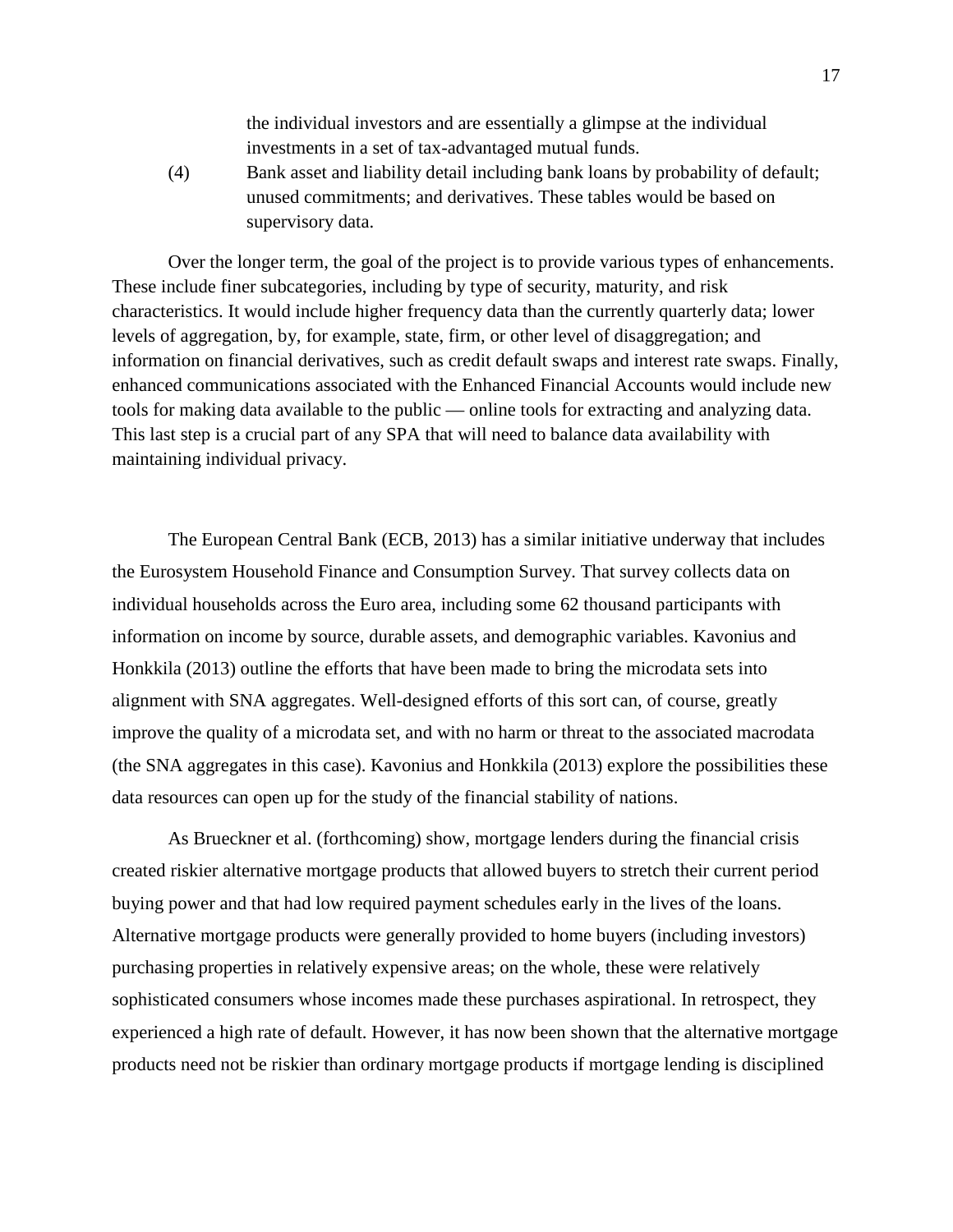the individual investors and are essentially a glimpse at the individual investments in a set of tax-advantaged mutual funds.

(4) Bank asset and liability detail including bank loans by probability of default; unused commitments; and derivatives. These tables would be based on supervisory data.

Over the longer term, the goal of the project is to provide various types of enhancements. These include finer subcategories, including by type of security, maturity, and risk characteristics. It would include higher frequency data than the currently quarterly data; lower levels of aggregation, by, for example, state, firm, or other level of disaggregation; and information on financial derivatives, such as credit default swaps and interest rate swaps. Finally, enhanced communications associated with the Enhanced Financial Accounts would include new tools for making data available to the public — online tools for extracting and analyzing data. This last step is a crucial part of any SPA that will need to balance data availability with maintaining individual privacy.

The European Central Bank (ECB, 2013) has a similar initiative underway that includes the Eurosystem Household Finance and Consumption Survey. That survey collects data on individual households across the Euro area, including some 62 thousand participants with information on income by source, durable assets, and demographic variables. Kavonius and Honkkila (2013) outline the efforts that have been made to bring the microdata sets into alignment with SNA aggregates. Well-designed efforts of this sort can, of course, greatly improve the quality of a microdata set, and with no harm or threat to the associated macrodata (the SNA aggregates in this case). Kavonius and Honkkila (2013) explore the possibilities these data resources can open up for the study of the financial stability of nations.

As Brueckner et al. (forthcoming) show, mortgage lenders during the financial crisis created riskier alternative mortgage products that allowed buyers to stretch their current period buying power and that had low required payment schedules early in the lives of the loans. Alternative mortgage products were generally provided to home buyers (including investors) purchasing properties in relatively expensive areas; on the whole, these were relatively sophisticated consumers whose incomes made these purchases aspirational. In retrospect, they experienced a high rate of default. However, it has now been shown that the alternative mortgage products need not be riskier than ordinary mortgage products if mortgage lending is disciplined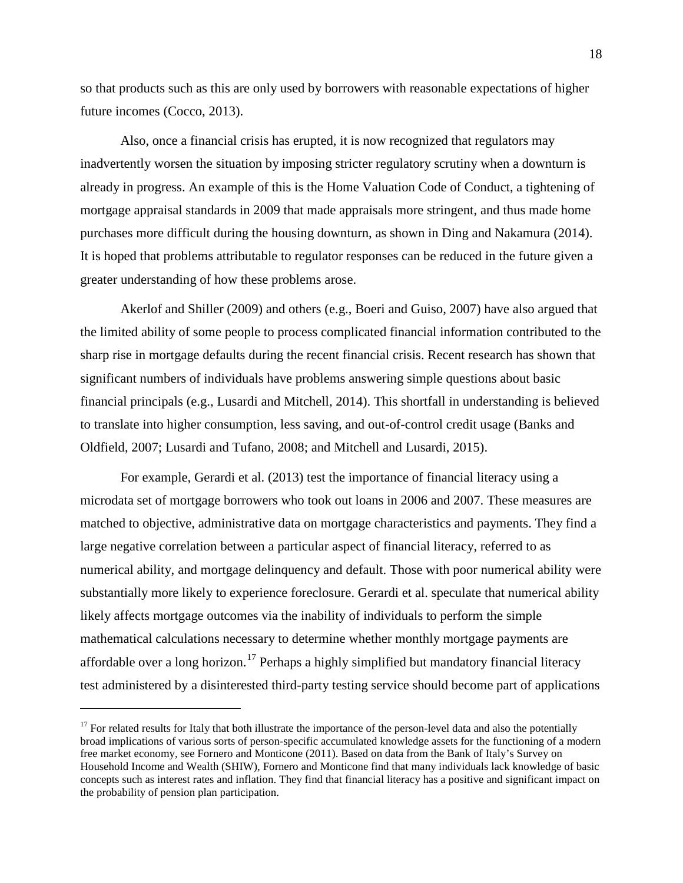so that products such as this are only used by borrowers with reasonable expectations of higher future incomes (Cocco, 2013).

Also, once a financial crisis has erupted, it is now recognized that regulators may inadvertently worsen the situation by imposing stricter regulatory scrutiny when a downturn is already in progress. An example of this is the Home Valuation Code of Conduct, a tightening of mortgage appraisal standards in 2009 that made appraisals more stringent, and thus made home purchases more difficult during the housing downturn, as shown in Ding and Nakamura (2014). It is hoped that problems attributable to regulator responses can be reduced in the future given a greater understanding of how these problems arose.

Akerlof and Shiller (2009) and others (e.g., Boeri and Guiso, 2007) have also argued that the limited ability of some people to process complicated financial information contributed to the sharp rise in mortgage defaults during the recent financial crisis. Recent research has shown that significant numbers of individuals have problems answering simple questions about basic financial principals (e.g., Lusardi and Mitchell, 2014). This shortfall in understanding is believed to translate into higher consumption, less saving, and out-of-control credit usage (Banks and Oldfield, 2007; Lusardi and Tufano, 2008; and Mitchell and Lusardi, 2015).

For example, Gerardi et al. (2013) test the importance of financial literacy using a microdata set of mortgage borrowers who took out loans in 2006 and 2007. These measures are matched to objective, administrative data on mortgage characteristics and payments. They find a large negative correlation between a particular aspect of financial literacy, referred to as numerical ability, and mortgage delinquency and default. Those with poor numerical ability were substantially more likely to experience foreclosure. Gerardi et al. speculate that numerical ability likely affects mortgage outcomes via the inability of individuals to perform the simple mathematical calculations necessary to determine whether monthly mortgage payments are affordable over a long horizon.[17] Perhaps a highly simplified but mandatory financial literacy test administered by a disinterested third-party testing service should become part of applications

[17] For related results for Italy that both illustrate the importance of the person-level data and also the potentially broad implications of various sorts of person-specific accumulated knowledge assets for the functioning of a modern free market economy, see Fornero and Monticone (2011). Based on data from the Bank of Italy's Survey on Household Income and Wealth (SHIW), Fornero and Monticone find that many individuals lack knowledge of basic concepts such as interest rates and inflation. They find that financial literacy has a positive and significant impact on the probability of pension plan participation.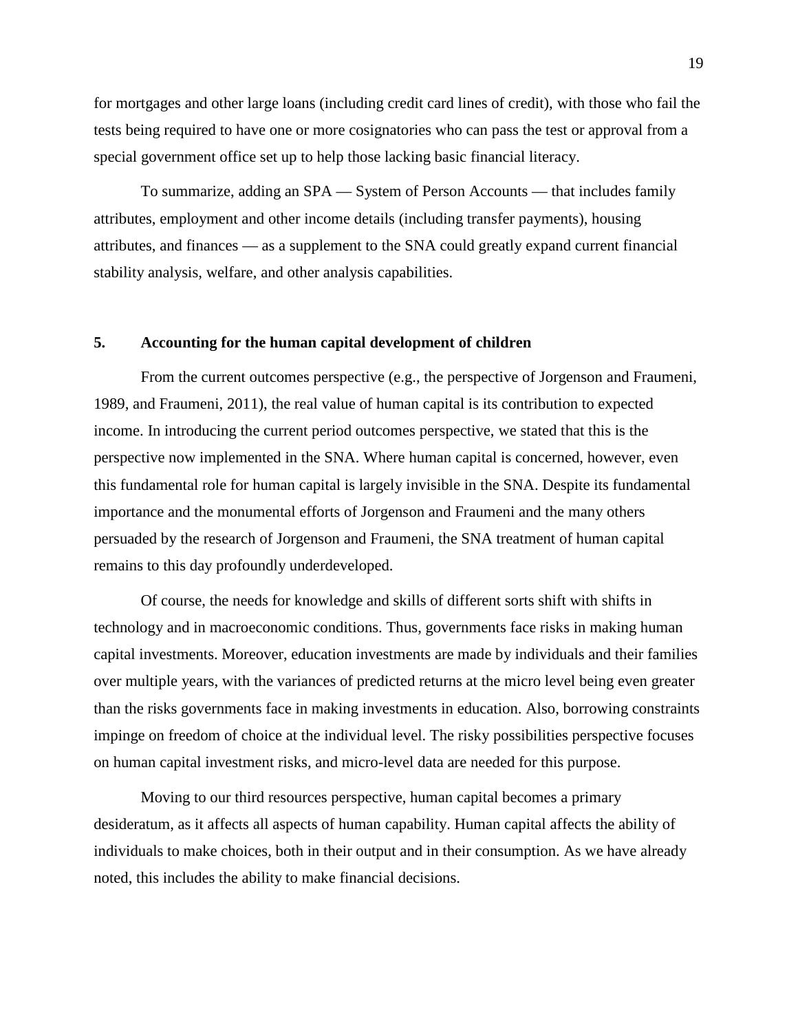for mortgages and other large loans (including credit card lines of credit), with those who fail the tests being required to have one or more cosignatories who can pass the test or approval from a special government office set up to help those lacking basic financial literacy.

To summarize, adding an SPA — System of Person Accounts — that includes family attributes, employment and other income details (including transfer payments), housing attributes, and finances — as a supplement to the SNA could greatly expand current financial stability analysis, welfare, and other analysis capabilities.

## 5. Accounting for the human capital development of children

From the current outcomes perspective (e.g., the perspective of Jorgenson and Fraumeni, 1989, and Fraumeni, 2011), the real value of human capital is its contribution to expected income. In introducing the current period outcomes perspective, we stated that this is the perspective now implemented in the SNA. Where human capital is concerned, however, even this fundamental role for human capital is largely invisible in the SNA. Despite its fundamental importance and the monumental efforts of Jorgenson and Fraumeni and the many others persuaded by the research of Jorgenson and Fraumeni, the SNA treatment of human capital remains to this day profoundly underdeveloped.

Of course, the needs for knowledge and skills of different sorts shift with shifts in technology and in macroeconomic conditions. Thus, governments face risks in making human capital investments. Moreover, education investments are made by individuals and their families over multiple years, with the variances of predicted returns at the micro level being even greater than the risks governments face in making investments in education. Also, borrowing constraints impinge on freedom of choice at the individual level. The risky possibilities perspective focuses on human capital investment risks, and micro-level data are needed for this purpose.

Moving to our third resources perspective, human capital becomes a primary desideratum, as it affects all aspects of human capability. Human capital affects the ability of individuals to make choices, both in their output and in their consumption. As we have already noted, this includes the ability to make financial decisions.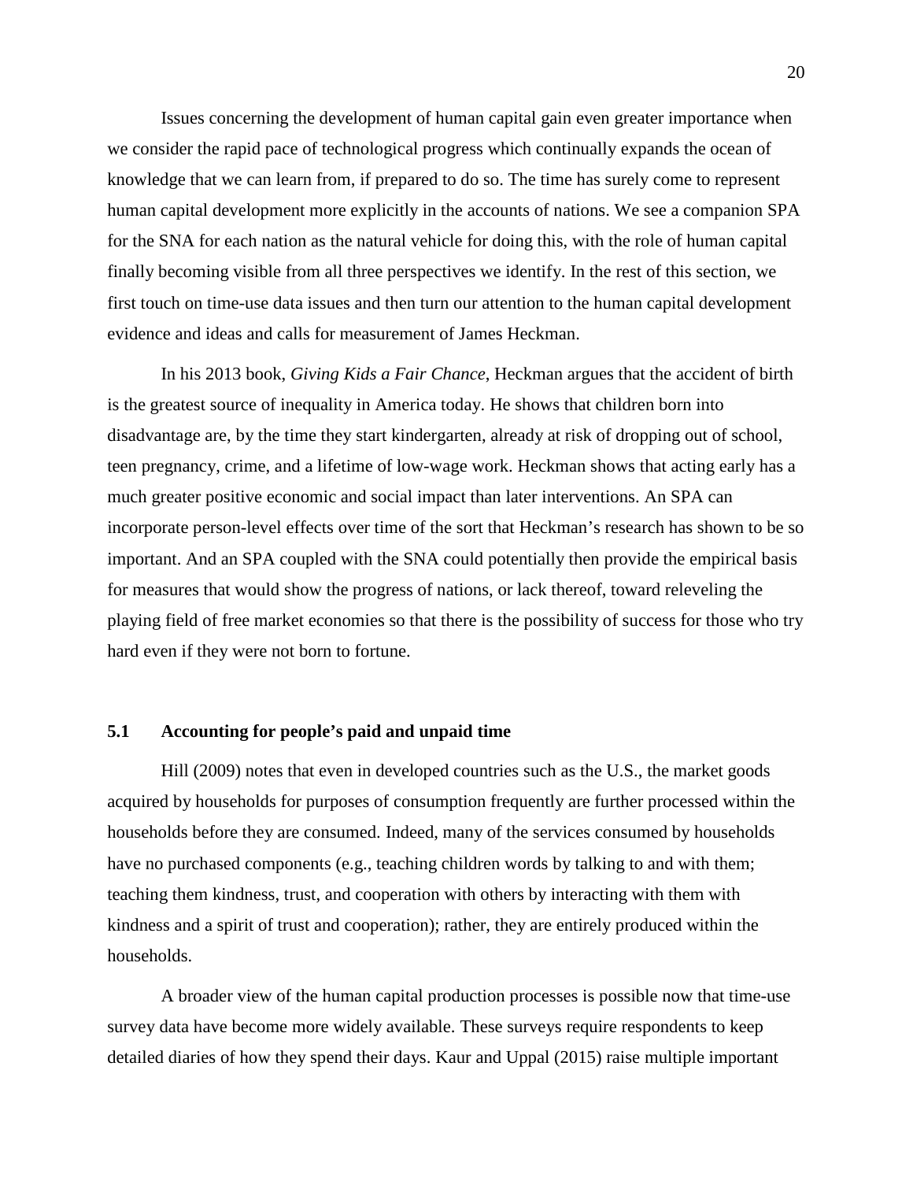Issues concerning the development of human capital gain even greater importance when we consider the rapid pace of technological progress which continually expands the ocean of knowledge that we can learn from, if prepared to do so. The time has surely come to represent human capital development more explicitly in the accounts of nations. We see a companion SPA for the SNA for each nation as the natural vehicle for doing this, with the role of human capital finally becoming visible from all three perspectives we identify. In the rest of this section, we first touch on time-use data issues and then turn our attention to the human capital development evidence and ideas and calls for measurement of James Heckman.

In his 2013 book, *Giving Kids a Fair Chance*, Heckman argues that the accident of birth is the greatest source of inequality in America today. He shows that children born into disadvantage are, by the time they start kindergarten, already at risk of dropping out of school, teen pregnancy, crime, and a lifetime of low-wage work. Heckman shows that acting early has a much greater positive economic and social impact than later interventions. An SPA can incorporate person-level effects over time of the sort that Heckman's research has shown to be so important. And an SPA coupled with the SNA could potentially then provide the empirical basis for measures that would show the progress of nations, or lack thereof, toward releveling the playing field of free market economies so that there is the possibility of success for those who try hard even if they were not born to fortune.

### 5.1 Accounting for people's paid and unpaid time

Hill (2009) notes that even in developed countries such as the U.S., the market goods acquired by households for purposes of consumption frequently are further processed within the households before they are consumed. Indeed, many of the services consumed by households have no purchased components (e.g., teaching children words by talking to and with them; teaching them kindness, trust, and cooperation with others by interacting with them with kindness and a spirit of trust and cooperation); rather, they are entirely produced within the households.

A broader view of the human capital production processes is possible now that time-use survey data have become more widely available. These surveys require respondents to keep detailed diaries of how they spend their days. Kaur and Uppal (2015) raise multiple important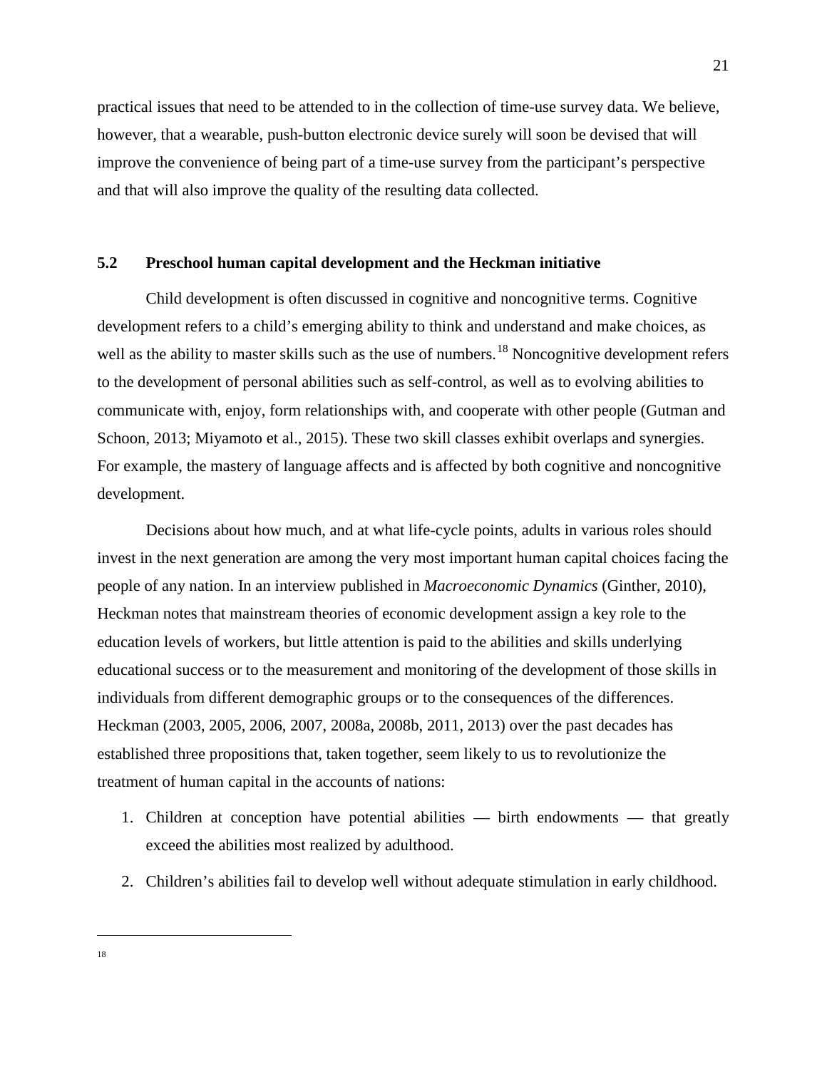practical issues that need to be attended to in the collection of time-use survey data. We believe, however, that a wearable, push-button electronic device surely will soon be devised that will improve the convenience of being part of a time-use survey from the participant's perspective and that will also improve the quality of the resulting data collected.

### 5.2 Preschool human capital development and the Heckman initiative

Child development is often discussed in cognitive and noncognitive terms. Cognitive development refers to a child's emerging ability to think and understand and make choices, as well as the ability to master skills such as the use of numbers.[18] Noncognitive development refers to the development of personal abilities such as self-control, as well as to evolving abilities to communicate with, enjoy, form relationships with, and cooperate with other people (Gutman and Schoon, 2013; Miyamoto et al., 2015). These two skill classes exhibit overlaps and synergies. For example, the mastery of language affects and is affected by both cognitive and noncognitive development.

Decisions about how much, and at what life-cycle points, adults in various roles should invest in the next generation are among the very most important human capital choices facing the people of any nation. In an interview published in *Macroeconomic Dynamics* (Ginther, 2010), Heckman notes that mainstream theories of economic development assign a key role to the education levels of workers, but little attention is paid to the abilities and skills underlying educational success or to the measurement and monitoring of the development of those skills in individuals from different demographic groups or to the consequences of the differences. Heckman (2003, 2005, 2006, 2007, 2008a, 2008b, 2011, 2013) over the past decades has established three propositions that, taken together, seem likely to us to revolutionize the treatment of human capital in the accounts of nations:

1. Children at conception have potential abilities — birth endowments — that greatly exceed the abilities most realized by adulthood.
2. Children's abilities fail to develop well without adequate stimulation in early childhood.

[18]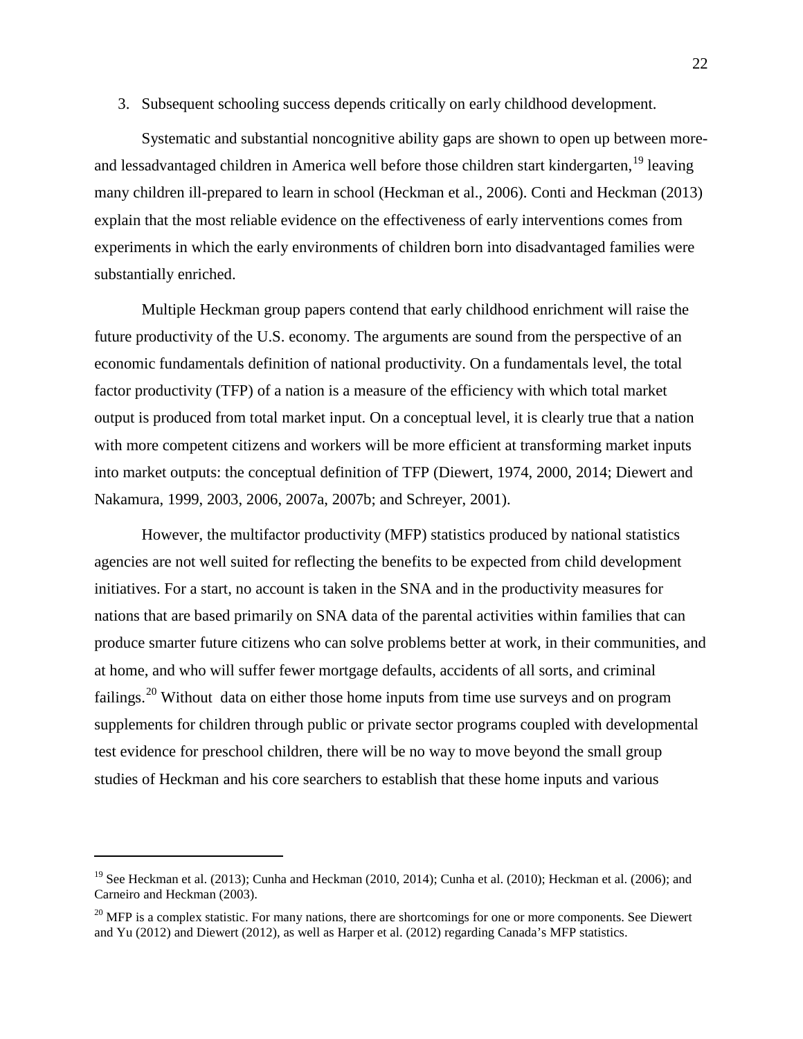3. Subsequent schooling success depends critically on early childhood development.

Systematic and substantial noncognitive ability gaps are shown to open up between more- and lessadvantaged children in America well before those children start kindergarten,[19] leaving many children ill-prepared to learn in school (Heckman et al., 2006). Conti and Heckman (2013) explain that the most reliable evidence on the effectiveness of early interventions comes from experiments in which the early environments of children born into disadvantaged families were substantially enriched.

Multiple Heckman group papers contend that early childhood enrichment will raise the future productivity of the U.S. economy. The arguments are sound from the perspective of an economic fundamentals definition of national productivity. On a fundamentals level, the total factor productivity (TFP) of a nation is a measure of the efficiency with which total market output is produced from total market input. On a conceptual level, it is clearly true that a nation with more competent citizens and workers will be more efficient at transforming market inputs into market outputs: the conceptual definition of TFP (Diewert, 1974, 2000, 2014; Diewert and Nakamura, 1999, 2003, 2006, 2007a, 2007b; and Schreyer, 2001).

However, the multifactor productivity (MFP) statistics produced by national statistics agencies are not well suited for reflecting the benefits to be expected from child development initiatives. For a start, no account is taken in the SNA and in the productivity measures for nations that are based primarily on SNA data of the parental activities within families that can produce smarter future citizens who can solve problems better at work, in their communities, and at home, and who will suffer fewer mortgage defaults, accidents of all sorts, and criminal failings.[20] Without data on either those home inputs from time use surveys and on program supplements for children through public or private sector programs coupled with developmental test evidence for preschool children, there will be no way to move beyond the small group studies of Heckman and his core searchers to establish that these home inputs and various

[19] See Heckman et al. (2013); Cunha and Heckman (2010, 2014); Cunha et al. (2010); Heckman et al. (2006); and Carneiro and Heckman (2003).

[20] MFP is a complex statistic. For many nations, there are shortcomings for one or more components. See Diewert and Yu (2012) and Diewert (2012), as well as Harper et al. (2012) regarding Canada's MFP statistics.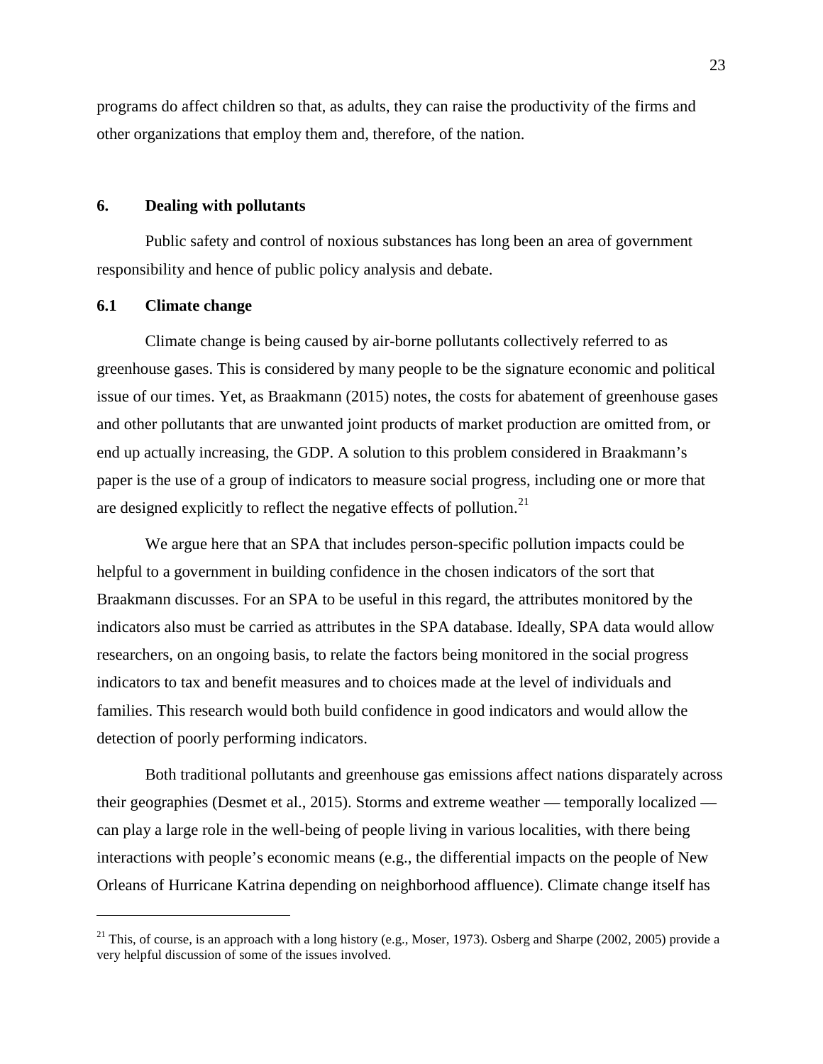programs do affect children so that, as adults, they can raise the productivity of the firms and other organizations that employ them and, therefore, of the nation.

## 6. Dealing with pollutants

Public safety and control of noxious substances has long been an area of government responsibility and hence of public policy analysis and debate.

### 6.1 Climate change

Climate change is being caused by air-borne pollutants collectively referred to as greenhouse gases. This is considered by many people to be the signature economic and political issue of our times. Yet, as Braakmann (2015) notes, the costs for abatement of greenhouse gases and other pollutants that are unwanted joint products of market production are omitted from, or end up actually increasing, the GDP. A solution to this problem considered in Braakmann's paper is the use of a group of indicators to measure social progress, including one or more that are designed explicitly to reflect the negative effects of pollution.[21]

We argue here that an SPA that includes person-specific pollution impacts could be helpful to a government in building confidence in the chosen indicators of the sort that Braakmann discusses. For an SPA to be useful in this regard, the attributes monitored by the indicators also must be carried as attributes in the SPA database. Ideally, SPA data would allow researchers, on an ongoing basis, to relate the factors being monitored in the social progress indicators to tax and benefit measures and to choices made at the level of individuals and families. This research would both build confidence in good indicators and would allow the detection of poorly performing indicators.

Both traditional pollutants and greenhouse gas emissions affect nations disparately across their geographies (Desmet et al., 2015). Storms and extreme weather — temporally localized — can play a large role in the well-being of people living in various localities, with there being interactions with people's economic means (e.g., the differential impacts on the people of New Orleans of Hurricane Katrina depending on neighborhood affluence). Climate change itself has

[21] This, of course, is an approach with a long history (e.g., Moser, 1973). Osberg and Sharpe (2002, 2005) provide a very helpful discussion of some of the issues involved.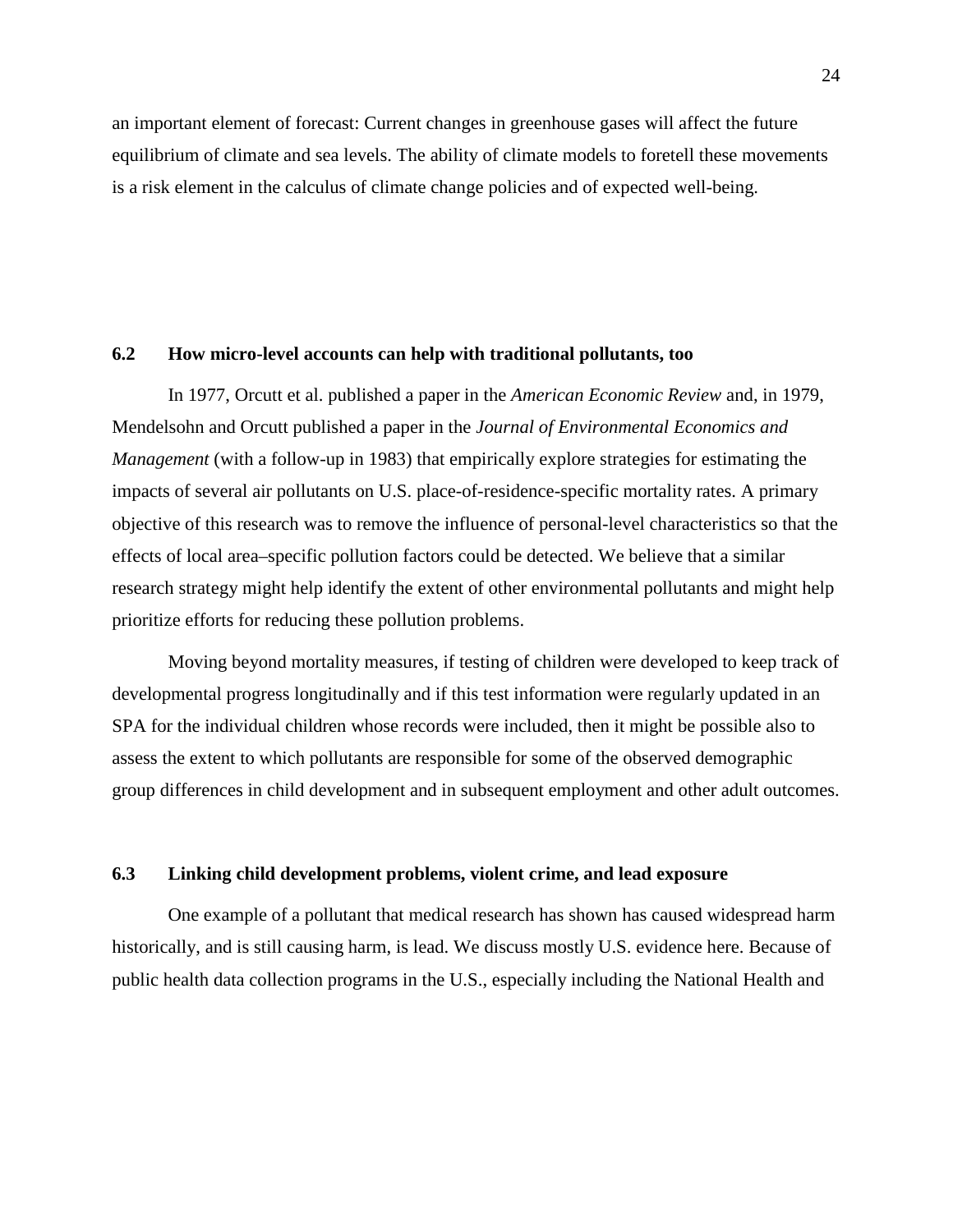an important element of forecast: Current changes in greenhouse gases will affect the future equilibrium of climate and sea levels. The ability of climate models to foretell these movements is a risk element in the calculus of climate change policies and of expected well-being.

### 6.2 How micro-level accounts can help with traditional pollutants, too

In 1977, Orcutt et al. published a paper in the *American Economic Review* and, in 1979, Mendelsohn and Orcutt published a paper in the *Journal of Environmental Economics and Management* (with a follow-up in 1983) that empirically explore strategies for estimating the impacts of several air pollutants on U.S. place-of-residence-specific mortality rates. A primary objective of this research was to remove the influence of personal-level characteristics so that the effects of local area–specific pollution factors could be detected. We believe that a similar research strategy might help identify the extent of other environmental pollutants and might help prioritize efforts for reducing these pollution problems.

Moving beyond mortality measures, if testing of children were developed to keep track of developmental progress longitudinally and if this test information were regularly updated in an SPA for the individual children whose records were included, then it might be possible also to assess the extent to which pollutants are responsible for some of the observed demographic group differences in child development and in subsequent employment and other adult outcomes.

### 6.3 Linking child development problems, violent crime, and lead exposure

One example of a pollutant that medical research has shown has caused widespread harm historically, and is still causing harm, is lead. We discuss mostly U.S. evidence here. Because of public health data collection programs in the U.S., especially including the National Health and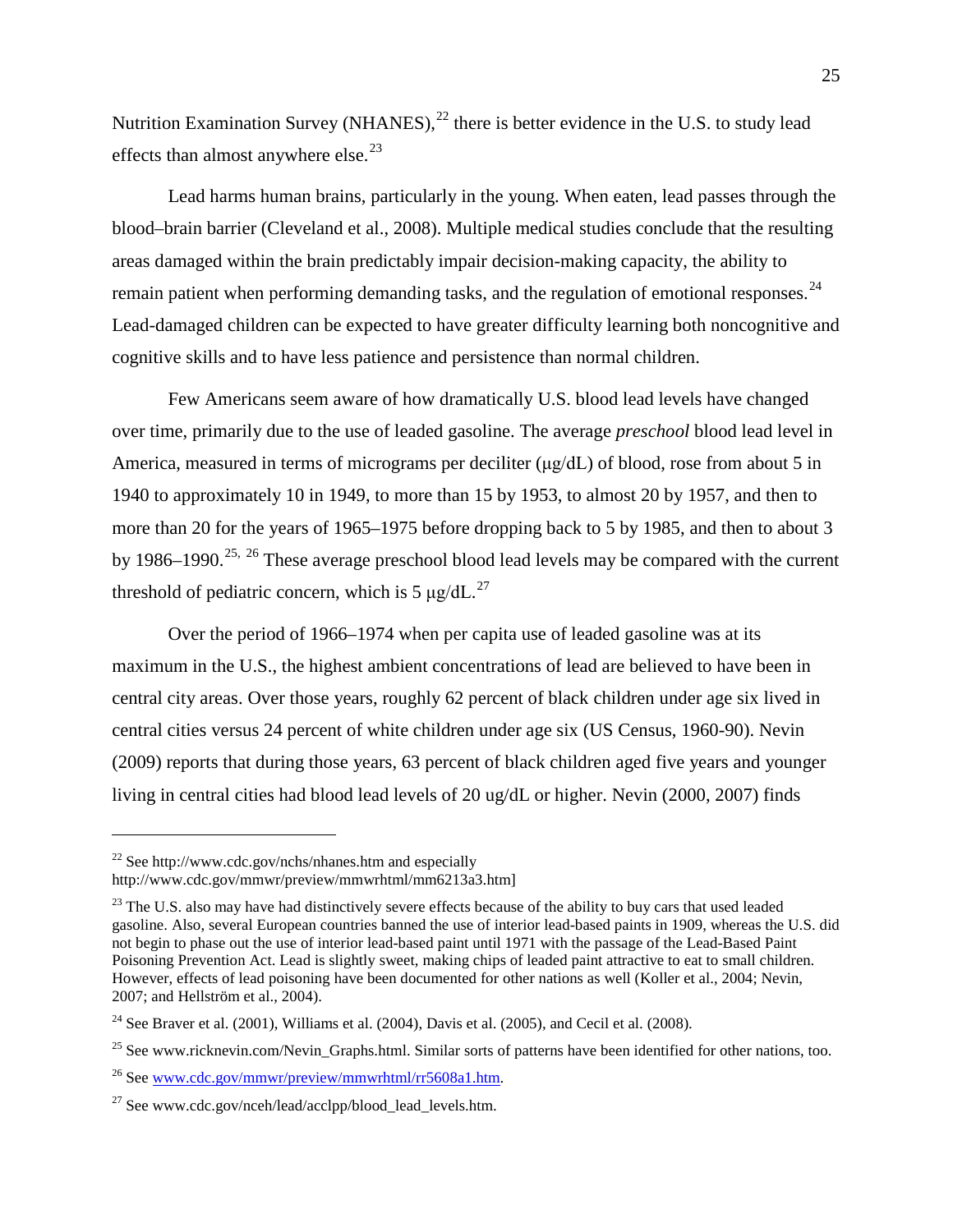Nutrition Examination Survey (NHANES),[22] there is better evidence in the U.S. to study lead effects than almost anywhere else.[23]

Lead harms human brains, particularly in the young. When eaten, lead passes through the blood–brain barrier (Cleveland et al., 2008). Multiple medical studies conclude that the resulting areas damaged within the brain predictably impair decision-making capacity, the ability to remain patient when performing demanding tasks, and the regulation of emotional responses.[24] Lead-damaged children can be expected to have greater difficulty learning both noncognitive and cognitive skills and to have less patience and persistence than normal children.

Few Americans seem aware of how dramatically U.S. blood lead levels have changed over time, primarily due to the use of leaded gasoline. The average *preschool* blood lead level in America, measured in terms of micrograms per deciliter (μg/dL) of blood, rose from about 5 in 1940 to approximately 10 in 1949, to more than 15 by 1953, to almost 20 by 1957, and then to more than 20 for the years of 1965–1975 before dropping back to 5 by 1985, and then to about 3 by 1986–1990.[25, 26] These average preschool blood lead levels may be compared with the current threshold of pediatric concern, which is 5 μg/dL.[27]

Over the period of 1966–1974 when per capita use of leaded gasoline was at its maximum in the U.S., the highest ambient concentrations of lead are believed to have been in central city areas. Over those years, roughly 62 percent of black children under age six lived in central cities versus 24 percent of white children under age six (US Census, 1960-90). Nevin (2009) reports that during those years, 63 percent of black children aged five years and younger living in central cities had blood lead levels of 20 ug/dL or higher. Nevin (2000, 2007) finds

---

[22] See http://www.cdc.gov/nchs/nhanes.htm and especially http://www.cdc.gov/mmwr/preview/mmwrhtml/mm6213a3.htm]

[23] The U.S. also may have had distinctively severe effects because of the ability to buy cars that used leaded gasoline. Also, several European countries banned the use of interior lead-based paints in 1909, whereas the U.S. did not begin to phase out the use of interior lead-based paint until 1971 with the passage of the Lead-Based Paint Poisoning Prevention Act. Lead is slightly sweet, making chips of leaded paint attractive to eat to small children. However, effects of lead poisoning have been documented for other nations as well (Koller et al., 2004; Nevin, 2007; and Hellström et al., 2004).

[24] See Braver et al. (2001), Williams et al. (2004), Davis et al. (2005), and Cecil et al. (2008).

[25] See www.ricknevin.com/Nevin_Graphs.html. Similar sorts of patterns have been identified for other nations, too.

[26] See www.cdc.gov/mmwr/preview/mmwrhtml/rr5608a1.htm.

[27] See www.cdc.gov/nceh/lead/acclpp/blood_lead_levels.htm.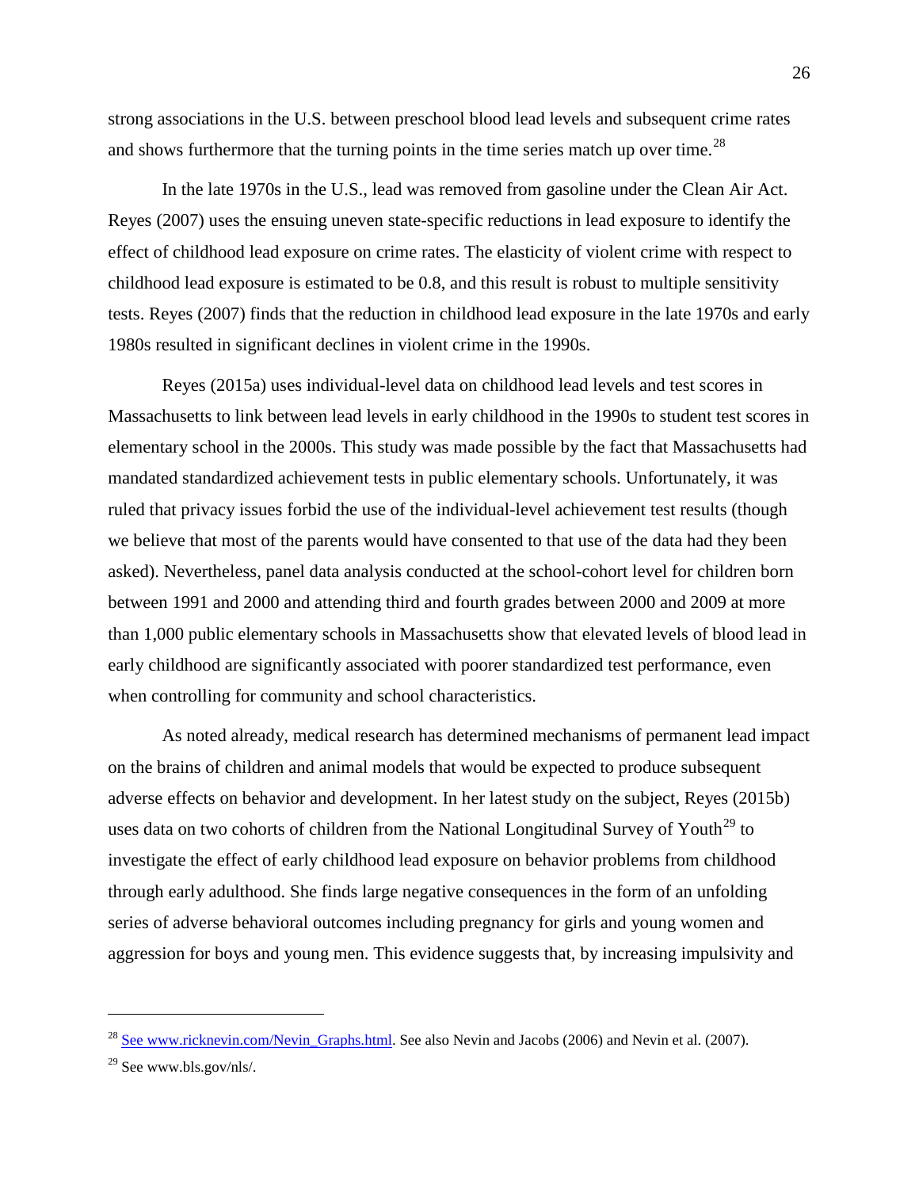strong associations in the U.S. between preschool blood lead levels and subsequent crime rates and shows furthermore that the turning points in the time series match up over time.[28]

In the late 1970s in the U.S., lead was removed from gasoline under the Clean Air Act. Reyes (2007) uses the ensuing uneven state-specific reductions in lead exposure to identify the effect of childhood lead exposure on crime rates. The elasticity of violent crime with respect to childhood lead exposure is estimated to be 0.8, and this result is robust to multiple sensitivity tests. Reyes (2007) finds that the reduction in childhood lead exposure in the late 1970s and early 1980s resulted in significant declines in violent crime in the 1990s.

Reyes (2015a) uses individual-level data on childhood lead levels and test scores in Massachusetts to link between lead levels in early childhood in the 1990s to student test scores in elementary school in the 2000s. This study was made possible by the fact that Massachusetts had mandated standardized achievement tests in public elementary schools. Unfortunately, it was ruled that privacy issues forbid the use of the individual-level achievement test results (though we believe that most of the parents would have consented to that use of the data had they been asked). Nevertheless, panel data analysis conducted at the school-cohort level for children born between 1991 and 2000 and attending third and fourth grades between 2000 and 2009 at more than 1,000 public elementary schools in Massachusetts show that elevated levels of blood lead in early childhood are significantly associated with poorer standardized test performance, even when controlling for community and school characteristics.

As noted already, medical research has determined mechanisms of permanent lead impact on the brains of children and animal models that would be expected to produce subsequent adverse effects on behavior and development. In her latest study on the subject, Reyes (2015b) uses data on two cohorts of children from the National Longitudinal Survey of Youth[29] to investigate the effect of early childhood lead exposure on behavior problems from childhood through early adulthood. She finds large negative consequences in the form of an unfolding series of adverse behavioral outcomes including pregnancy for girls and young women and aggression for boys and young men. This evidence suggests that, by increasing impulsivity and

---

[28] See www.ricknevin.com/Nevin_Graphs.html. See also Nevin and Jacobs (2006) and Nevin et al. (2007).

[29] See www.bls.gov/nls/.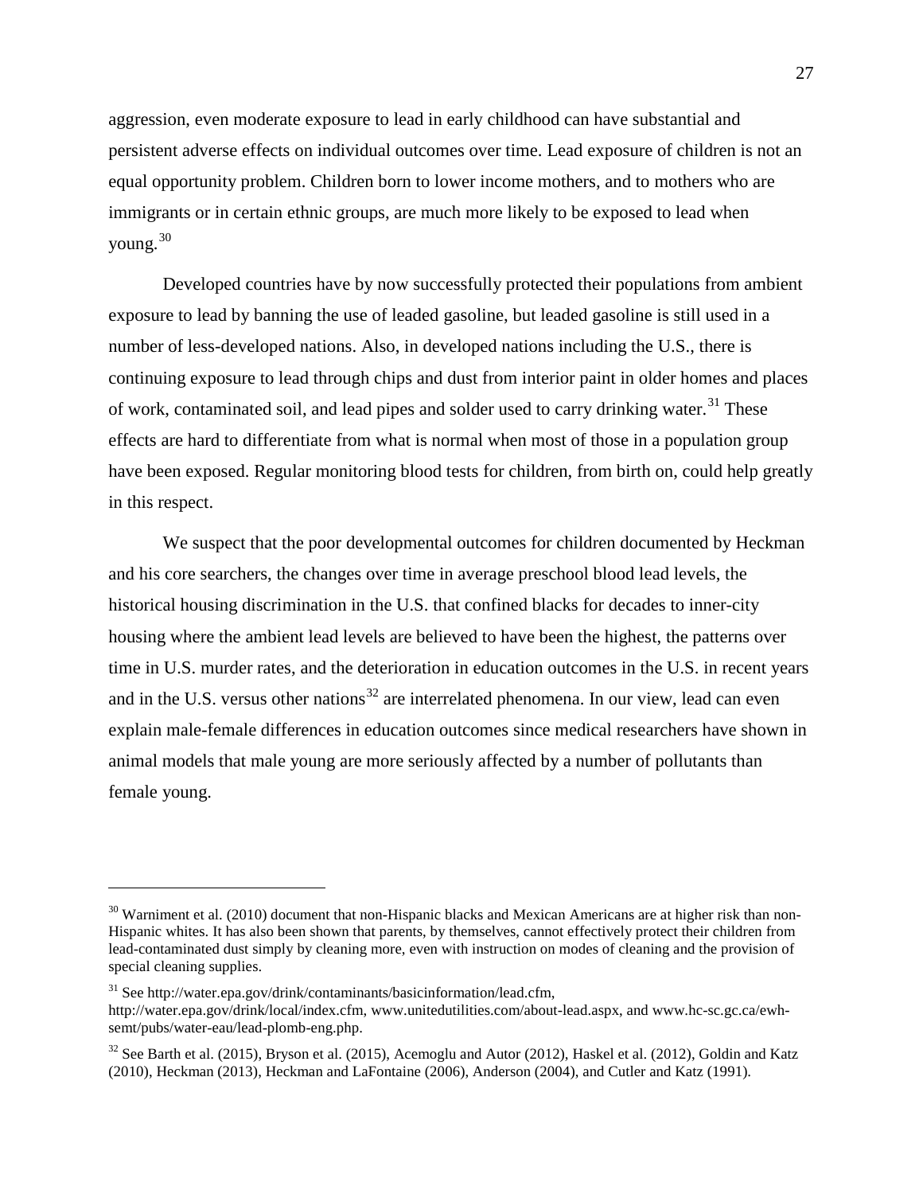aggression, even moderate exposure to lead in early childhood can have substantial and persistent adverse effects on individual outcomes over time. Lead exposure of children is not an equal opportunity problem. Children born to lower income mothers, and to mothers who are immigrants or in certain ethnic groups, are much more likely to be exposed to lead when young.[30]

Developed countries have by now successfully protected their populations from ambient exposure to lead by banning the use of leaded gasoline, but leaded gasoline is still used in a number of less-developed nations. Also, in developed nations including the U.S., there is continuing exposure to lead through chips and dust from interior paint in older homes and places of work, contaminated soil, and lead pipes and solder used to carry drinking water.[31] These effects are hard to differentiate from what is normal when most of those in a population group have been exposed. Regular monitoring blood tests for children, from birth on, could help greatly in this respect.

We suspect that the poor developmental outcomes for children documented by Heckman and his core searchers, the changes over time in average preschool blood lead levels, the historical housing discrimination in the U.S. that confined blacks for decades to inner-city housing where the ambient lead levels are believed to have been the highest, the patterns over time in U.S. murder rates, and the deterioration in education outcomes in the U.S. in recent years and in the U.S. versus other nations[32] are interrelated phenomena. In our view, lead can even explain male-female differences in education outcomes since medical researchers have shown in animal models that male young are more seriously affected by a number of pollutants than female young.

---

[30] Warniment et al. (2010) document that non-Hispanic blacks and Mexican Americans are at higher risk than non-Hispanic whites. It has also been shown that parents, by themselves, cannot effectively protect their children from lead-contaminated dust simply by cleaning more, even with instruction on modes of cleaning and the provision of special cleaning supplies.

[31] See http://water.epa.gov/drink/contaminants/basicinformation/lead.cfm, http://water.epa.gov/drink/local/index.cfm, www.unitedutilities.com/about-lead.aspx, and www.hc-sc.gc.ca/ewh-semt/pubs/water-eau/lead-plomb-eng.php.

[32] See Barth et al. (2015), Bryson et al. (2015), Acemoglu and Autor (2012), Haskel et al. (2012), Goldin and Katz (2010), Heckman (2013), Heckman and LaFontaine (2006), Anderson (2004), and Cutler and Katz (1991).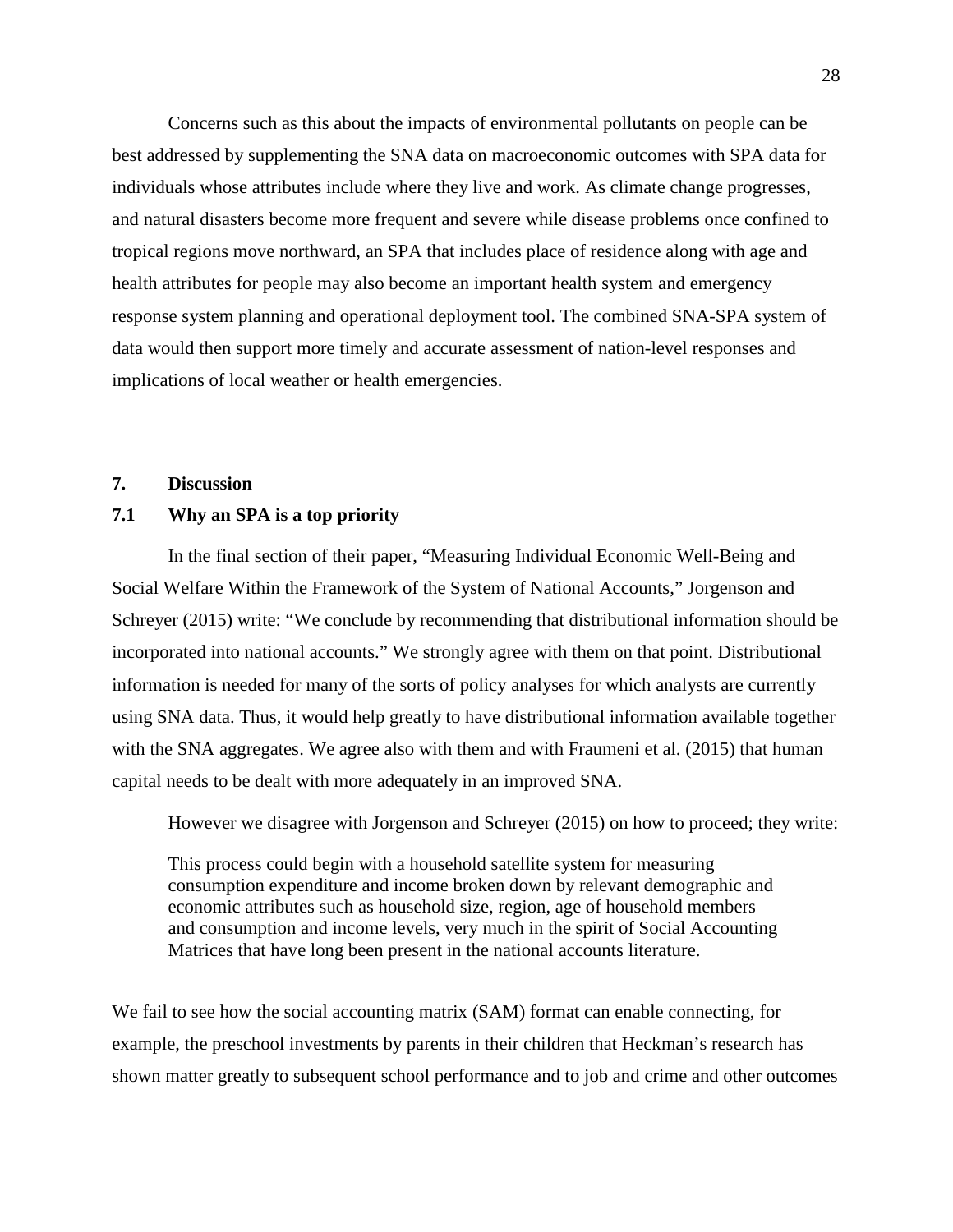Concerns such as this about the impacts of environmental pollutants on people can be best addressed by supplementing the SNA data on macroeconomic outcomes with SPA data for individuals whose attributes include where they live and work. As climate change progresses, and natural disasters become more frequent and severe while disease problems once confined to tropical regions move northward, an SPA that includes place of residence along with age and health attributes for people may also become an important health system and emergency response system planning and operational deployment tool. The combined SNA-SPA system of data would then support more timely and accurate assessment of nation-level responses and implications of local weather or health emergencies.

## 7. Discussion

### 7.1 Why an SPA is a top priority

In the final section of their paper, "Measuring Individual Economic Well-Being and Social Welfare Within the Framework of the System of National Accounts," Jorgenson and Schreyer (2015) write: "We conclude by recommending that distributional information should be incorporated into national accounts." We strongly agree with them on that point. Distributional information is needed for many of the sorts of policy analyses for which analysts are currently using SNA data. Thus, it would help greatly to have distributional information available together with the SNA aggregates. We agree also with them and with Fraumeni et al. (2015) that human capital needs to be dealt with more adequately in an improved SNA.

However we disagree with Jorgenson and Schreyer (2015) on how to proceed; they write:

> This process could begin with a household satellite system for measuring consumption expenditure and income broken down by relevant demographic and economic attributes such as household size, region, age of household members and consumption and income levels, very much in the spirit of Social Accounting Matrices that have long been present in the national accounts literature.

We fail to see how the social accounting matrix (SAM) format can enable connecting, for example, the preschool investments by parents in their children that Heckman's research has shown matter greatly to subsequent school performance and to job and crime and other outcomes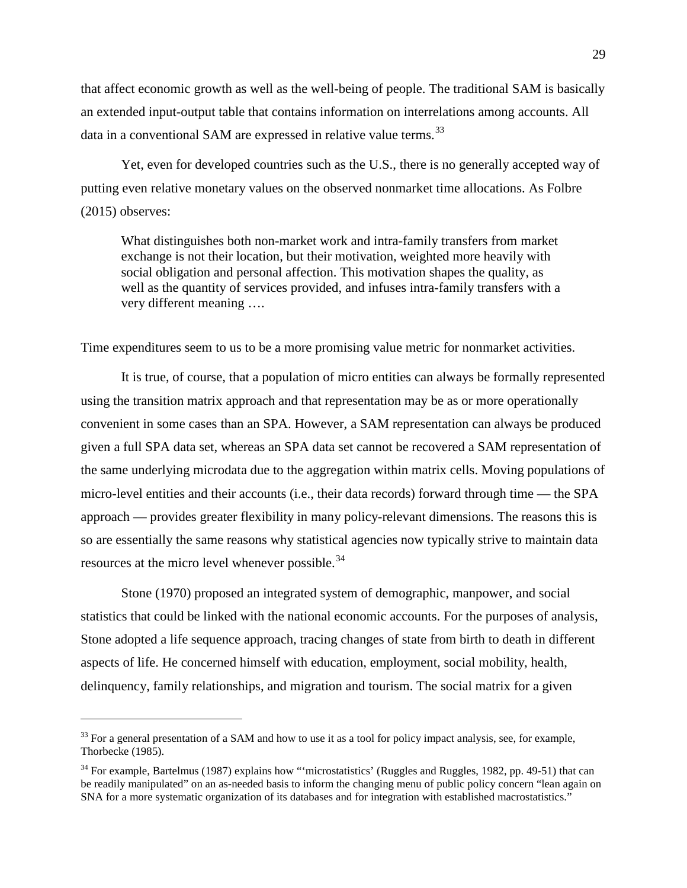that affect economic growth as well as the well-being of people. The traditional SAM is basically an extended input-output table that contains information on interrelations among accounts. All data in a conventional SAM are expressed in relative value terms.[33]

Yet, even for developed countries such as the U.S., there is no generally accepted way of putting even relative monetary values on the observed nonmarket time allocations. As Folbre (2015) observes:

> What distinguishes both non-market work and intra-family transfers from market exchange is not their location, but their motivation, weighted more heavily with social obligation and personal affection. This motivation shapes the quality, as well as the quantity of services provided, and infuses intra-family transfers with a very different meaning ….

Time expenditures seem to us to be a more promising value metric for nonmarket activities.

It is true, of course, that a population of micro entities can always be formally represented using the transition matrix approach and that representation may be as or more operationally convenient in some cases than an SPA. However, a SAM representation can always be produced given a full SPA data set, whereas an SPA data set cannot be recovered a SAM representation of the same underlying microdata due to the aggregation within matrix cells. Moving populations of micro-level entities and their accounts (i.e., their data records) forward through time — the SPA approach — provides greater flexibility in many policy-relevant dimensions. The reasons this is so are essentially the same reasons why statistical agencies now typically strive to maintain data resources at the micro level whenever possible.[34]

Stone (1970) proposed an integrated system of demographic, manpower, and social statistics that could be linked with the national economic accounts. For the purposes of analysis, Stone adopted a life sequence approach, tracing changes of state from birth to death in different aspects of life. He concerned himself with education, employment, social mobility, health, delinquency, family relationships, and migration and tourism. The social matrix for a given

---

[33] For a general presentation of a SAM and how to use it as a tool for policy impact analysis, see, for example, Thorbecke (1985).

[34] For example, Bartelmus (1987) explains how "'microstatistics' (Ruggles and Ruggles, 1982, pp. 49-51) that can be readily manipulated" on an as-needed basis to inform the changing menu of public policy concern "lean again on SNA for a more systematic organization of its databases and for integration with established macrostatistics."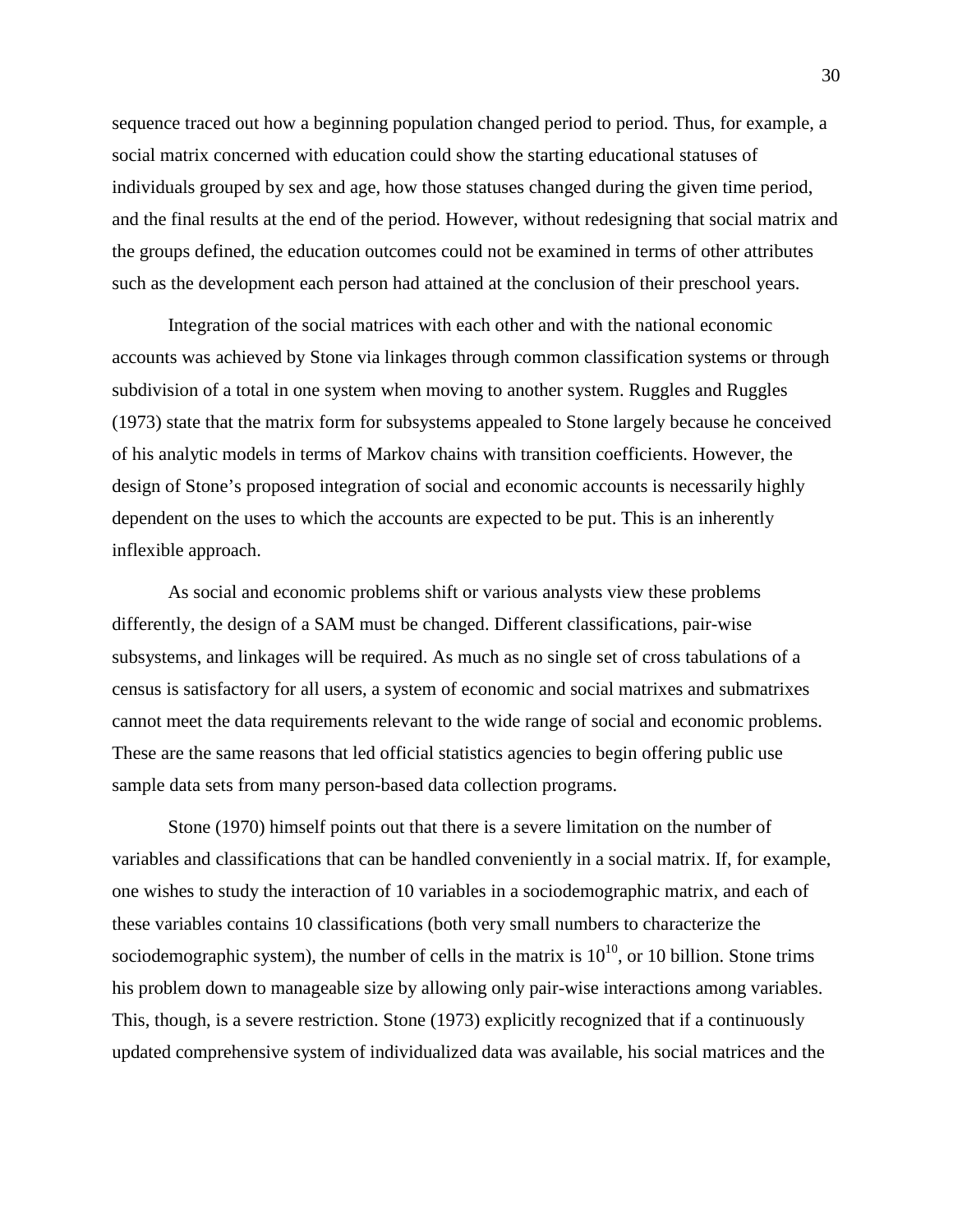sequence traced out how a beginning population changed period to period. Thus, for example, a social matrix concerned with education could show the starting educational statuses of individuals grouped by sex and age, how those statuses changed during the given time period, and the final results at the end of the period. However, without redesigning that social matrix and the groups defined, the education outcomes could not be examined in terms of other attributes such as the development each person had attained at the conclusion of their preschool years.

Integration of the social matrices with each other and with the national economic accounts was achieved by Stone via linkages through common classification systems or through subdivision of a total in one system when moving to another system. Ruggles and Ruggles (1973) state that the matrix form for subsystems appealed to Stone largely because he conceived of his analytic models in terms of Markov chains with transition coefficients. However, the design of Stone's proposed integration of social and economic accounts is necessarily highly dependent on the uses to which the accounts are expected to be put. This is an inherently inflexible approach.

As social and economic problems shift or various analysts view these problems differently, the design of a SAM must be changed. Different classifications, pair-wise subsystems, and linkages will be required. As much as no single set of cross tabulations of a census is satisfactory for all users, a system of economic and social matrixes and submatrixes cannot meet the data requirements relevant to the wide range of social and economic problems. These are the same reasons that led official statistics agencies to begin offering public use sample data sets from many person-based data collection programs.

Stone (1970) himself points out that there is a severe limitation on the number of variables and classifications that can be handled conveniently in a social matrix. If, for example, one wishes to study the interaction of 10 variables in a sociodemographic matrix, and each of these variables contains 10 classifications (both very small numbers to characterize the sociodemographic system), the number of cells in the matrix is $10^{10}$, or 10 billion. Stone trims his problem down to manageable size by allowing only pair-wise interactions among variables. This, though, is a severe restriction. Stone (1973) explicitly recognized that if a continuously updated comprehensive system of individualized data was available, his social matrices and the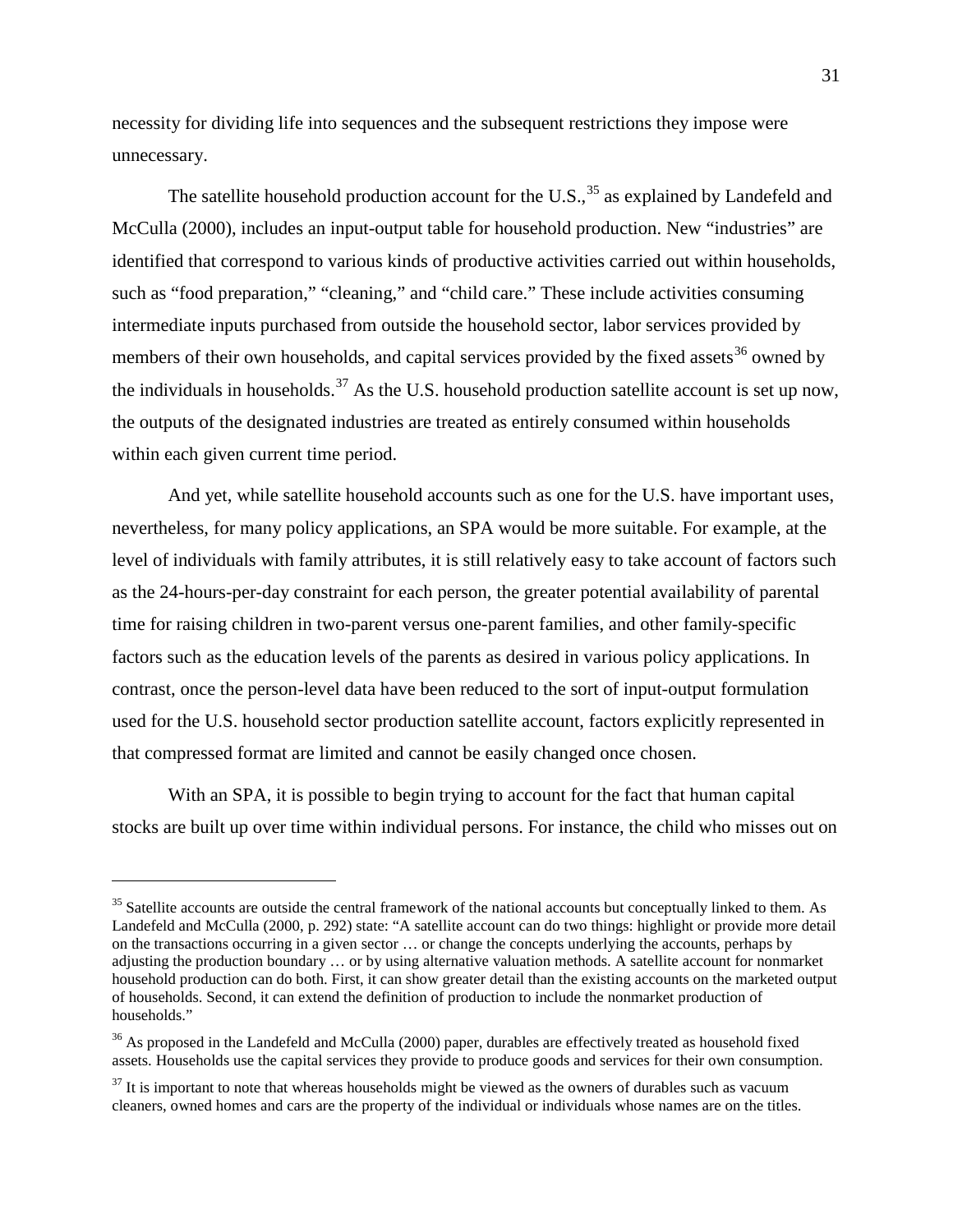necessity for dividing life into sequences and the subsequent restrictions they impose were unnecessary.

The satellite household production account for the U.S.,[35] as explained by Landefeld and McCulla (2000), includes an input-output table for household production. New "industries" are identified that correspond to various kinds of productive activities carried out within households, such as "food preparation," "cleaning," and "child care." These include activities consuming intermediate inputs purchased from outside the household sector, labor services provided by members of their own households, and capital services provided by the fixed assets[36] owned by the individuals in households.[37] As the U.S. household production satellite account is set up now, the outputs of the designated industries are treated as entirely consumed within households within each given current time period.

And yet, while satellite household accounts such as one for the U.S. have important uses, nevertheless, for many policy applications, an SPA would be more suitable. For example, at the level of individuals with family attributes, it is still relatively easy to take account of factors such as the 24-hours-per-day constraint for each person, the greater potential availability of parental time for raising children in two-parent versus one-parent families, and other family-specific factors such as the education levels of the parents as desired in various policy applications. In contrast, once the person-level data have been reduced to the sort of input-output formulation used for the U.S. household sector production satellite account, factors explicitly represented in that compressed format are limited and cannot be easily changed once chosen.

With an SPA, it is possible to begin trying to account for the fact that human capital stocks are built up over time within individual persons. For instance, the child who misses out on

---

[35] Satellite accounts are outside the central framework of the national accounts but conceptually linked to them. As Landefeld and McCulla (2000, p. 292) state: "A satellite account can do two things: highlight or provide more detail on the transactions occurring in a given sector … or change the concepts underlying the accounts, perhaps by adjusting the production boundary … or by using alternative valuation methods. A satellite account for nonmarket household production can do both. First, it can show greater detail than the existing accounts on the marketed output of households. Second, it can extend the definition of production to include the nonmarket production of households."

[36] As proposed in the Landefeld and McCulla (2000) paper, durables are effectively treated as household fixed assets. Households use the capital services they provide to produce goods and services for their own consumption.

[37] It is important to note that whereas households might be viewed as the owners of durables such as vacuum cleaners, owned homes and cars are the property of the individual or individuals whose names are on the titles.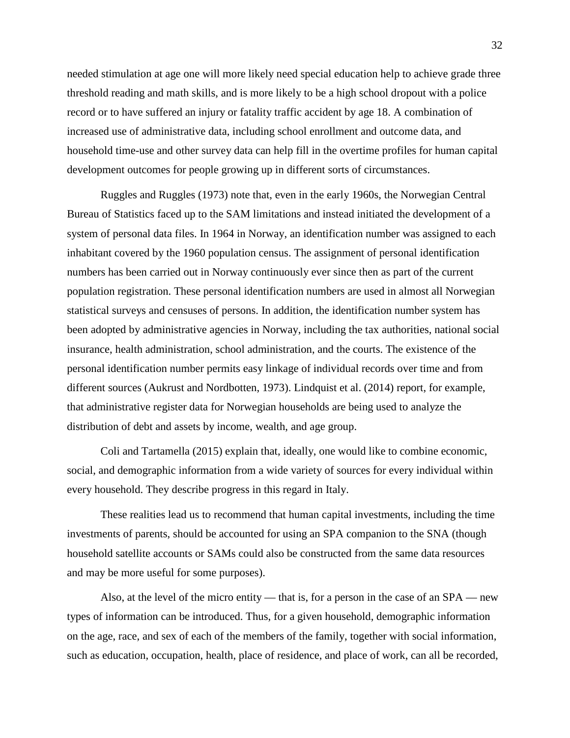needed stimulation at age one will more likely need special education help to achieve grade three threshold reading and math skills, and is more likely to be a high school dropout with a police record or to have suffered an injury or fatality traffic accident by age 18. A combination of increased use of administrative data, including school enrollment and outcome data, and household time-use and other survey data can help fill in the overtime profiles for human capital development outcomes for people growing up in different sorts of circumstances.

Ruggles and Ruggles (1973) note that, even in the early 1960s, the Norwegian Central Bureau of Statistics faced up to the SAM limitations and instead initiated the development of a system of personal data files. In 1964 in Norway, an identification number was assigned to each inhabitant covered by the 1960 population census. The assignment of personal identification numbers has been carried out in Norway continuously ever since then as part of the current population registration. These personal identification numbers are used in almost all Norwegian statistical surveys and censuses of persons. In addition, the identification number system has been adopted by administrative agencies in Norway, including the tax authorities, national social insurance, health administration, school administration, and the courts. The existence of the personal identification number permits easy linkage of individual records over time and from different sources (Aukrust and Nordbotten, 1973). Lindquist et al. (2014) report, for example, that administrative register data for Norwegian households are being used to analyze the distribution of debt and assets by income, wealth, and age group.

Coli and Tartamella (2015) explain that, ideally, one would like to combine economic, social, and demographic information from a wide variety of sources for every individual within every household. They describe progress in this regard in Italy.

These realities lead us to recommend that human capital investments, including the time investments of parents, should be accounted for using an SPA companion to the SNA (though household satellite accounts or SAMs could also be constructed from the same data resources and may be more useful for some purposes).

Also, at the level of the micro entity — that is, for a person in the case of an SPA — new types of information can be introduced. Thus, for a given household, demographic information on the age, race, and sex of each of the members of the family, together with social information, such as education, occupation, health, place of residence, and place of work, can all be recorded,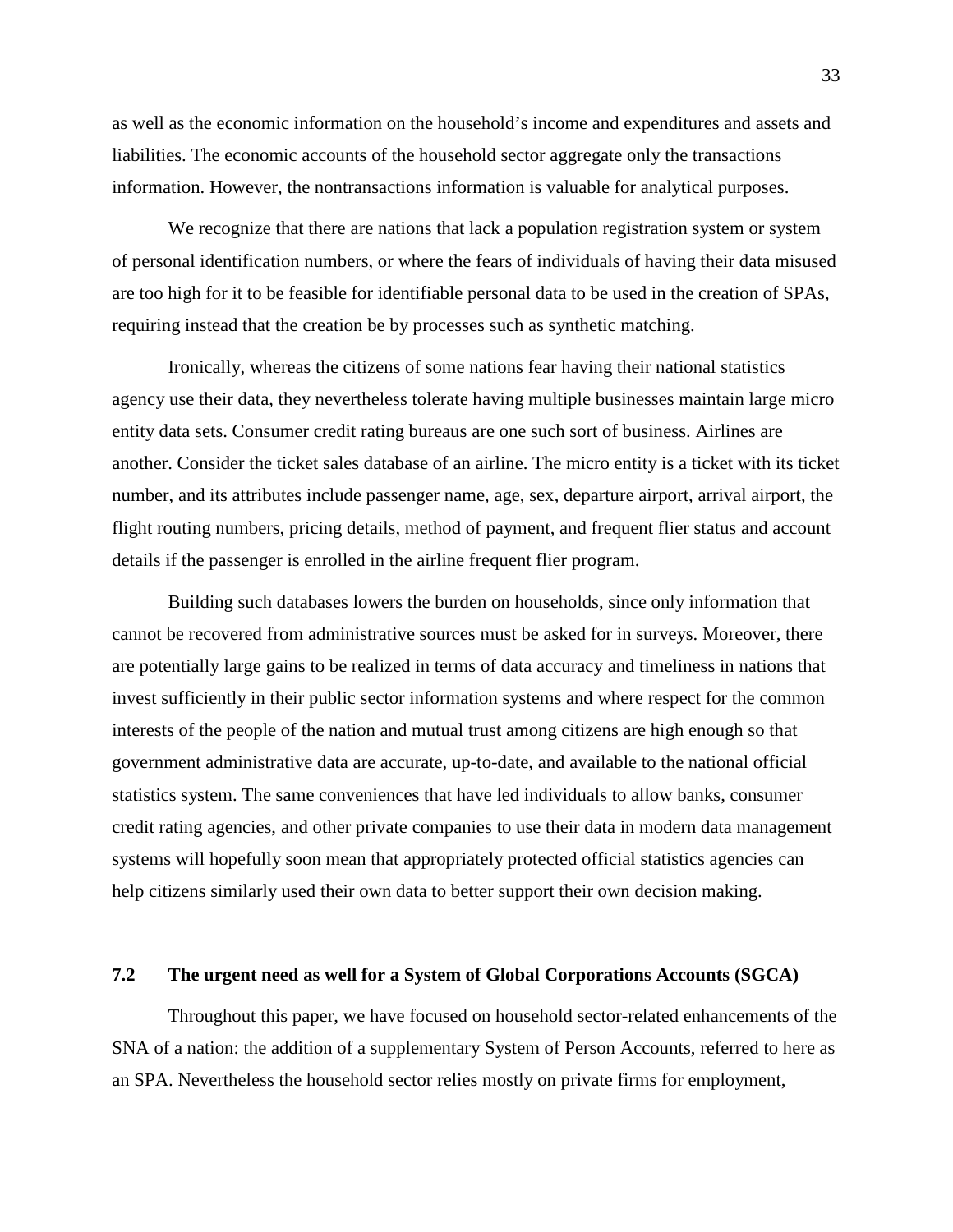as well as the economic information on the household's income and expenditures and assets and liabilities. The economic accounts of the household sector aggregate only the transactions information. However, the nontransactions information is valuable for analytical purposes.

We recognize that there are nations that lack a population registration system or system of personal identification numbers, or where the fears of individuals of having their data misused are too high for it to be feasible for identifiable personal data to be used in the creation of SPAs, requiring instead that the creation be by processes such as synthetic matching.

Ironically, whereas the citizens of some nations fear having their national statistics agency use their data, they nevertheless tolerate having multiple businesses maintain large micro entity data sets. Consumer credit rating bureaus are one such sort of business. Airlines are another. Consider the ticket sales database of an airline. The micro entity is a ticket with its ticket number, and its attributes include passenger name, age, sex, departure airport, arrival airport, the flight routing numbers, pricing details, method of payment, and frequent flier status and account details if the passenger is enrolled in the airline frequent flier program.

Building such databases lowers the burden on households, since only information that cannot be recovered from administrative sources must be asked for in surveys. Moreover, there are potentially large gains to be realized in terms of data accuracy and timeliness in nations that invest sufficiently in their public sector information systems and where respect for the common interests of the people of the nation and mutual trust among citizens are high enough so that government administrative data are accurate, up-to-date, and available to the national official statistics system. The same conveniences that have led individuals to allow banks, consumer credit rating agencies, and other private companies to use their data in modern data management systems will hopefully soon mean that appropriately protected official statistics agencies can help citizens similarly used their own data to better support their own decision making.

### 7.2 The urgent need as well for a System of Global Corporations Accounts (SGCA)

Throughout this paper, we have focused on household sector-related enhancements of the SNA of a nation: the addition of a supplementary System of Person Accounts, referred to here as an SPA. Nevertheless the household sector relies mostly on private firms for employment,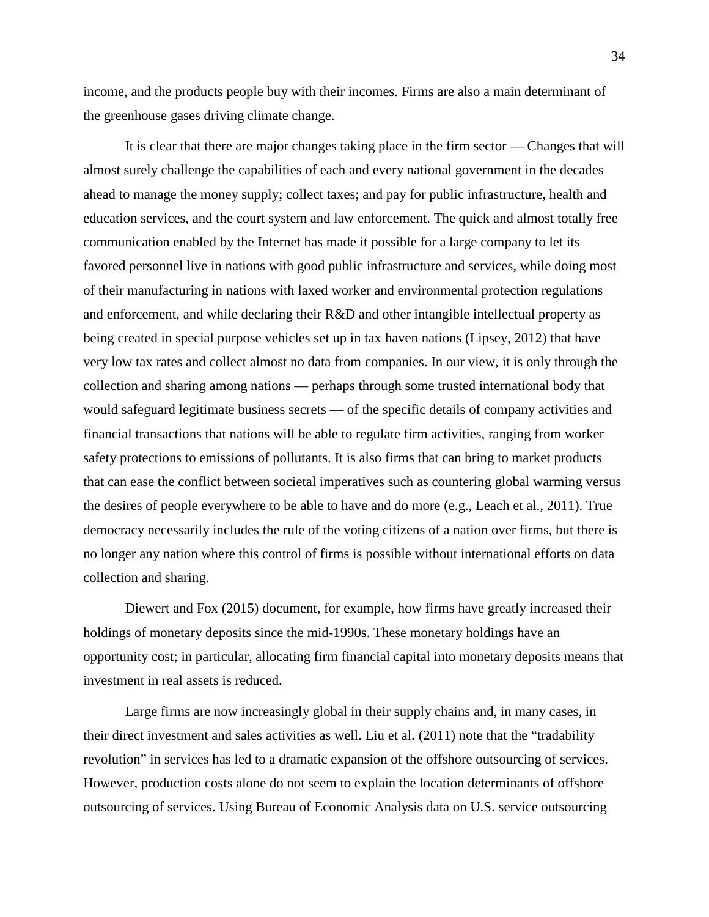income, and the products people buy with their incomes. Firms are also a main determinant of the greenhouse gases driving climate change.

It is clear that there are major changes taking place in the firm sector — Changes that will almost surely challenge the capabilities of each and every national government in the decades ahead to manage the money supply; collect taxes; and pay for public infrastructure, health and education services, and the court system and law enforcement. The quick and almost totally free communication enabled by the Internet has made it possible for a large company to let its favored personnel live in nations with good public infrastructure and services, while doing most of their manufacturing in nations with laxed worker and environmental protection regulations and enforcement, and while declaring their R&D and other intangible intellectual property as being created in special purpose vehicles set up in tax haven nations (Lipsey, 2012) that have very low tax rates and collect almost no data from companies. In our view, it is only through the collection and sharing among nations — perhaps through some trusted international body that would safeguard legitimate business secrets — of the specific details of company activities and financial transactions that nations will be able to regulate firm activities, ranging from worker safety protections to emissions of pollutants. It is also firms that can bring to market products that can ease the conflict between societal imperatives such as countering global warming versus the desires of people everywhere to be able to have and do more (e.g., Leach et al., 2011). True democracy necessarily includes the rule of the voting citizens of a nation over firms, but there is no longer any nation where this control of firms is possible without international efforts on data collection and sharing.

Diewert and Fox (2015) document, for example, how firms have greatly increased their holdings of monetary deposits since the mid-1990s. These monetary holdings have an opportunity cost; in particular, allocating firm financial capital into monetary deposits means that investment in real assets is reduced.

Large firms are now increasingly global in their supply chains and, in many cases, in their direct investment and sales activities as well. Liu et al. (2011) note that the "tradability revolution" in services has led to a dramatic expansion of the offshore outsourcing of services. However, production costs alone do not seem to explain the location determinants of offshore outsourcing of services. Using Bureau of Economic Analysis data on U.S. service outsourcing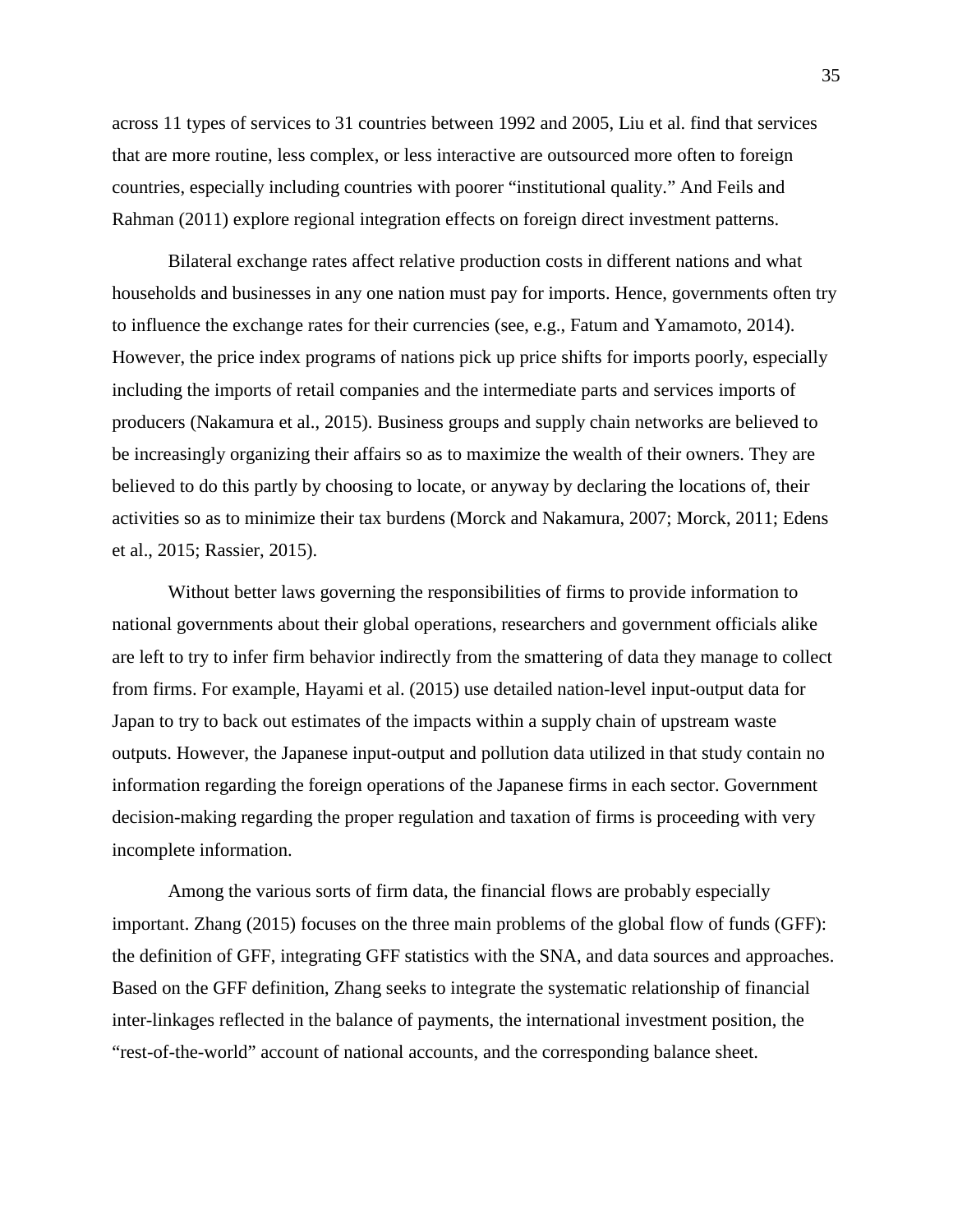across 11 types of services to 31 countries between 1992 and 2005, Liu et al. find that services that are more routine, less complex, or less interactive are outsourced more often to foreign countries, especially including countries with poorer "institutional quality." And Feils and Rahman (2011) explore regional integration effects on foreign direct investment patterns.

Bilateral exchange rates affect relative production costs in different nations and what households and businesses in any one nation must pay for imports. Hence, governments often try to influence the exchange rates for their currencies (see, e.g., Fatum and Yamamoto, 2014). However, the price index programs of nations pick up price shifts for imports poorly, especially including the imports of retail companies and the intermediate parts and services imports of producers (Nakamura et al., 2015). Business groups and supply chain networks are believed to be increasingly organizing their affairs so as to maximize the wealth of their owners. They are believed to do this partly by choosing to locate, or anyway by declaring the locations of, their activities so as to minimize their tax burdens (Morck and Nakamura, 2007; Morck, 2011; Edens et al., 2015; Rassier, 2015).

Without better laws governing the responsibilities of firms to provide information to national governments about their global operations, researchers and government officials alike are left to try to infer firm behavior indirectly from the smattering of data they manage to collect from firms. For example, Hayami et al. (2015) use detailed nation-level input-output data for Japan to try to back out estimates of the impacts within a supply chain of upstream waste outputs. However, the Japanese input-output and pollution data utilized in that study contain no information regarding the foreign operations of the Japanese firms in each sector. Government decision-making regarding the proper regulation and taxation of firms is proceeding with very incomplete information.

Among the various sorts of firm data, the financial flows are probably especially important. Zhang (2015) focuses on the three main problems of the global flow of funds (GFF): the definition of GFF, integrating GFF statistics with the SNA, and data sources and approaches. Based on the GFF definition, Zhang seeks to integrate the systematic relationship of financial inter-linkages reflected in the balance of payments, the international investment position, the "rest-of-the-world" account of national accounts, and the corresponding balance sheet.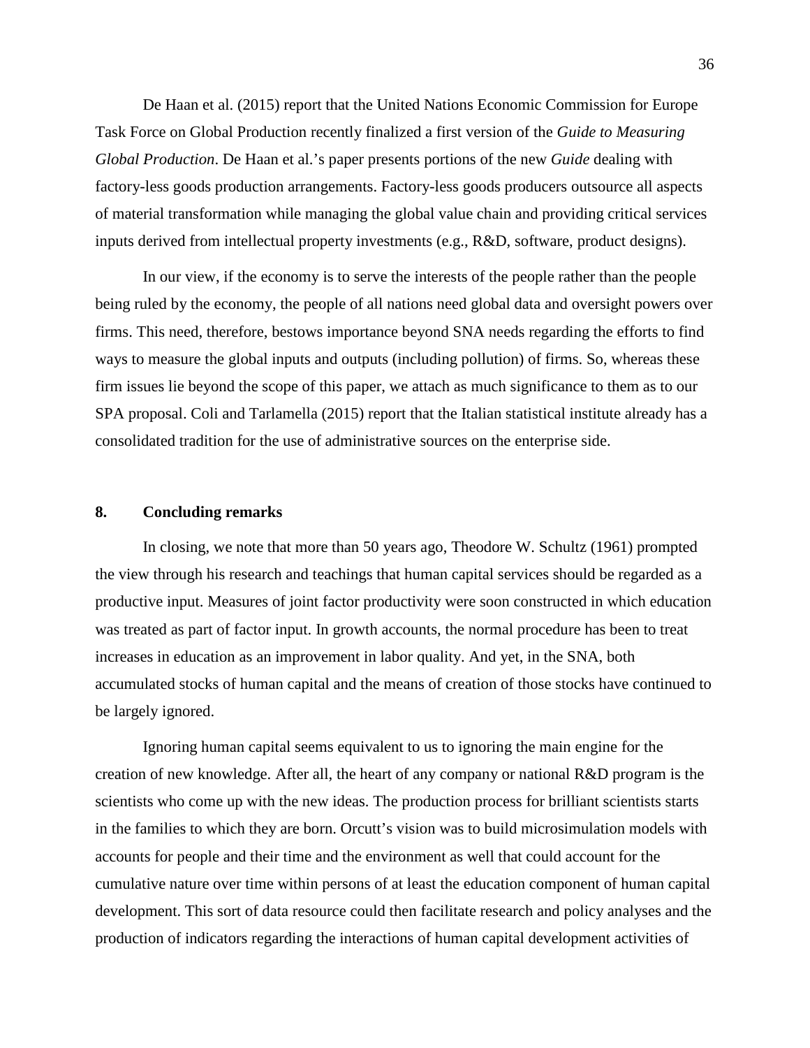De Haan et al. (2015) report that the United Nations Economic Commission for Europe Task Force on Global Production recently finalized a first version of the *Guide to Measuring Global Production*. De Haan et al.'s paper presents portions of the new *Guide* dealing with factory-less goods production arrangements. Factory-less goods producers outsource all aspects of material transformation while managing the global value chain and providing critical services inputs derived from intellectual property investments (e.g., R&D, software, product designs).

In our view, if the economy is to serve the interests of the people rather than the people being ruled by the economy, the people of all nations need global data and oversight powers over firms. This need, therefore, bestows importance beyond SNA needs regarding the efforts to find ways to measure the global inputs and outputs (including pollution) of firms. So, whereas these firm issues lie beyond the scope of this paper, we attach as much significance to them as to our SPA proposal. Coli and Tarlamella (2015) report that the Italian statistical institute already has a consolidated tradition for the use of administrative sources on the enterprise side.

## 8. Concluding remarks

In closing, we note that more than 50 years ago, Theodore W. Schultz (1961) prompted the view through his research and teachings that human capital services should be regarded as a productive input. Measures of joint factor productivity were soon constructed in which education was treated as part of factor input. In growth accounts, the normal procedure has been to treat increases in education as an improvement in labor quality. And yet, in the SNA, both accumulated stocks of human capital and the means of creation of those stocks have continued to be largely ignored.

Ignoring human capital seems equivalent to us to ignoring the main engine for the creation of new knowledge. After all, the heart of any company or national R&D program is the scientists who come up with the new ideas. The production process for brilliant scientists starts in the families to which they are born. Orcutt's vision was to build microsimulation models with accounts for people and their time and the environment as well that could account for the cumulative nature over time within persons of at least the education component of human capital development. This sort of data resource could then facilitate research and policy analyses and the production of indicators regarding the interactions of human capital development activities of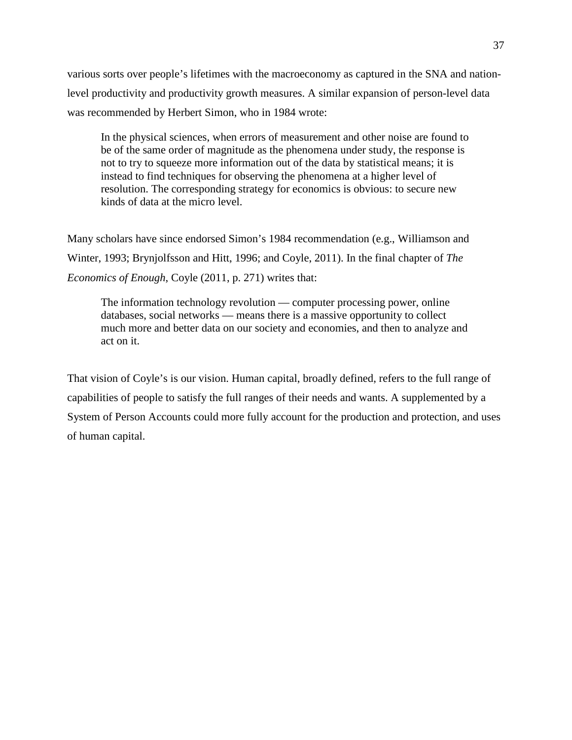various sorts over people's lifetimes with the macroeconomy as captured in the SNA and nation-level productivity and productivity growth measures. A similar expansion of person-level data was recommended by Herbert Simon, who in 1984 wrote:

> In the physical sciences, when errors of measurement and other noise are found to be of the same order of magnitude as the phenomena under study, the response is not to try to squeeze more information out of the data by statistical means; it is instead to find techniques for observing the phenomena at a higher level of resolution. The corresponding strategy for economics is obvious: to secure new kinds of data at the micro level.

Many scholars have since endorsed Simon's 1984 recommendation (e.g., Williamson and Winter, 1993; Brynjolfsson and Hitt, 1996; and Coyle, 2011). In the final chapter of *The Economics of Enough*, Coyle (2011, p. 271) writes that:

> The information technology revolution — computer processing power, online databases, social networks — means there is a massive opportunity to collect much more and better data on our society and economies, and then to analyze and act on it.

That vision of Coyle's is our vision. Human capital, broadly defined, refers to the full range of capabilities of people to satisfy the full ranges of their needs and wants. A supplemented by a System of Person Accounts could more fully account for the production and protection, and uses of human capital.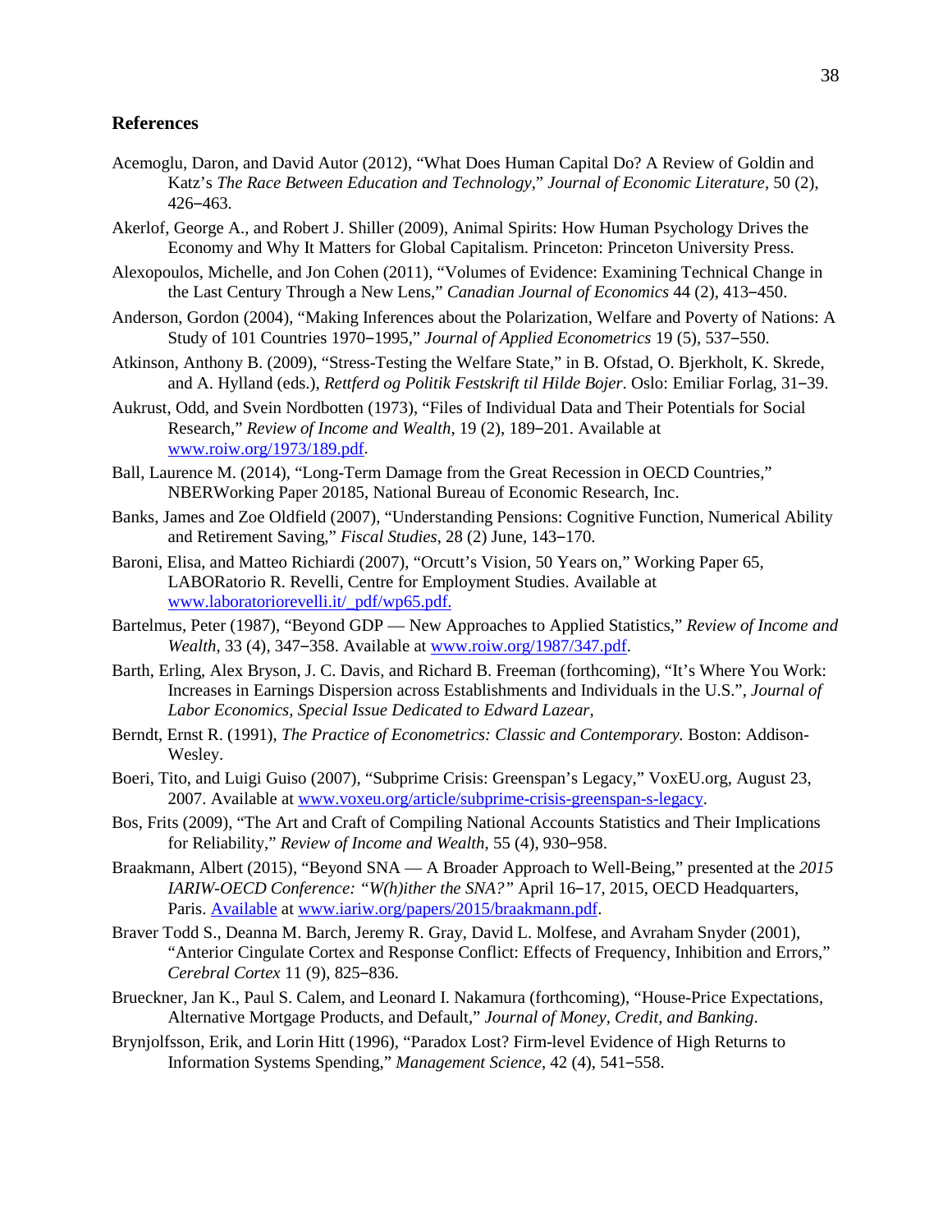## References

Acemoglu, Daron, and David Autor (2012), "What Does Human Capital Do? A Review of Goldin and Katz's *The Race Between Education and Technology*," *Journal of Economic Literature*, 50 (2), 426‒463.

Akerlof, George A., and Robert J. Shiller (2009), Animal Spirits: How Human Psychology Drives the Economy and Why It Matters for Global Capitalism. Princeton: Princeton University Press.

Alexopoulos, Michelle, and Jon Cohen (2011), "Volumes of Evidence: Examining Technical Change in the Last Century Through a New Lens," *Canadian Journal of Economics* 44 (2), 413‒450.

Anderson, Gordon (2004), "Making Inferences about the Polarization, Welfare and Poverty of Nations: A Study of 101 Countries 1970‒1995," *Journal of Applied Econometrics* 19 (5), 537‒550.

Atkinson, Anthony B. (2009), "Stress-Testing the Welfare State," in B. Ofstad, O. Bjerkholt, K. Skrede, and A. Hylland (eds.), *Rettferd og Politik Festskrift til Hilde Bojer*. Oslo: Emiliar Forlag, 31‒39.

Aukrust, Odd, and Svein Nordbotten (1973), "Files of Individual Data and Their Potentials for Social Research," *Review of Income and Wealth*, 19 (2), 189‒201. Available at www.roiw.org/1973/189.pdf.

Ball, Laurence M. (2014), "Long-Term Damage from the Great Recession in OECD Countries," NBERWorking Paper 20185, National Bureau of Economic Research, Inc.

Banks, James and Zoe Oldfield (2007), "Understanding Pensions: Cognitive Function, Numerical Ability and Retirement Saving," *Fiscal Studies*, 28 (2) June, 143‒170.

Baroni, Elisa, and Matteo Richiardi (2007), "Orcutt's Vision, 50 Years on," Working Paper 65, LABORatorio R. Revelli, Centre for Employment Studies. Available at www.laboratoriorevelli.it/_pdf/wp65.pdf.

Bartelmus, Peter (1987), "Beyond GDP — New Approaches to Applied Statistics," *Review of Income and Wealth*, 33 (4), 347‒358. Available at www.roiw.org/1987/347.pdf.

Barth, Erling, Alex Bryson, J. C. Davis, and Richard B. Freeman (forthcoming), "It's Where You Work: Increases in Earnings Dispersion across Establishments and Individuals in the U.S.", *Journal of Labor Economics, Special Issue Dedicated to Edward Lazear*,

Berndt, Ernst R. (1991), *The Practice of Econometrics: Classic and Contemporary.* Boston: Addison-Wesley.

Boeri, Tito, and Luigi Guiso (2007), "Subprime Crisis: Greenspan's Legacy," VoxEU.org, August 23, 2007. Available at www.voxeu.org/article/subprime-crisis-greenspan-s-legacy.

Bos, Frits (2009), "The Art and Craft of Compiling National Accounts Statistics and Their Implications for Reliability," *Review of Income and Wealth,* 55 (4), 930‒958.

Braakmann, Albert (2015), "Beyond SNA — A Broader Approach to Well-Being," presented at the *2015 IARIW-OECD Conference: "W(h)ither the SNA?"* April 16‒17, 2015, OECD Headquarters, Paris. Available at www.iariw.org/papers/2015/braakmann.pdf.

Braver Todd S., Deanna M. Barch, Jeremy R. Gray, David L. Molfese, and Avraham Snyder (2001), "Anterior Cingulate Cortex and Response Conflict: Effects of Frequency, Inhibition and Errors," *Cerebral Cortex* 11 (9), 825‒836.

Brueckner, Jan K., Paul S. Calem, and Leonard I. Nakamura (forthcoming), "House-Price Expectations, Alternative Mortgage Products, and Default," *Journal of Money, Credit, and Banking*.

Brynjolfsson, Erik, and Lorin Hitt (1996), "Paradox Lost? Firm-level Evidence of High Returns to Information Systems Spending," *Management Science*, 42 (4), 541‒558.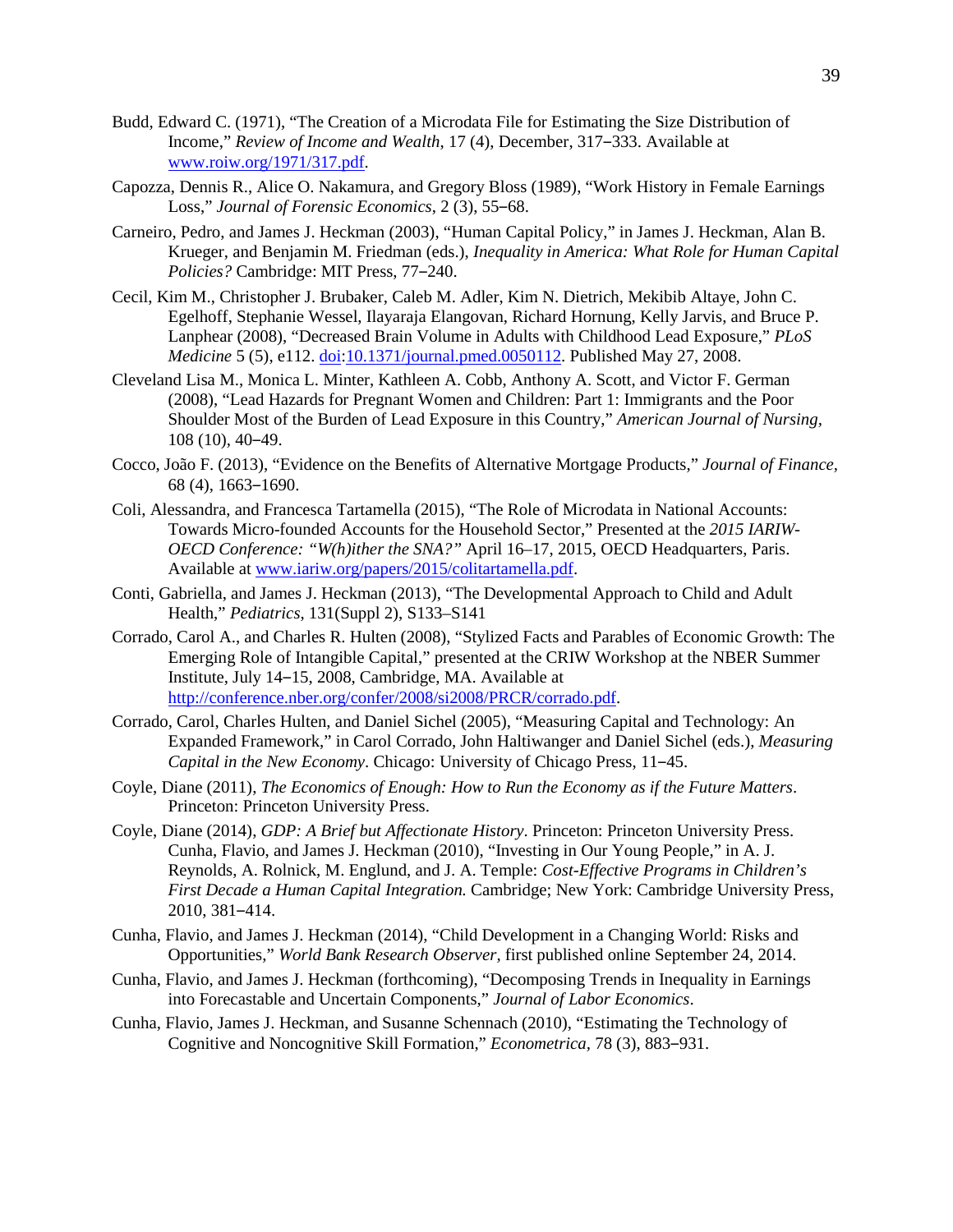Budd, Edward C. (1971), "The Creation of a Microdata File for Estimating the Size Distribution of Income," *Review of Income and Wealth*, 17 (4), December, 317–333. Available at www.roiw.org/1971/317.pdf.

Capozza, Dennis R., Alice O. Nakamura, and Gregory Bloss (1989), "Work History in Female Earnings Loss," *Journal of Forensic Economics*, 2 (3), 55–68.

Carneiro, Pedro, and James J. Heckman (2003), "Human Capital Policy," in James J. Heckman, Alan B. Krueger, and Benjamin M. Friedman (eds.), *Inequality in America: What Role for Human Capital Policies?* Cambridge: MIT Press, 77–240.

Cecil, Kim M., Christopher J. Brubaker, Caleb M. Adler, Kim N. Dietrich, Mekibib Altaye, John C. Egelhoff, Stephanie Wessel, Ilayaraja Elangovan, Richard Hornung, Kelly Jarvis, and Bruce P. Lanphear (2008), "Decreased Brain Volume in Adults with Childhood Lead Exposure," *PLoS Medicine* 5 (5), e112. doi:10.1371/journal.pmed.0050112. Published May 27, 2008.

Cleveland Lisa M., Monica L. Minter, Kathleen A. Cobb, Anthony A. Scott, and Victor F. German (2008), "Lead Hazards for Pregnant Women and Children: Part 1: Immigrants and the Poor Shoulder Most of the Burden of Lead Exposure in this Country," *American Journal of Nursing*, 108 (10), 40–49.

Cocco, João F. (2013), "Evidence on the Benefits of Alternative Mortgage Products," *Journal of Finance*, 68 (4), 1663–1690.

Coli, Alessandra, and Francesca Tartamella (2015), "The Role of Microdata in National Accounts: Towards Micro-founded Accounts for the Household Sector," Presented at the *2015 IARIW-OECD Conference: "W(h)ither the SNA?"* April 16–17, 2015, OECD Headquarters, Paris. Available at www.iariw.org/papers/2015/colitartamella.pdf.

Conti, Gabriella, and James J. Heckman (2013), "The Developmental Approach to Child and Adult Health," *Pediatrics*, 131(Suppl 2), S133–S141

Corrado, Carol A., and Charles R. Hulten (2008), "Stylized Facts and Parables of Economic Growth: The Emerging Role of Intangible Capital," presented at the CRIW Workshop at the NBER Summer Institute, July 14–15, 2008, Cambridge, MA. Available at http://conference.nber.org/confer/2008/si2008/PRCR/corrado.pdf.

Corrado, Carol, Charles Hulten, and Daniel Sichel (2005), "Measuring Capital and Technology: An Expanded Framework," in Carol Corrado, John Haltiwanger and Daniel Sichel (eds.), *Measuring Capital in the New Economy*. Chicago: University of Chicago Press, 11–45.

Coyle, Diane (2011), *The Economics of Enough: How to Run the Economy as if the Future Matters*. Princeton: Princeton University Press.

Coyle, Diane (2014), *GDP: A Brief but Affectionate History*. Princeton: Princeton University Press. Cunha, Flavio, and James J. Heckman (2010), "Investing in Our Young People," in A. J. Reynolds, A. Rolnick, M. Englund, and J. A. Temple: *Cost-Effective Programs in Children's First Decade a Human Capital Integration.* Cambridge; New York: Cambridge University Press, 2010, 381–414.

Cunha, Flavio, and James J. Heckman (2014), "Child Development in a Changing World: Risks and Opportunities," *World Bank Research Observer*, first published online September 24, 2014.

Cunha, Flavio, and James J. Heckman (forthcoming), "Decomposing Trends in Inequality in Earnings into Forecastable and Uncertain Components," *Journal of Labor Economics*.

Cunha, Flavio, James J. Heckman, and Susanne Schennach (2010), "Estimating the Technology of Cognitive and Noncognitive Skill Formation," *Econometrica*, 78 (3), 883–931.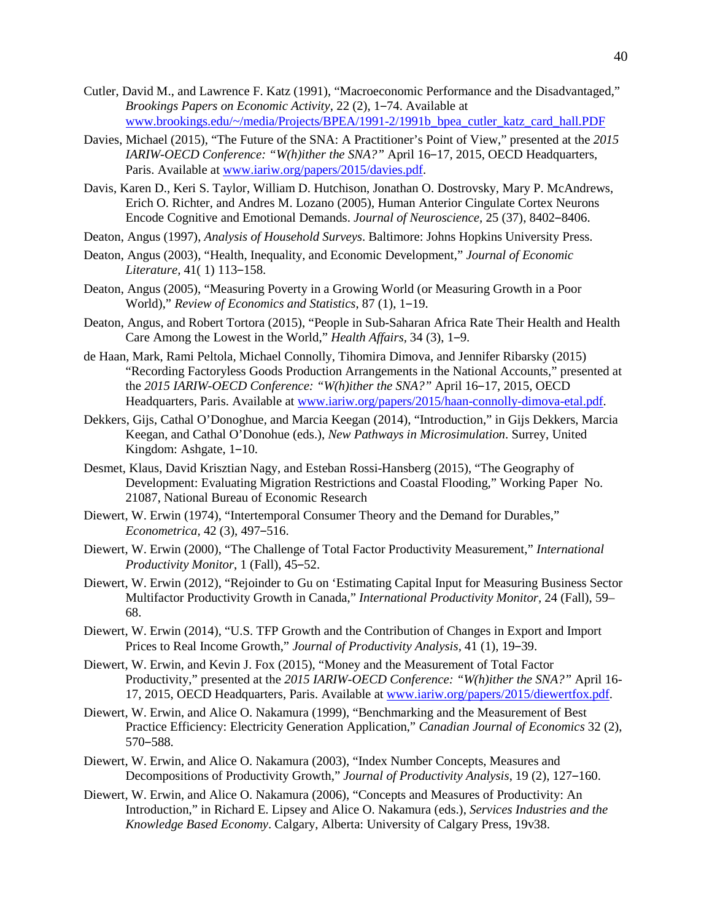Cutler, David M., and Lawrence F. Katz (1991), "Macroeconomic Performance and the Disadvantaged," *Brookings Papers on Economic Activity*, 22 (2), 1‒74. Available at www.brookings.edu/~/media/Projects/BPEA/1991-2/1991b_bpea_cutler_katz_card_hall.PDF

Davies, Michael (2015), "The Future of the SNA: A Practitioner's Point of View," presented at the *2015 IARIW-OECD Conference: "W(h)ither the SNA?"* April 16‒17, 2015, OECD Headquarters, Paris. Available at www.iariw.org/papers/2015/davies.pdf.

Davis, Karen D., Keri S. Taylor, William D. Hutchison, Jonathan O. Dostrovsky, Mary P. McAndrews, Erich O. Richter, and Andres M. Lozano (2005), Human Anterior Cingulate Cortex Neurons Encode Cognitive and Emotional Demands. *Journal of Neuroscience,* 25 (37), 8402‒8406.

Deaton, Angus (1997), *Analysis of Household Surveys*. Baltimore: Johns Hopkins University Press.

Deaton, Angus (2003), "Health, Inequality, and Economic Development," *Journal of Economic Literature,* 41( 1) 113‒158.

Deaton, Angus (2005), "Measuring Poverty in a Growing World (or Measuring Growth in a Poor World)," *Review of Economics and Statistics*, 87 (1), 1‒19.

Deaton, Angus, and Robert Tortora (2015), "People in Sub-Saharan Africa Rate Their Health and Health Care Among the Lowest in the World," *Health Affairs*, 34 (3), 1‒9.

de Haan, Mark, Rami Peltola, Michael Connolly, Tihomira Dimova, and Jennifer Ribarsky (2015) "Recording Factoryless Goods Production Arrangements in the National Accounts," presented at the *2015 IARIW-OECD Conference: "W(h)ither the SNA?"* April 16‒17, 2015, OECD Headquarters, Paris. Available at www.iariw.org/papers/2015/haan-connolly-dimova-etal.pdf.

Dekkers, Gijs, Cathal O'Donoghue, and Marcia Keegan (2014), "Introduction," in Gijs Dekkers, Marcia Keegan, and Cathal O'Donohue (eds.), *New Pathways in Microsimulation*. Surrey, United Kingdom: Ashgate, 1‒10.

Desmet, Klaus, David Krisztian Nagy, and Esteban Rossi-Hansberg (2015), "The Geography of Development: Evaluating Migration Restrictions and Coastal Flooding," Working Paper No. 21087, National Bureau of Economic Research

Diewert, W. Erwin (1974), "Intertemporal Consumer Theory and the Demand for Durables," *Econometrica,* 42 (3), 497‒516.

Diewert, W. Erwin (2000), "The Challenge of Total Factor Productivity Measurement," *International Productivity Monitor*, 1 (Fall), 45‒52.

Diewert, W. Erwin (2012), "Rejoinder to Gu on 'Estimating Capital Input for Measuring Business Sector Multifactor Productivity Growth in Canada," *International Productivity Monitor*, 24 (Fall), 59–68.

Diewert, W. Erwin (2014), "U.S. TFP Growth and the Contribution of Changes in Export and Import Prices to Real Income Growth," *Journal of Productivity Analysis,* 41 (1), 19‒39.

Diewert, W. Erwin, and Kevin J. Fox (2015), "Money and the Measurement of Total Factor Productivity," presented at the *2015 IARIW-OECD Conference: "W(h)ither the SNA?"* April 16-17, 2015, OECD Headquarters, Paris. Available at www.iariw.org/papers/2015/diewertfox.pdf.

Diewert, W. Erwin, and Alice O. Nakamura (1999), "Benchmarking and the Measurement of Best Practice Efficiency: Electricity Generation Application," *Canadian Journal of Economics* 32 (2), 570‒588.

Diewert, W. Erwin, and Alice O. Nakamura (2003), "Index Number Concepts, Measures and Decompositions of Productivity Growth," *Journal of Productivity Analysis*, 19 (2), 127‒160.

Diewert, W. Erwin, and Alice O. Nakamura (2006), "Concepts and Measures of Productivity: An Introduction," in Richard E. Lipsey and Alice O. Nakamura (eds.), *Services Industries and the Knowledge Based Economy*. Calgary, Alberta: University of Calgary Press, 19v38.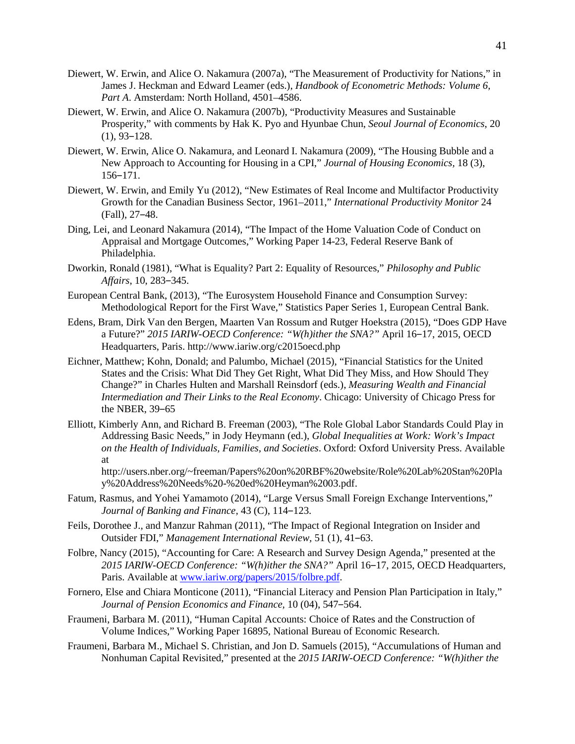Diewert, W. Erwin, and Alice O. Nakamura (2007a), "The Measurement of Productivity for Nations," in James J. Heckman and Edward Leamer (eds.), *Handbook of Econometric Methods: Volume 6, Part A*. Amsterdam: North Holland, 4501–4586.

Diewert, W. Erwin, and Alice O. Nakamura (2007b), "Productivity Measures and Sustainable Prosperity," with comments by Hak K. Pyo and Hyunbae Chun, *Seoul Journal of Economics*, 20 (1), 93–128.

Diewert, W. Erwin, Alice O. Nakamura, and Leonard I. Nakamura (2009), "The Housing Bubble and a New Approach to Accounting for Housing in a CPI," *Journal of Housing Economics*, 18 (3), 156–171.

Diewert, W. Erwin, and Emily Yu (2012), "New Estimates of Real Income and Multifactor Productivity Growth for the Canadian Business Sector, 1961–2011," *International Productivity Monitor* 24 (Fall), 27–48.

Ding, Lei, and Leonard Nakamura (2014), "The Impact of the Home Valuation Code of Conduct on Appraisal and Mortgage Outcomes," Working Paper 14-23, Federal Reserve Bank of Philadelphia.

Dworkin, Ronald (1981), "What is Equality? Part 2: Equality of Resources," *Philosophy and Public Affairs*, 10, 283–345.

European Central Bank, (2013), "The Eurosystem Household Finance and Consumption Survey: Methodological Report for the First Wave," Statistics Paper Series 1, European Central Bank.

Edens, Bram, Dirk Van den Bergen, Maarten Van Rossum and Rutger Hoekstra (2015), "Does GDP Have a Future?" *2015 IARIW-OECD Conference: "W(h)ither the SNA?"* April 16–17, 2015, OECD Headquarters, Paris. http://www.iariw.org/c2015oecd.php

Eichner, Matthew; Kohn, Donald; and Palumbo, Michael (2015), "Financial Statistics for the United States and the Crisis: What Did They Get Right, What Did They Miss, and How Should They Change?" in Charles Hulten and Marshall Reinsdorf (eds.), *Measuring Wealth and Financial Intermediation and Their Links to the Real Economy*. Chicago: University of Chicago Press for the NBER, 39–65

Elliott, Kimberly Ann, and Richard B. Freeman (2003), "The Role Global Labor Standards Could Play in Addressing Basic Needs," in Jody Heymann (ed.), *Global Inequalities at Work: Work's Impact on the Health of Individuals, Families, and Societies*. Oxford: Oxford University Press. Available at http://users.nber.org/~freeman/Papers%20on%20RBF%20website/Role%20Lab%20Stan%20Play%20Address%20Needs%20-%20ed%20Heyman%2003.pdf.

Fatum, Rasmus, and Yohei Yamamoto (2014), "Large Versus Small Foreign Exchange Interventions," *Journal of Banking and Finance*, 43 (C), 114–123.

Feils, Dorothee J., and Manzur Rahman (2011), "The Impact of Regional Integration on Insider and Outsider FDI," *Management International Review*, 51 (1), 41–63.

Folbre, Nancy (2015), "Accounting for Care: A Research and Survey Design Agenda," presented at the *2015 IARIW-OECD Conference: "W(h)ither the SNA?"* April 16–17, 2015, OECD Headquarters, Paris. Available at www.iariw.org/papers/2015/folbre.pdf.

Fornero, Else and Chiara Monticone (2011), "Financial Literacy and Pension Plan Participation in Italy," *Journal of Pension Economics and Finance*, 10 (04), 547–564.

Fraumeni, Barbara M. (2011), "Human Capital Accounts: Choice of Rates and the Construction of Volume Indices," Working Paper 16895, National Bureau of Economic Research.

Fraumeni, Barbara M., Michael S. Christian, and Jon D. Samuels (2015), "Accumulations of Human and Nonhuman Capital Revisited," presented at the *2015 IARIW-OECD Conference: "W(h)ither the*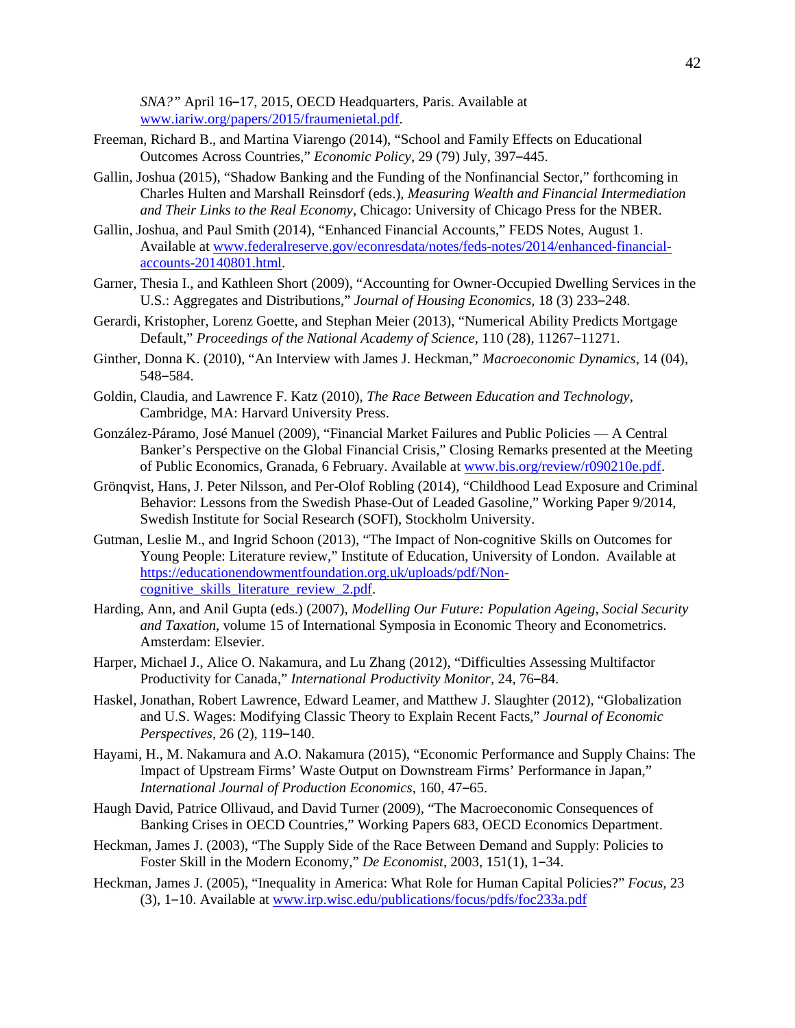*SNA?"* April 16–17, 2015, OECD Headquarters, Paris. Available at www.iariw.org/papers/2015/fraumenietal.pdf.

Freeman, Richard B., and Martina Viarengo (2014), "School and Family Effects on Educational Outcomes Across Countries," *Economic Policy*, 29 (79) July, 397–445.

Gallin, Joshua (2015), "Shadow Banking and the Funding of the Nonfinancial Sector," forthcoming in Charles Hulten and Marshall Reinsdorf (eds.), *Measuring Wealth and Financial Intermediation and Their Links to the Real Economy*, Chicago: University of Chicago Press for the NBER.

Gallin, Joshua, and Paul Smith (2014), "Enhanced Financial Accounts," FEDS Notes, August 1. Available at www.federalreserve.gov/econresdata/notes/feds-notes/2014/enhanced-financial-accounts-20140801.html.

Garner, Thesia I., and Kathleen Short (2009), "Accounting for Owner-Occupied Dwelling Services in the U.S.: Aggregates and Distributions," *Journal of Housing Economics*, 18 (3) 233–248.

Gerardi, Kristopher, Lorenz Goette, and Stephan Meier (2013), "Numerical Ability Predicts Mortgage Default," *Proceedings of the National Academy of Science*, 110 (28), 11267–11271.

Ginther, Donna K. (2010), "An Interview with James J. Heckman," *Macroeconomic Dynamics*, 14 (04), 548–584.

Goldin, Claudia, and Lawrence F. Katz (2010), *The Race Between Education and Technology*, Cambridge, MA: Harvard University Press.

González-Páramo, José Manuel (2009), "Financial Market Failures and Public Policies — A Central Banker's Perspective on the Global Financial Crisis," Closing Remarks presented at the Meeting of Public Economics, Granada, 6 February. Available at www.bis.org/review/r090210e.pdf.

Grönqvist, Hans, J. Peter Nilsson, and Per-Olof Robling (2014), "Childhood Lead Exposure and Criminal Behavior: Lessons from the Swedish Phase-Out of Leaded Gasoline," Working Paper 9/2014, Swedish Institute for Social Research (SOFI), Stockholm University.

Gutman, Leslie M., and Ingrid Schoon (2013), "The Impact of Non-cognitive Skills on Outcomes for Young People: Literature review," Institute of Education, University of London. Available at https://educationendowmentfoundation.org.uk/uploads/pdf/Non-cognitive_skills_literature_review_2.pdf.

Harding, Ann, and Anil Gupta (eds.) (2007), *Modelling Our Future: Population Ageing, Social Security and Taxation*, volume 15 of International Symposia in Economic Theory and Econometrics. Amsterdam: Elsevier.

Harper, Michael J., Alice O. Nakamura, and Lu Zhang (2012), "Difficulties Assessing Multifactor Productivity for Canada," *International Productivity Monitor*, 24, 76–84.

Haskel, Jonathan, Robert Lawrence, Edward Leamer, and Matthew J. Slaughter (2012), "Globalization and U.S. Wages: Modifying Classic Theory to Explain Recent Facts," *Journal of Economic Perspectives*, 26 (2), 119–140.

Hayami, H., M. Nakamura and A.O. Nakamura (2015), "Economic Performance and Supply Chains: The Impact of Upstream Firms' Waste Output on Downstream Firms' Performance in Japan," *International Journal of Production Economics*, 160, 47–65.

Haugh David, Patrice Ollivaud, and David Turner (2009), "The Macroeconomic Consequences of Banking Crises in OECD Countries," Working Papers 683, OECD Economics Department.

Heckman, James J. (2003), "The Supply Side of the Race Between Demand and Supply: Policies to Foster Skill in the Modern Economy," *De Economist*, 2003, 151(1), 1–34.

Heckman, James J. (2005), "Inequality in America: What Role for Human Capital Policies?" *Focus*, 23 (3), 1–10. Available at www.irp.wisc.edu/publications/focus/pdfs/foc233a.pdf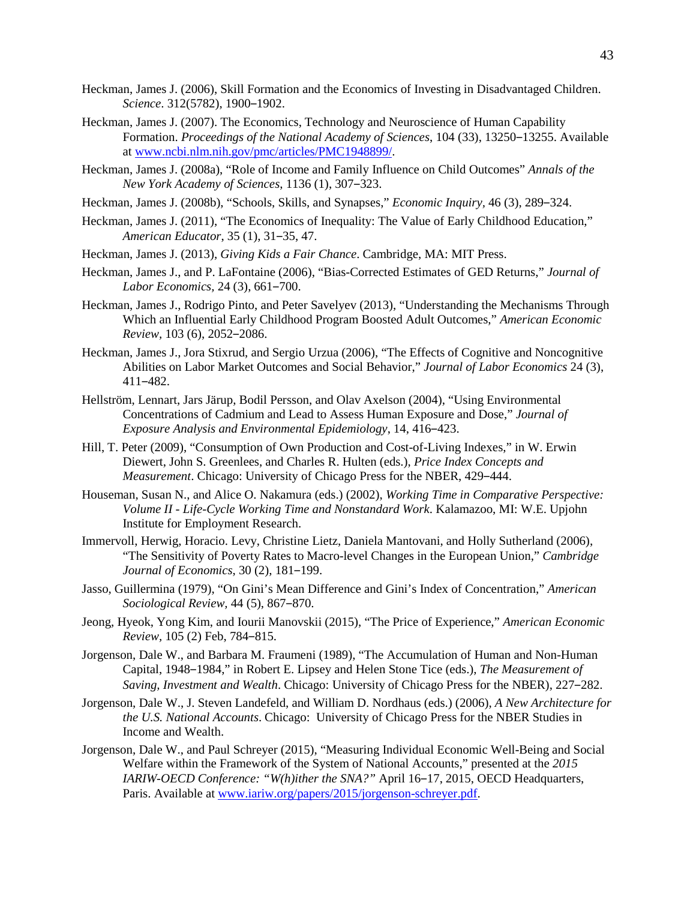Heckman, James J. (2006), Skill Formation and the Economics of Investing in Disadvantaged Children. *Science*. 312(5782), 1900‒1902.

Heckman, James J. (2007). The Economics, Technology and Neuroscience of Human Capability Formation. *Proceedings of the National Academy of Sciences*, 104 (33), 13250‒13255. Available at [www.ncbi.nlm.nih.gov/pmc/articles/PMC1948899/](www.ncbi.nlm.nih.gov/pmc/articles/PMC1948899/).

Heckman, James J. (2008a), "Role of Income and Family Influence on Child Outcomes" *Annals of the New York Academy of Sciences*, 1136 (1), 307‒323.

Heckman, James J. (2008b), "Schools, Skills, and Synapses," *Economic Inquiry*, 46 (3), 289‒324.

Heckman, James J. (2011), "The Economics of Inequality: The Value of Early Childhood Education," *American Educator*, 35 (1), 31‒35, 47.

Heckman, James J. (2013), *Giving Kids a Fair Chance*. Cambridge, MA: MIT Press.

Heckman, James J., and P. LaFontaine (2006), "Bias-Corrected Estimates of GED Returns," *Journal of Labor Economics*, 24 (3), 661‒700.

Heckman, James J., Rodrigo Pinto, and Peter Savelyev (2013), "Understanding the Mechanisms Through Which an Influential Early Childhood Program Boosted Adult Outcomes," *American Economic Review*, 103 (6), 2052‒2086.

Heckman, James J., Jora Stixrud, and Sergio Urzua (2006), "The Effects of Cognitive and Noncognitive Abilities on Labor Market Outcomes and Social Behavior," *Journal of Labor Economics* 24 (3), 411‒482.

Hellström, Lennart, Jars Järup, Bodil Persson, and Olav Axelson (2004), "Using Environmental Concentrations of Cadmium and Lead to Assess Human Exposure and Dose," *Journal of Exposure Analysis and Environmental Epidemiology*, 14, 416‒423.

Hill, T. Peter (2009), "Consumption of Own Production and Cost-of-Living Indexes," in W. Erwin Diewert, John S. Greenlees, and Charles R. Hulten (eds.), *Price Index Concepts and Measurement*. Chicago: University of Chicago Press for the NBER, 429‒444.

Houseman, Susan N., and Alice O. Nakamura (eds.) (2002), *Working Time in Comparative Perspective: Volume II - Life-Cycle Working Time and Nonstandard Work*. Kalamazoo, MI: W.E. Upjohn Institute for Employment Research.

Immervoll, Herwig, Horacio. Levy, Christine Lietz, Daniela Mantovani, and Holly Sutherland (2006), "The Sensitivity of Poverty Rates to Macro-level Changes in the European Union," *Cambridge Journal of Economics*, 30 (2), 181‒199.

Jasso, Guillermina (1979), "On Gini's Mean Difference and Gini's Index of Concentration," *American Sociological Review*, 44 (5), 867‒870.

Jeong, Hyeok, Yong Kim, and Iourii Manovskii (2015), "The Price of Experience," *American Economic Review*, 105 (2) Feb, 784‒815.

Jorgenson, Dale W., and Barbara M. Fraumeni (1989), "The Accumulation of Human and Non-Human Capital, 1948‒1984," in Robert E. Lipsey and Helen Stone Tice (eds.), *The Measurement of Saving, Investment and Wealth*. Chicago: University of Chicago Press for the NBER), 227‒282.

Jorgenson, Dale W., J. Steven Landefeld, and William D. Nordhaus (eds.) (2006), *A New Architecture for the U.S. National Accounts*. Chicago: University of Chicago Press for the NBER Studies in Income and Wealth.

Jorgenson, Dale W., and Paul Schreyer (2015), "Measuring Individual Economic Well-Being and Social Welfare within the Framework of the System of National Accounts," presented at the *2015 IARIW-OECD Conference: "W(h)ither the SNA?"* April 16‒17, 2015, OECD Headquarters, Paris. Available at [www.iariw.org/papers/2015/jorgenson-schreyer.pdf](www.iariw.org/papers/2015/jorgenson-schreyer.pdf).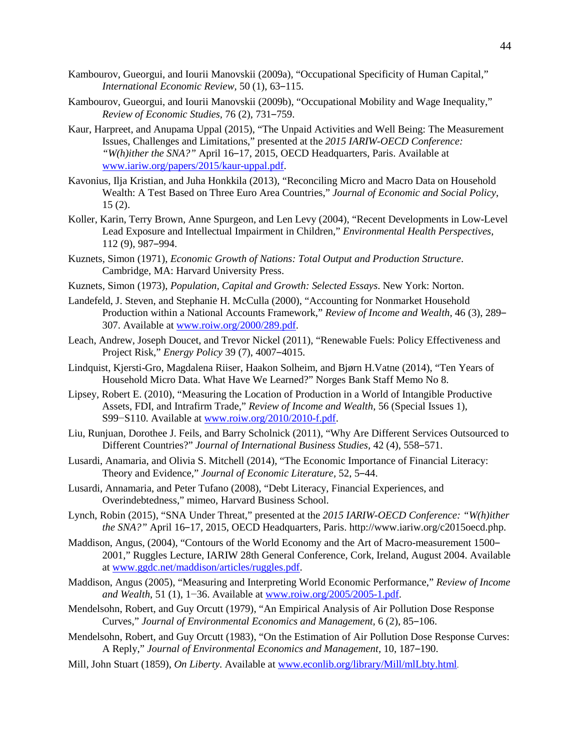Kambourov, Gueorgui, and Iourii Manovskii (2009a), "Occupational Specificity of Human Capital," *International Economic Review*, 50 (1), 63–115.

Kambourov, Gueorgui, and Iourii Manovskii (2009b), "Occupational Mobility and Wage Inequality," *Review of Economic Studies*, 76 (2), 731–759.

Kaur, Harpreet, and Anupama Uppal (2015), "The Unpaid Activities and Well Being: The Measurement Issues, Challenges and Limitations," presented at the *2015 IARIW-OECD Conference: "W(h)ither the SNA?"* April 16–17, 2015, OECD Headquarters, Paris. Available at www.iariw.org/papers/2015/kaur-uppal.pdf.

Kavonius, Ilja Kristian, and Juha Honkkila (2013), "Reconciling Micro and Macro Data on Household Wealth: A Test Based on Three Euro Area Countries," *Journal of Economic and Social Policy*, 15 (2).

Koller, Karin, Terry Brown, Anne Spurgeon, and Len Levy (2004), "Recent Developments in Low-Level Lead Exposure and Intellectual Impairment in Children," *Environmental Health Perspectives*, 112 (9), 987–994.

Kuznets, Simon (1971), *Economic Growth of Nations: Total Output and Production Structure*. Cambridge, MA: Harvard University Press.

Kuznets, Simon (1973), *Population, Capital and Growth: Selected Essays*. New York: Norton.

Landefeld, J. Steven, and Stephanie H. McCulla (2000), "Accounting for Nonmarket Household Production within a National Accounts Framework," *Review of Income and Wealth*, 46 (3), 289–307. Available at www.roiw.org/2000/289.pdf.

Leach, Andrew, Joseph Doucet, and Trevor Nickel (2011), "Renewable Fuels: Policy Effectiveness and Project Risk," *Energy Policy* 39 (7), 4007–4015.

Lindquist, Kjersti-Gro, Magdalena Riiser, Haakon Solheim, and Bjørn H.Vatne (2014), "Ten Years of Household Micro Data. What Have We Learned?" Norges Bank Staff Memo No 8.

Lipsey, Robert E. (2010), "Measuring the Location of Production in a World of Intangible Productive Assets, FDI, and Intrafirm Trade," *Review of Income and Wealth*, 56 (Special Issues 1), S99–S110. Available at www.roiw.org/2010/2010-f.pdf.

Liu, Runjuan, Dorothee J. Feils, and Barry Scholnick (2011), "Why Are Different Services Outsourced to Different Countries?" *Journal of International Business Studies*, 42 (4), 558–571.

Lusardi, Anamaria, and Olivia S. Mitchell (2014), "The Economic Importance of Financial Literacy: Theory and Evidence," *Journal of Economic Literature*, 52, 5–44.

Lusardi, Annamaria, and Peter Tufano (2008), "Debt Literacy, Financial Experiences, and Overindebtedness," mimeo, Harvard Business School.

Lynch, Robin (2015), "SNA Under Threat," presented at the *2015 IARIW-OECD Conference: "W(h)ither the SNA?"* April 16–17, 2015, OECD Headquarters, Paris. http://www.iariw.org/c2015oecd.php.

Maddison, Angus, (2004), "Contours of the World Economy and the Art of Macro-measurement 1500–2001," Ruggles Lecture, IARIW 28th General Conference, Cork, Ireland, August 2004. Available at www.ggdc.net/maddison/articles/ruggles.pdf.

Maddison, Angus (2005), "Measuring and Interpreting World Economic Performance," *Review of Income and Wealth*, 51 (1), 1–36. Available at www.roiw.org/2005/2005-1.pdf.

Mendelsohn, Robert, and Guy Orcutt (1979), "An Empirical Analysis of Air Pollution Dose Response Curves," *Journal of Environmental Economics and Management*, 6 (2), 85–106.

Mendelsohn, Robert, and Guy Orcutt (1983), "On the Estimation of Air Pollution Dose Response Curves: A Reply," *Journal of Environmental Economics and Management*, 10, 187–190.

Mill, John Stuart (1859), *On Liberty*. Available at www.econlib.org/library/Mill/mlLbty.html.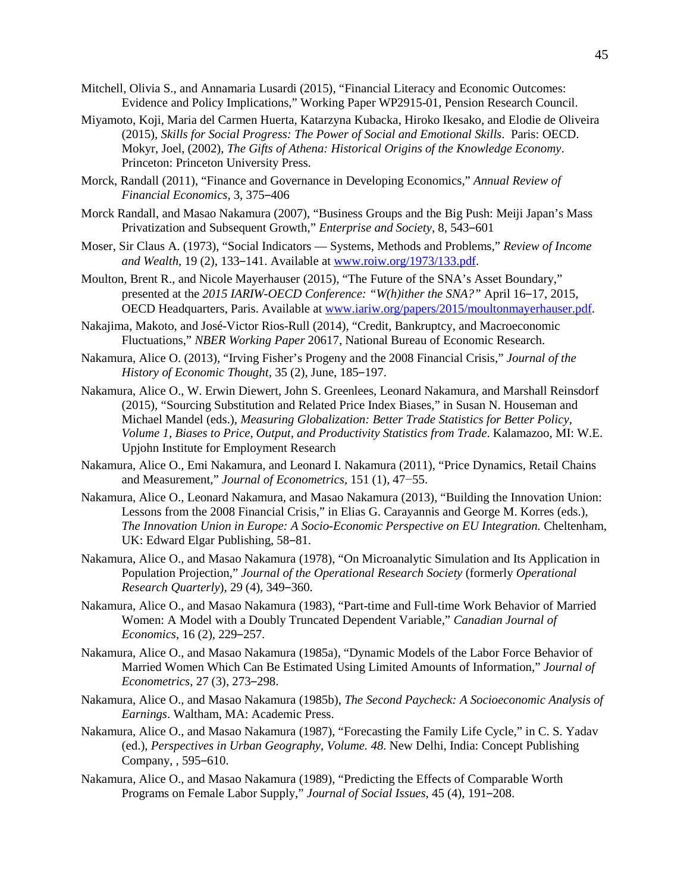Mitchell, Olivia S., and Annamaria Lusardi (2015), "Financial Literacy and Economic Outcomes: Evidence and Policy Implications," Working Paper WP2915-01, Pension Research Council.

Miyamoto, Koji, Maria del Carmen Huerta, Katarzyna Kubacka, Hiroko Ikesako, and Elodie de Oliveira (2015), *Skills for Social Progress: The Power of Social and Emotional Skills*. Paris: OECD. Mokyr, Joel, (2002), *The Gifts of Athena: Historical Origins of the Knowledge Economy*. Princeton: Princeton University Press.

Morck, Randall (2011), "Finance and Governance in Developing Economics," *Annual Review of Financial Economics*, 3, 375‒406

Morck Randall, and Masao Nakamura (2007), "Business Groups and the Big Push: Meiji Japan's Mass Privatization and Subsequent Growth," *Enterprise and Society*, 8, 543‒601

Moser, Sir Claus A. (1973), "Social Indicators — Systems, Methods and Problems," *Review of Income and Wealth*, 19 (2), 133‒141. Available at www.roiw.org/1973/133.pdf.

Moulton, Brent R., and Nicole Mayerhauser (2015), "The Future of the SNA's Asset Boundary," presented at the *2015 IARIW-OECD Conference: "W(h)ither the SNA?"* April 16‒17, 2015, OECD Headquarters, Paris. Available at www.iariw.org/papers/2015/moultonmayerhauser.pdf.

Nakajima, Makoto, and José-Victor Rios-Rull (2014), "Credit, Bankruptcy, and Macroeconomic Fluctuations," *NBER Working Paper* 20617, National Bureau of Economic Research.

Nakamura, Alice O. (2013), "Irving Fisher's Progeny and the 2008 Financial Crisis," *Journal of the History of Economic Thought*, 35 (2), June, 185‒197.

Nakamura, Alice O., W. Erwin Diewert, John S. Greenlees, Leonard Nakamura, and Marshall Reinsdorf (2015), "Sourcing Substitution and Related Price Index Biases," in Susan N. Houseman and Michael Mandel (eds.), *Measuring Globalization: Better Trade Statistics for Better Policy, Volume 1, Biases to Price, Output, and Productivity Statistics from Trade*. Kalamazoo, MI: W.E. Upjohn Institute for Employment Research

Nakamura, Alice O., Emi Nakamura, and Leonard I. Nakamura (2011), "Price Dynamics, Retail Chains and Measurement," *Journal of Econometrics*, 151 (1), 47−55.

Nakamura, Alice O., Leonard Nakamura, and Masao Nakamura (2013), "Building the Innovation Union: Lessons from the 2008 Financial Crisis," in Elias G. Carayannis and George M. Korres (eds.), *The Innovation Union in Europe: A Socio-Economic Perspective on EU Integration.* Cheltenham, UK: Edward Elgar Publishing, 58‒81.

Nakamura, Alice O., and Masao Nakamura (1978), "On Microanalytic Simulation and Its Application in Population Projection," *Journal of the Operational Research Society* (formerly *Operational Research Quarterly*), 29 (4), 349‒360.

Nakamura, Alice O., and Masao Nakamura (1983), "Part-time and Full-time Work Behavior of Married Women: A Model with a Doubly Truncated Dependent Variable," *Canadian Journal of Economics*, 16 (2), 229‒257.

Nakamura, Alice O., and Masao Nakamura (1985a), "Dynamic Models of the Labor Force Behavior of Married Women Which Can Be Estimated Using Limited Amounts of Information," *Journal of Econometrics*, 27 (3), 273‒298.

Nakamura, Alice O., and Masao Nakamura (1985b), *The Second Paycheck: A Socioeconomic Analysis of Earnings*. Waltham, MA: Academic Press.

Nakamura, Alice O., and Masao Nakamura (1987), "Forecasting the Family Life Cycle," in C. S. Yadav (ed.), *Perspectives in Urban Geography, Volume. 48*. New Delhi, India: Concept Publishing Company, , 595‒610.

Nakamura, Alice O., and Masao Nakamura (1989), "Predicting the Effects of Comparable Worth Programs on Female Labor Supply," *Journal of Social Issues*, 45 (4), 191‒208.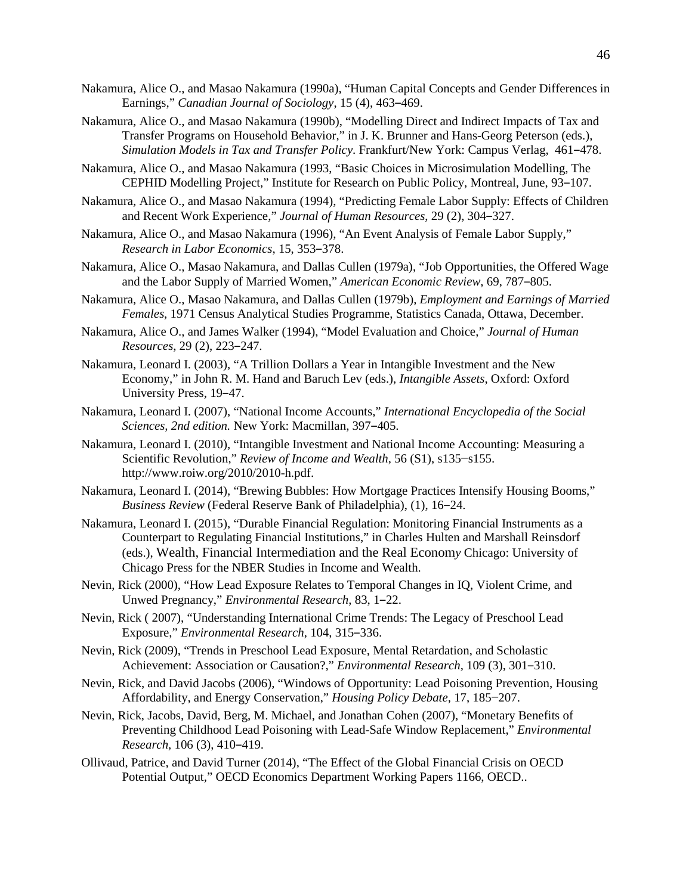Nakamura, Alice O., and Masao Nakamura (1990a), "Human Capital Concepts and Gender Differences in Earnings," *Canadian Journal of Sociology*, 15 (4), 463‒469.

Nakamura, Alice O., and Masao Nakamura (1990b), "Modelling Direct and Indirect Impacts of Tax and Transfer Programs on Household Behavior," in J. K. Brunner and Hans-Georg Peterson (eds.), *Simulation Models in Tax and Transfer Policy*. Frankfurt/New York: Campus Verlag, 461‒478.

Nakamura, Alice O., and Masao Nakamura (1993, "Basic Choices in Microsimulation Modelling, The CEPHID Modelling Project," Institute for Research on Public Policy, Montreal, June, 93‒107.

Nakamura, Alice O., and Masao Nakamura (1994), "Predicting Female Labor Supply: Effects of Children and Recent Work Experience," *Journal of Human Resources*, 29 (2), 304‒327.

Nakamura, Alice O., and Masao Nakamura (1996), "An Event Analysis of Female Labor Supply," *Research in Labor Economics*, 15, 353‒378.

Nakamura, Alice O., Masao Nakamura, and Dallas Cullen (1979a), "Job Opportunities, the Offered Wage and the Labor Supply of Married Women," *American Economic Review*, 69, 787‒805.

Nakamura, Alice O., Masao Nakamura, and Dallas Cullen (1979b), *Employment and Earnings of Married Females*, 1971 Census Analytical Studies Programme, Statistics Canada, Ottawa, December.

Nakamura, Alice O., and James Walker (1994), "Model Evaluation and Choice," *Journal of Human Resources*, 29 (2), 223‒247.

Nakamura, Leonard I. (2003), "A Trillion Dollars a Year in Intangible Investment and the New Economy," in John R. M. Hand and Baruch Lev (eds.), *Intangible Assets*, Oxford: Oxford University Press, 19‒47.

Nakamura, Leonard I. (2007), "National Income Accounts," *International Encyclopedia of the Social Sciences, 2nd edition.* New York: Macmillan, 397‒405.

Nakamura, Leonard I. (2010), "Intangible Investment and National Income Accounting: Measuring a Scientific Revolution," *Review of Income and Wealth*, 56 (S1), s135−s155. http://www.roiw.org/2010/2010-h.pdf.

Nakamura, Leonard I. (2014), "Brewing Bubbles: How Mortgage Practices Intensify Housing Booms," *Business Review* (Federal Reserve Bank of Philadelphia), (1), 16‒24.

Nakamura, Leonard I. (2015), "Durable Financial Regulation: Monitoring Financial Instruments as a Counterpart to Regulating Financial Institutions," in Charles Hulten and Marshall Reinsdorf (eds.), Wealth, Financial Intermediation and the Real Econom*y* Chicago: University of Chicago Press for the NBER Studies in Income and Wealth.

Nevin, Rick (2000), "How Lead Exposure Relates to Temporal Changes in IQ, Violent Crime, and Unwed Pregnancy," *Environmental Research*, 83, 1‒22.

Nevin, Rick ( 2007), "Understanding International Crime Trends: The Legacy of Preschool Lead Exposure," *Environmental Research*, 104, 315‒336.

Nevin, Rick (2009), "Trends in Preschool Lead Exposure, Mental Retardation, and Scholastic Achievement: Association or Causation?," *Environmental Research*, 109 (3), 301‒310.

Nevin, Rick, and David Jacobs (2006), "Windows of Opportunity: Lead Poisoning Prevention, Housing Affordability, and Energy Conservation," *Housing Policy Debate*, 17, 185−207.

Nevin, Rick, Jacobs, David, Berg, M. Michael, and Jonathan Cohen (2007), "Monetary Benefits of Preventing Childhood Lead Poisoning with Lead-Safe Window Replacement," *Environmental Research*, 106 (3), 410‒419.

Ollivaud, Patrice, and David Turner (2014), "The Effect of the Global Financial Crisis on OECD Potential Output," OECD Economics Department Working Papers 1166, OECD..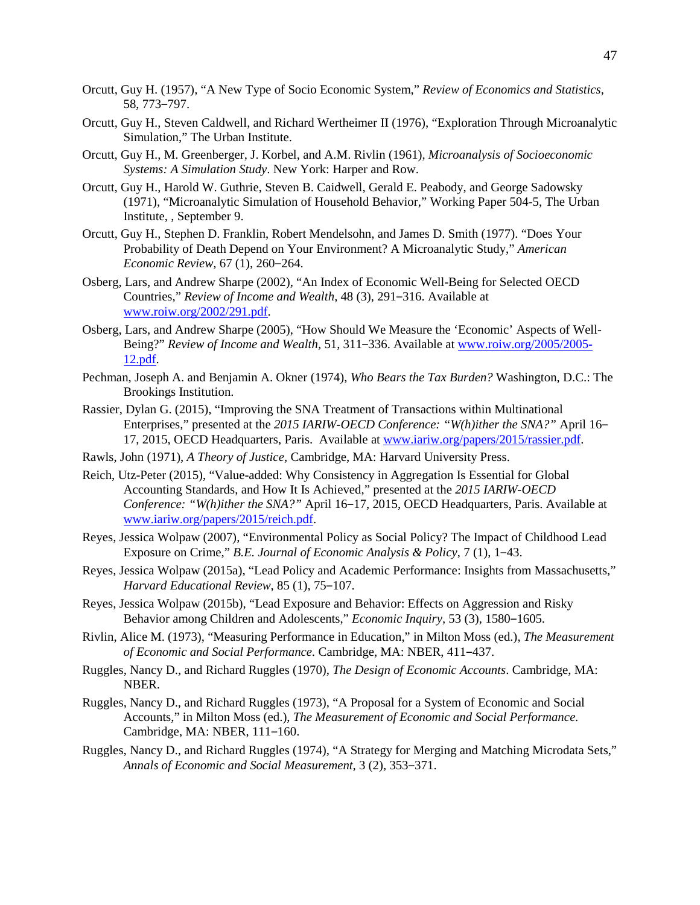Orcutt, Guy H. (1957), "A New Type of Socio Economic System," *Review of Economics and Statistics*, 58, 773‒797.

Orcutt, Guy H., Steven Caldwell, and Richard Wertheimer II (1976), "Exploration Through Microanalytic Simulation," The Urban Institute.

Orcutt, Guy H., M. Greenberger, J. Korbel, and A.M. Rivlin (1961), *Microanalysis of Socioeconomic Systems: A Simulation Study*. New York: Harper and Row.

Orcutt, Guy H., Harold W. Guthrie, Steven B. Caidwell, Gerald E. Peabody, and George Sadowsky (1971), "Microanalytic Simulation of Household Behavior," Working Paper 504-5, The Urban Institute, , September 9.

Orcutt, Guy H., Stephen D. Franklin, Robert Mendelsohn, and James D. Smith (1977). "Does Your Probability of Death Depend on Your Environment? A Microanalytic Study," *American Economic Review,* 67 (1), 260‒264.

Osberg, Lars, and Andrew Sharpe (2002), "An Index of Economic Well-Being for Selected OECD Countries," *Review of Income and Wealth*, 48 (3), 291‒316. Available at www.roiw.org/2002/291.pdf.

Osberg, Lars, and Andrew Sharpe (2005), "How Should We Measure the 'Economic' Aspects of Well-Being?" *Review of Income and Wealth*, 51, 311‒336. Available at www.roiw.org/2005/2005-12.pdf.

Pechman, Joseph A. and Benjamin A. Okner (1974), *Who Bears the Tax Burden?* Washington, D.C.: The Brookings Institution.

Rassier, Dylan G. (2015), "Improving the SNA Treatment of Transactions within Multinational Enterprises," presented at the *2015 IARIW-OECD Conference: "W(h)ither the SNA?"* April 16‒17, 2015, OECD Headquarters, Paris. Available at www.iariw.org/papers/2015/rassier.pdf.

Rawls, John (1971), *A Theory of Justice*, Cambridge, MA: Harvard University Press.

Reich, Utz-Peter (2015), "Value-added: Why Consistency in Aggregation Is Essential for Global Accounting Standards, and How It Is Achieved," presented at the *2015 IARIW-OECD Conference: "W(h)ither the SNA?"* April 16‒17, 2015, OECD Headquarters, Paris. Available at www.iariw.org/papers/2015/reich.pdf.

Reyes, Jessica Wolpaw (2007), "Environmental Policy as Social Policy? The Impact of Childhood Lead Exposure on Crime," *B.E. Journal of Economic Analysis & Policy*, 7 (1), 1‒43.

Reyes, Jessica Wolpaw (2015a), "Lead Policy and Academic Performance: Insights from Massachusetts," *Harvard Educational Review*, 85 (1), 75‒107.

Reyes, Jessica Wolpaw (2015b), "Lead Exposure and Behavior: Effects on Aggression and Risky Behavior among Children and Adolescents," *Economic Inquiry,* 53 (3), 1580‒1605.

Rivlin, Alice M. (1973), "Measuring Performance in Education," in Milton Moss (ed.), *The Measurement of Economic and Social Performance.* Cambridge, MA: NBER, 411‒437.

Ruggles, Nancy D., and Richard Ruggles (1970), *The Design of Economic Accounts*. Cambridge, MA: NBER.

Ruggles, Nancy D., and Richard Ruggles (1973), "A Proposal for a System of Economic and Social Accounts," in Milton Moss (ed.), *The Measurement of Economic and Social Performance.* Cambridge, MA: NBER, 111‒160.

Ruggles, Nancy D., and Richard Ruggles (1974), "A Strategy for Merging and Matching Microdata Sets," *Annals of Economic and Social Measurement*, 3 (2), 353‒371.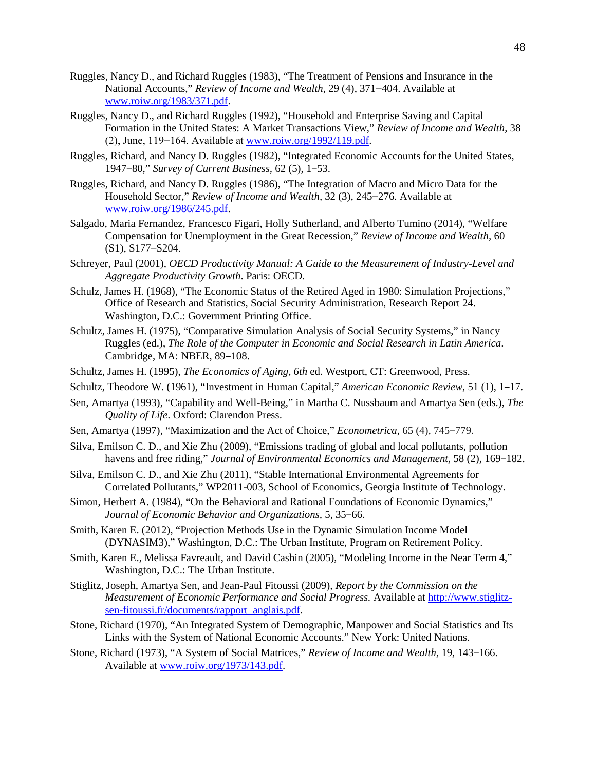Ruggles, Nancy D., and Richard Ruggles (1983), "The Treatment of Pensions and Insurance in the National Accounts," *Review of Income and Wealth*, 29 (4), 371−404. Available at www.roiw.org/1983/371.pdf.

Ruggles, Nancy D., and Richard Ruggles (1992), "Household and Enterprise Saving and Capital Formation in the United States: A Market Transactions View," *Review of Income and Wealth*, 38 (2), June, 119−164. Available at www.roiw.org/1992/119.pdf.

Ruggles, Richard, and Nancy D. Ruggles (1982), "Integrated Economic Accounts for the United States, 1947‒80," *Survey of Current Business*, 62 (5), 1‒53.

Ruggles, Richard, and Nancy D. Ruggles (1986), "The Integration of Macro and Micro Data for the Household Sector," *Review of Income and Wealth*, 32 (3), 245−276. Available at www.roiw.org/1986/245.pdf.

Salgado, Maria Fernandez, Francesco Figari, Holly Sutherland, and Alberto Tumino (2014), "Welfare Compensation for Unemployment in the Great Recession," *Review of Income and Wealth*, 60 (S1), S177–S204.

Schreyer, Paul (2001), *OECD Productivity Manual: A Guide to the Measurement of Industry-Level and Aggregate Productivity Growth*. Paris: OECD.

Schulz, James H. (1968), "The Economic Status of the Retired Aged in 1980: Simulation Projections," Office of Research and Statistics, Social Security Administration, Research Report 24. Washington, D.C.: Government Printing Office.

Schultz, James H. (1975), "Comparative Simulation Analysis of Social Security Systems," in Nancy Ruggles (ed.), *The Role of the Computer in Economic and Social Research in Latin America*. Cambridge, MA: NBER, 89‒108.

Schultz, James H. (1995), *The Economics of Aging, 6th* ed. Westport, CT: Greenwood, Press.

Schultz, Theodore W. (1961), "Investment in Human Capital," *American Economic Review*, 51 (1), 1‒17.

Sen, Amartya (1993), "Capability and Well-Being," in Martha C. Nussbaum and Amartya Sen (eds.), *The Quality of Life*. Oxford: Clarendon Press.

Sen, Amartya (1997), "Maximization and the Act of Choice," *Econometrica*, 65 (4), 745‒779.

Silva, Emilson C. D., and Xie Zhu (2009), "Emissions trading of global and local pollutants, pollution havens and free riding," *Journal of Environmental Economics and Management*, 58 (2), 169‒182.

Silva, Emilson C. D., and Xie Zhu (2011), "Stable International Environmental Agreements for Correlated Pollutants," WP2011-003, School of Economics, Georgia Institute of Technology.

Simon, Herbert A. (1984), "On the Behavioral and Rational Foundations of Economic Dynamics," *Journal of Economic Behavior and Organizations*, 5, 35‒66.

Smith, Karen E. (2012), "Projection Methods Use in the Dynamic Simulation Income Model (DYNASIM3)," Washington, D.C.: The Urban Institute, Program on Retirement Policy.

Smith, Karen E., Melissa Favreault, and David Cashin (2005), "Modeling Income in the Near Term 4," Washington, D.C.: The Urban Institute.

Stiglitz, Joseph, Amartya Sen, and Jean-Paul Fitoussi (2009), *Report by the Commission on the Measurement of Economic Performance and Social Progress.* Available at http://www.stiglitz-sen-fitoussi.fr/documents/rapport_anglais.pdf.

Stone, Richard (1970), "An Integrated System of Demographic, Manpower and Social Statistics and Its Links with the System of National Economic Accounts." New York: United Nations.

Stone, Richard (1973), "A System of Social Matrices," *Review of Income and Wealth*, 19, 143‒166. Available at www.roiw.org/1973/143.pdf.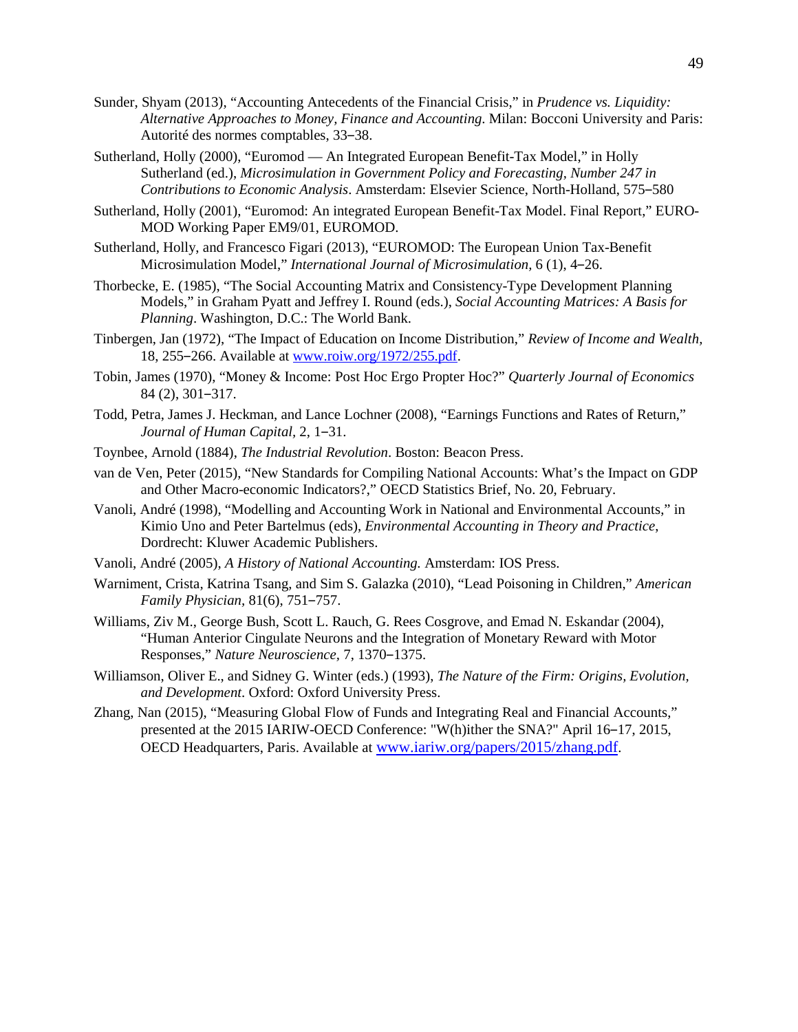Sunder, Shyam (2013), “Accounting Antecedents of the Financial Crisis,” in *Prudence vs. Liquidity: Alternative Approaches to Money, Finance and Accounting.* Milan: Bocconi University and Paris: Autorité des normes comptables, 33–38.

Sutherland, Holly (2000), “Euromod — An Integrated European Benefit-Tax Model,” in Holly Sutherland (ed.), *Microsimulation in Government Policy and Forecasting, Number 247 in Contributions to Economic Analysis*. Amsterdam: Elsevier Science, North-Holland, 575–580

Sutherland, Holly (2001), “Euromod: An integrated European Benefit-Tax Model. Final Report,” EURO-MOD Working Paper EM9/01, EUROMOD.

Sutherland, Holly, and Francesco Figari (2013), “EUROMOD: The European Union Tax-Benefit Microsimulation Model,” *International Journal of Microsimulation*, 6 (1), 4–26.

Thorbecke, E. (1985), “The Social Accounting Matrix and Consistency-Type Development Planning Models,” in Graham Pyatt and Jeffrey I. Round (eds.), *Social Accounting Matrices: A Basis for Planning*. Washington, D.C.: The World Bank.

Tinbergen, Jan (1972), “The Impact of Education on Income Distribution,” *Review of Income and Wealth*, 18, 255–266. Available at www.roiw.org/1972/255.pdf.

Tobin, James (1970), “Money & Income: Post Hoc Ergo Propter Hoc?” *Quarterly Journal of Economics* 84 (2), 301–317.

Todd, Petra, James J. Heckman, and Lance Lochner (2008), “Earnings Functions and Rates of Return,” *Journal of Human Capital*, 2, 1–31.

Toynbee, Arnold (1884), *The Industrial Revolution*. Boston: Beacon Press.

van de Ven, Peter (2015), “New Standards for Compiling National Accounts: What’s the Impact on GDP and Other Macro-economic Indicators?,” OECD Statistics Brief, No. 20, February.

Vanoli, André (1998), “Modelling and Accounting Work in National and Environmental Accounts,” in Kimio Uno and Peter Bartelmus (eds), *Environmental Accounting in Theory and Practice*, Dordrecht: Kluwer Academic Publishers.

Vanoli, André (2005), *A History of National Accounting.* Amsterdam: IOS Press.

Warniment, Crista, Katrina Tsang, and Sim S. Galazka (2010), “Lead Poisoning in Children,” *American Family Physician*, 81(6), 751–757.

Williams, Ziv M., George Bush, Scott L. Rauch, G. Rees Cosgrove, and Emad N. Eskandar (2004), “Human Anterior Cingulate Neurons and the Integration of Monetary Reward with Motor Responses,” *Nature Neuroscience*, 7, 1370–1375.

Williamson, Oliver E., and Sidney G. Winter (eds.) (1993), *The Nature of the Firm: Origins, Evolution, and Development*. Oxford: Oxford University Press.

Zhang, Nan (2015), “Measuring Global Flow of Funds and Integrating Real and Financial Accounts,” presented at the 2015 IARIW-OECD Conference: "W(h)ither the SNA?" April 16–17, 2015, OECD Headquarters, Paris. Available at www.iariw.org/papers/2015/zhang.pdf.